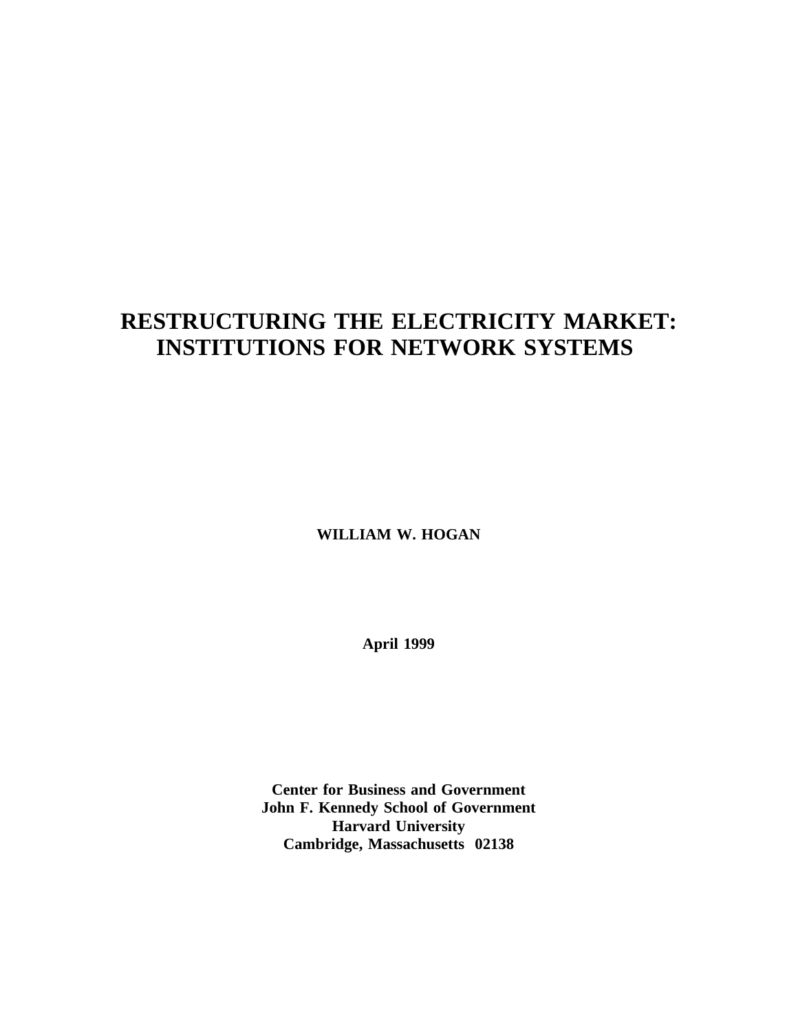# RESTRUCTURING THE ELECTRICITY MARKET: INSTITUTIONS FOR NETWORK SYSTEMS

**WILLIAM W. HOGAN**

**April 1999**

**Center for Business and Government**
**John F. Kennedy School of Government**
**Harvard University**
**Cambridge, Massachusetts 02138**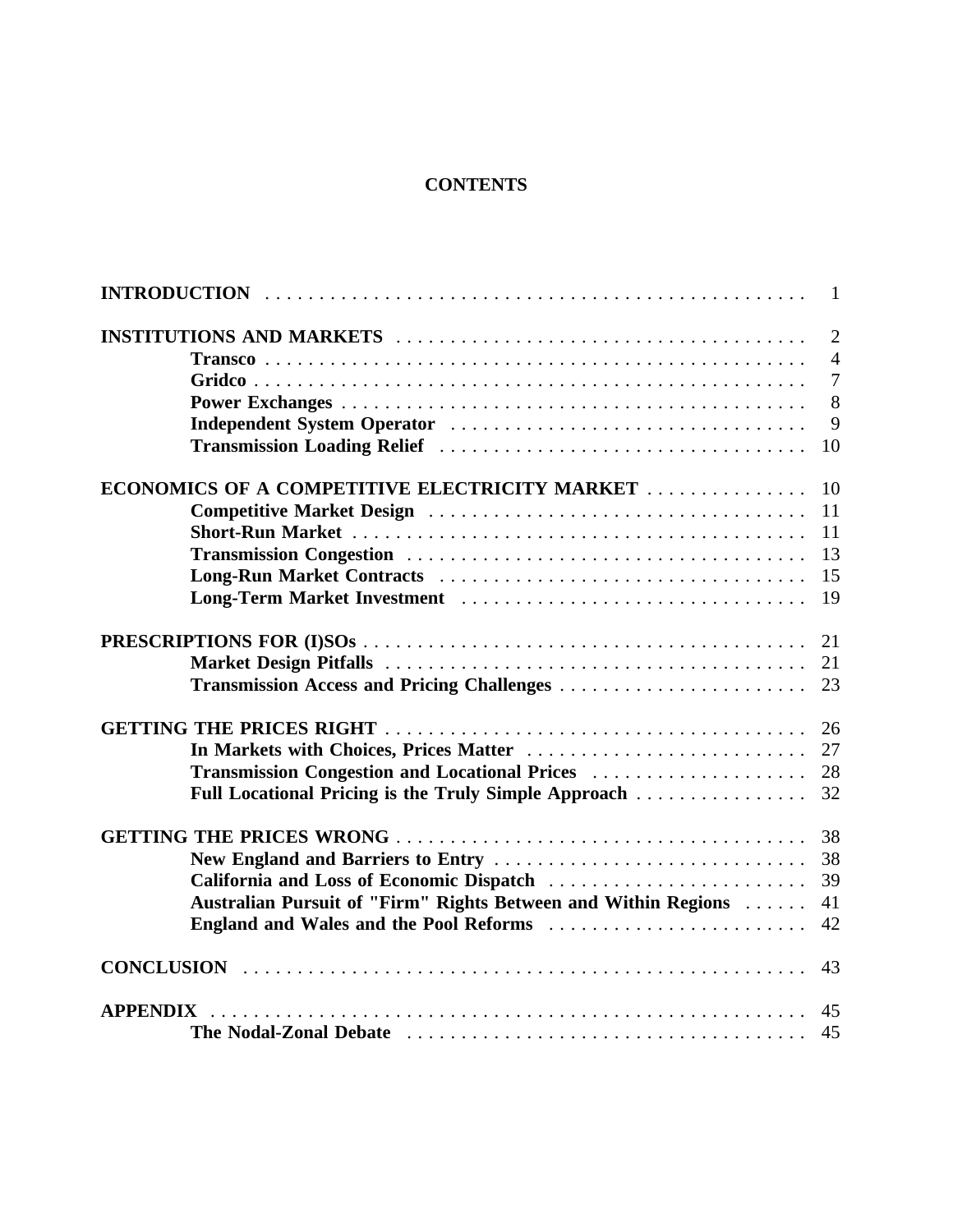# CONTENTS

| | |
|---|---|
| **INTRODUCTION** | 1 |
| **INSTITUTIONS AND MARKETS** | 2 |
| **Transco** | 4 |
| **Gridco** | 7 |
| **Power Exchanges** | 8 |
| **Independent System Operator** | 9 |
| **Transmission Loading Relief** | 10 |
| **ECONOMICS OF A COMPETITIVE ELECTRICITY MARKET** | 10 |
| **Competitive Market Design** | 11 |
| **Short-Run Market** | 11 |
| **Transmission Congestion** | 13 |
| **Long-Run Market Contracts** | 15 |
| **Long-Term Market Investment** | 19 |
| **PRESCRIPTIONS FOR (I)SOs** | 21 |
| **Market Design Pitfalls** | 21 |
| **Transmission Access and Pricing Challenges** | 23 |
| **GETTING THE PRICES RIGHT** | 26 |
| **In Markets with Choices, Prices Matter** | 27 |
| **Transmission Congestion and Locational Prices** | 28 |
| **Full Locational Pricing is the Truly Simple Approach** | 32 |
| **GETTING THE PRICES WRONG** | 38 |
| **New England and Barriers to Entry** | 38 |
| **California and Loss of Economic Dispatch** | 39 |
| **Australian Pursuit of "Firm" Rights Between and Within Regions** | 41 |
| **England and Wales and the Pool Reforms** | 42 |
| **CONCLUSION** | 43 |
| **APPENDIX** | 45 |
| **The Nodal-Zonal Debate** | 45 |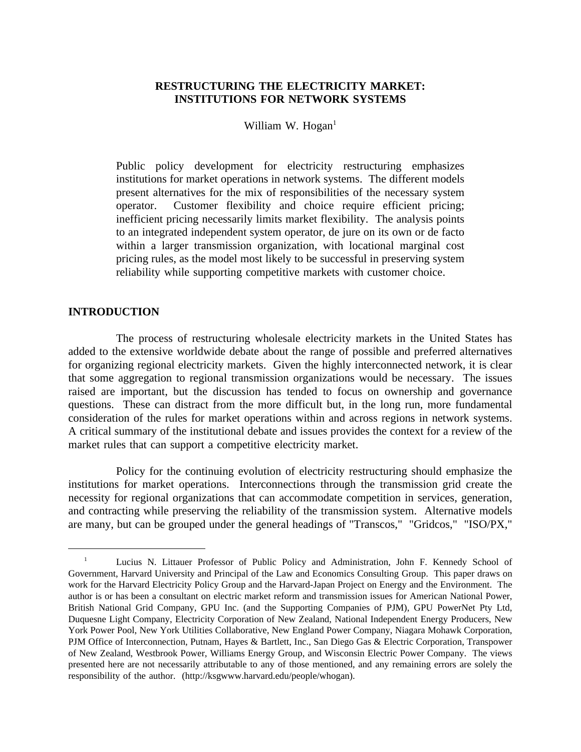# RESTRUCTURING THE ELECTRICITY MARKET: INSTITUTIONS FOR NETWORK SYSTEMS

William W. Hogan[1]

Public policy development for electricity restructuring emphasizes institutions for market operations in network systems. The different models present alternatives for the mix of responsibilities of the necessary system operator. Customer flexibility and choice require efficient pricing; inefficient pricing necessarily limits market flexibility. The analysis points to an integrated independent system operator, de jure on its own or de facto within a larger transmission organization, with locational marginal cost pricing rules, as the model most likely to be successful in preserving system reliability while supporting competitive markets with customer choice.

## INTRODUCTION

The process of restructuring wholesale electricity markets in the United States has added to the extensive worldwide debate about the range of possible and preferred alternatives for organizing regional electricity markets. Given the highly interconnected network, it is clear that some aggregation to regional transmission organizations would be necessary. The issues raised are important, but the discussion has tended to focus on ownership and governance questions. These can distract from the more difficult but, in the long run, more fundamental consideration of the rules for market operations within and across regions in network systems. A critical summary of the institutional debate and issues provides the context for a review of the market rules that can support a competitive electricity market.

Policy for the continuing evolution of electricity restructuring should emphasize the institutions for market operations. Interconnections through the transmission grid create the necessity for regional organizations that can accommodate competition in services, generation, and contracting while preserving the reliability of the transmission system. Alternative models are many, but can be grouped under the general headings of "Transcos," "Gridcos," "ISO/PX,"

---

[1] Lucius N. Littauer Professor of Public Policy and Administration, John F. Kennedy School of Government, Harvard University and Principal of the Law and Economics Consulting Group. This paper draws on work for the Harvard Electricity Policy Group and the Harvard-Japan Project on Energy and the Environment. The author is or has been a consultant on electric market reform and transmission issues for American National Power, British National Grid Company, GPU Inc. (and the Supporting Companies of PJM), GPU PowerNet Pty Ltd, Duquesne Light Company, Electricity Corporation of New Zealand, National Independent Energy Producers, New York Power Pool, New York Utilities Collaborative, New England Power Company, Niagara Mohawk Corporation, PJM Office of Interconnection, Putnam, Hayes & Bartlett, Inc., San Diego Gas & Electric Corporation, Transpower of New Zealand, Westbrook Power, Williams Energy Group, and Wisconsin Electric Power Company. The views presented here are not necessarily attributable to any of those mentioned, and any remaining errors are solely the responsibility of the author. (http://ksgwww.harvard.edu/people/whogan).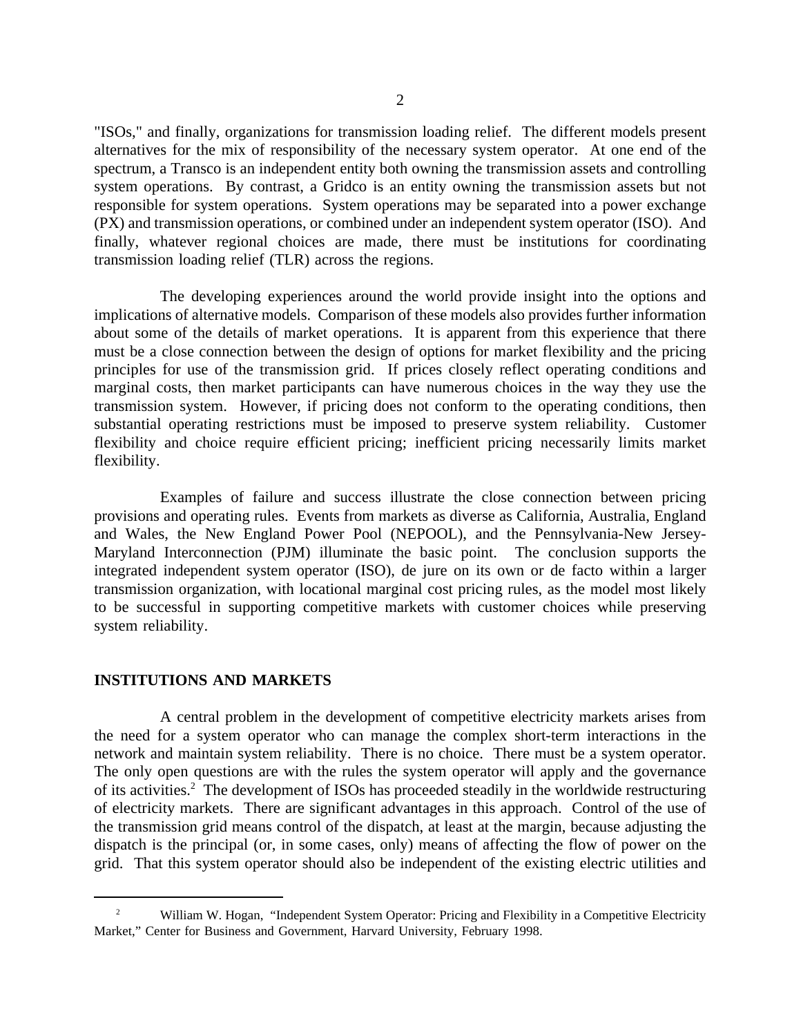"ISOs," and finally, organizations for transmission loading relief. The different models present alternatives for the mix of responsibility of the necessary system operator. At one end of the spectrum, a Transco is an independent entity both owning the transmission assets and controlling system operations. By contrast, a Gridco is an entity owning the transmission assets but not responsible for system operations. System operations may be separated into a power exchange (PX) and transmission operations, or combined under an independent system operator (ISO). And finally, whatever regional choices are made, there must be institutions for coordinating transmission loading relief (TLR) across the regions.

The developing experiences around the world provide insight into the options and implications of alternative models. Comparison of these models also provides further information about some of the details of market operations. It is apparent from this experience that there must be a close connection between the design of options for market flexibility and the pricing principles for use of the transmission grid. If prices closely reflect operating conditions and marginal costs, then market participants can have numerous choices in the way they use the transmission system. However, if pricing does not conform to the operating conditions, then substantial operating restrictions must be imposed to preserve system reliability. Customer flexibility and choice require efficient pricing; inefficient pricing necessarily limits market flexibility.

Examples of failure and success illustrate the close connection between pricing provisions and operating rules. Events from markets as diverse as California, Australia, England and Wales, the New England Power Pool (NEPOOL), and the Pennsylvania-New Jersey-Maryland Interconnection (PJM) illuminate the basic point. The conclusion supports the integrated independent system operator (ISO), de jure on its own or de facto within a larger transmission organization, with locational marginal cost pricing rules, as the model most likely to be successful in supporting competitive markets with customer choices while preserving system reliability.

## INSTITUTIONS AND MARKETS

A central problem in the development of competitive electricity markets arises from the need for a system operator who can manage the complex short-term interactions in the network and maintain system reliability. There is no choice. There must be a system operator. The only open questions are with the rules the system operator will apply and the governance of its activities.[2] The development of ISOs has proceeded steadily in the worldwide restructuring of electricity markets. There are significant advantages in this approach. Control of the use of the transmission grid means control of the dispatch, at least at the margin, because adjusting the dispatch is the principal (or, in some cases, only) means of affecting the flow of power on the grid. That this system operator should also be independent of the existing electric utilities and

---

[2] William W. Hogan, "Independent System Operator: Pricing and Flexibility in a Competitive Electricity Market," Center for Business and Government, Harvard University, February 1998.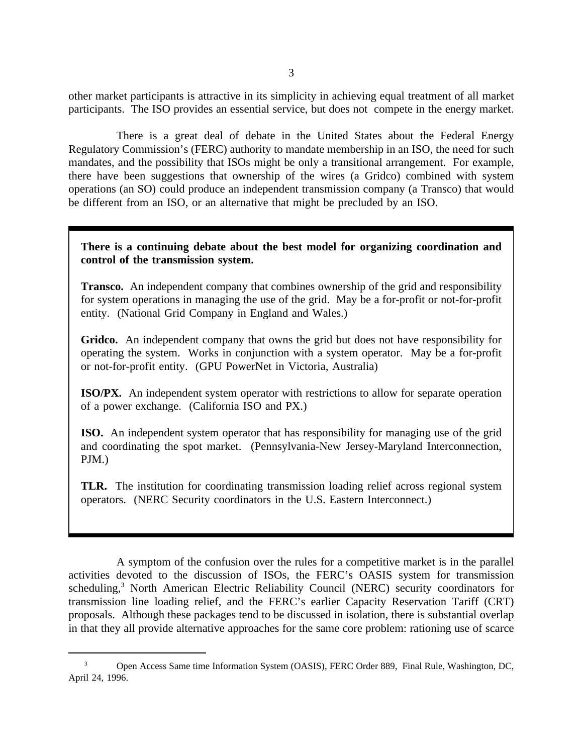other market participants is attractive in its simplicity in achieving equal treatment of all market participants. The ISO provides an essential service, but does not compete in the energy market.

There is a great deal of debate in the United States about the Federal Energy Regulatory Commission's (FERC) authority to mandate membership in an ISO, the need for such mandates, and the possibility that ISOs might be only a transitional arrangement. For example, there have been suggestions that ownership of the wires (a Gridco) combined with system operations (an SO) could produce an independent transmission company (a Transco) that would be different from an ISO, or an alternative that might be precluded by an ISO.

**There is a continuing debate about the best model for organizing coordination and control of the transmission system.**

**Transco.** An independent company that combines ownership of the grid and responsibility for system operations in managing the use of the grid. May be a for-profit or not-for-profit entity. (National Grid Company in England and Wales.)

**Gridco.** An independent company that owns the grid but does not have responsibility for operating the system. Works in conjunction with a system operator. May be a for-profit or not-for-profit entity. (GPU PowerNet in Victoria, Australia)

**ISO/PX.** An independent system operator with restrictions to allow for separate operation of a power exchange. (California ISO and PX.)

**ISO.** An independent system operator that has responsibility for managing use of the grid and coordinating the spot market. (Pennsylvania-New Jersey-Maryland Interconnection, PJM.)

**TLR.** The institution for coordinating transmission loading relief across regional system operators. (NERC Security coordinators in the U.S. Eastern Interconnect.)

A symptom of the confusion over the rules for a competitive market is in the parallel activities devoted to the discussion of ISOs, the FERC's OASIS system for transmission scheduling,[3] North American Electric Reliability Council (NERC) security coordinators for transmission line loading relief, and the FERC's earlier Capacity Reservation Tariff (CRT) proposals. Although these packages tend to be discussed in isolation, there is substantial overlap in that they all provide alternative approaches for the same core problem: rationing use of scarce

[3] Open Access Same time Information System (OASIS), FERC Order 889, Final Rule, Washington, DC, April 24, 1996.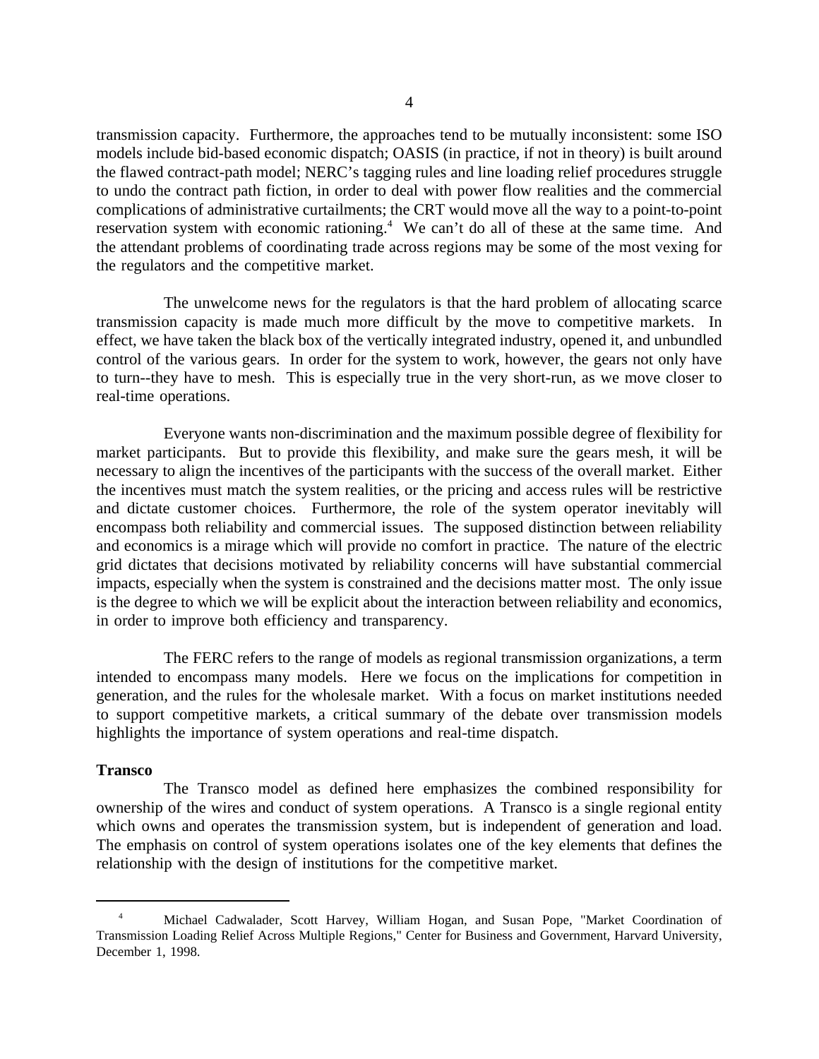transmission capacity. Furthermore, the approaches tend to be mutually inconsistent: some ISO models include bid-based economic dispatch; OASIS (in practice, if not in theory) is built around the flawed contract-path model; NERC's tagging rules and line loading relief procedures struggle to undo the contract path fiction, in order to deal with power flow realities and the commercial complications of administrative curtailments; the CRT would move all the way to a point-to-point reservation system with economic rationing.[4] We can't do all of these at the same time. And the attendant problems of coordinating trade across regions may be some of the most vexing for the regulators and the competitive market.

The unwelcome news for the regulators is that the hard problem of allocating scarce transmission capacity is made much more difficult by the move to competitive markets. In effect, we have taken the black box of the vertically integrated industry, opened it, and unbundled control of the various gears. In order for the system to work, however, the gears not only have to turn--they have to mesh. This is especially true in the very short-run, as we move closer to real-time operations.

Everyone wants non-discrimination and the maximum possible degree of flexibility for market participants. But to provide this flexibility, and make sure the gears mesh, it will be necessary to align the incentives of the participants with the success of the overall market. Either the incentives must match the system realities, or the pricing and access rules will be restrictive and dictate customer choices. Furthermore, the role of the system operator inevitably will encompass both reliability and commercial issues. The supposed distinction between reliability and economics is a mirage which will provide no comfort in practice. The nature of the electric grid dictates that decisions motivated by reliability concerns will have substantial commercial impacts, especially when the system is constrained and the decisions matter most. The only issue is the degree to which we will be explicit about the interaction between reliability and economics, in order to improve both efficiency and transparency.

The FERC refers to the range of models as regional transmission organizations, a term intended to encompass many models. Here we focus on the implications for competition in generation, and the rules for the wholesale market. With a focus on market institutions needed to support competitive markets, a critical summary of the debate over transmission models highlights the importance of system operations and real-time dispatch.

**Transco**

The Transco model as defined here emphasizes the combined responsibility for ownership of the wires and conduct of system operations. A Transco is a single regional entity which owns and operates the transmission system, but is independent of generation and load. The emphasis on control of system operations isolates one of the key elements that defines the relationship with the design of institutions for the competitive market.

---

[4] Michael Cadwalader, Scott Harvey, William Hogan, and Susan Pope, "Market Coordination of Transmission Loading Relief Across Multiple Regions," Center for Business and Government, Harvard University, December 1, 1998.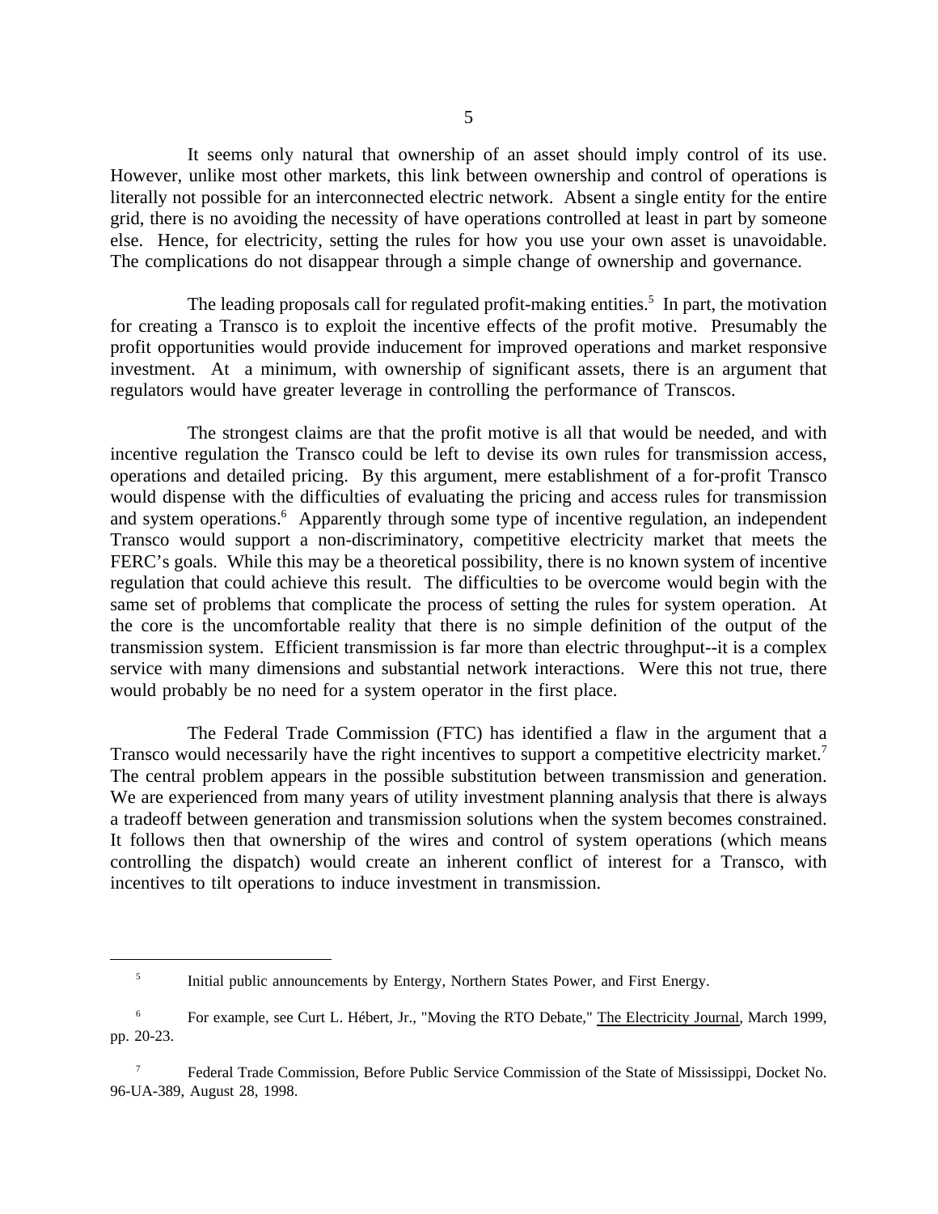It seems only natural that ownership of an asset should imply control of its use. However, unlike most other markets, this link between ownership and control of operations is literally not possible for an interconnected electric network. Absent a single entity for the entire grid, there is no avoiding the necessity of have operations controlled at least in part by someone else. Hence, for electricity, setting the rules for how you use your own asset is unavoidable. The complications do not disappear through a simple change of ownership and governance.

The leading proposals call for regulated profit-making entities.[5] In part, the motivation for creating a Transco is to exploit the incentive effects of the profit motive. Presumably the profit opportunities would provide inducement for improved operations and market responsive investment. At a minimum, with ownership of significant assets, there is an argument that regulators would have greater leverage in controlling the performance of Transcos.

The strongest claims are that the profit motive is all that would be needed, and with incentive regulation the Transco could be left to devise its own rules for transmission access, operations and detailed pricing. By this argument, mere establishment of a for-profit Transco would dispense with the difficulties of evaluating the pricing and access rules for transmission and system operations.[6] Apparently through some type of incentive regulation, an independent Transco would support a non-discriminatory, competitive electricity market that meets the FERC's goals. While this may be a theoretical possibility, there is no known system of incentive regulation that could achieve this result. The difficulties to be overcome would begin with the same set of problems that complicate the process of setting the rules for system operation. At the core is the uncomfortable reality that there is no simple definition of the output of the transmission system. Efficient transmission is far more than electric throughput--it is a complex service with many dimensions and substantial network interactions. Were this not true, there would probably be no need for a system operator in the first place.

The Federal Trade Commission (FTC) has identified a flaw in the argument that a Transco would necessarily have the right incentives to support a competitive electricity market.[7] The central problem appears in the possible substitution between transmission and generation. We are experienced from many years of utility investment planning analysis that there is always a tradeoff between generation and transmission solutions when the system becomes constrained. It follows then that ownership of the wires and control of system operations (which means controlling the dispatch) would create an inherent conflict of interest for a Transco, with incentives to tilt operations to induce investment in transmission.

---

[5] Initial public announcements by Entergy, Northern States Power, and First Energy.

[6] For example, see Curt L. Hébert, Jr., "Moving the RTO Debate," The Electricity Journal, March 1999, pp. 20-23.

[7] Federal Trade Commission, Before Public Service Commission of the State of Mississippi, Docket No. 96-UA-389, August 28, 1998.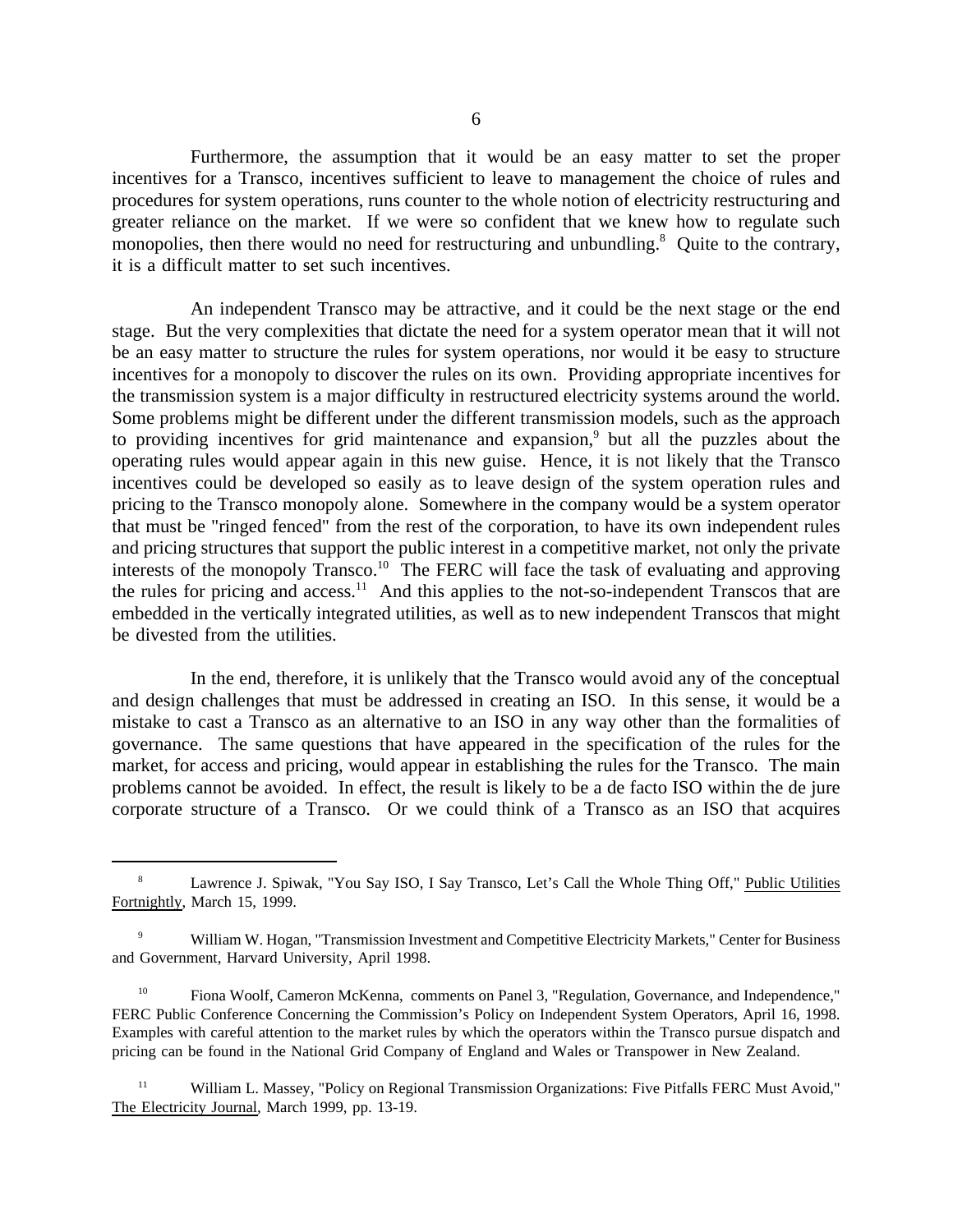Furthermore, the assumption that it would be an easy matter to set the proper incentives for a Transco, incentives sufficient to leave to management the choice of rules and procedures for system operations, runs counter to the whole notion of electricity restructuring and greater reliance on the market. If we were so confident that we knew how to regulate such monopolies, then there would no need for restructuring and unbundling.[8] Quite to the contrary, it is a difficult matter to set such incentives.

An independent Transco may be attractive, and it could be the next stage or the end stage. But the very complexities that dictate the need for a system operator mean that it will not be an easy matter to structure the rules for system operations, nor would it be easy to structure incentives for a monopoly to discover the rules on its own. Providing appropriate incentives for the transmission system is a major difficulty in restructured electricity systems around the world. Some problems might be different under the different transmission models, such as the approach to providing incentives for grid maintenance and expansion,[9] but all the puzzles about the operating rules would appear again in this new guise. Hence, it is not likely that the Transco incentives could be developed so easily as to leave design of the system operation rules and pricing to the Transco monopoly alone. Somewhere in the company would be a system operator that must be "ringed fenced" from the rest of the corporation, to have its own independent rules and pricing structures that support the public interest in a competitive market, not only the private interests of the monopoly Transco.[10] The FERC will face the task of evaluating and approving the rules for pricing and access.[11] And this applies to the not-so-independent Transcos that are embedded in the vertically integrated utilities, as well as to new independent Transcos that might be divested from the utilities.

In the end, therefore, it is unlikely that the Transco would avoid any of the conceptual and design challenges that must be addressed in creating an ISO. In this sense, it would be a mistake to cast a Transco as an alternative to an ISO in any way other than the formalities of governance. The same questions that have appeared in the specification of the rules for the market, for access and pricing, would appear in establishing the rules for the Transco. The main problems cannot be avoided. In effect, the result is likely to be a de facto ISO within the de jure corporate structure of a Transco. Or we could think of a Transco as an ISO that acquires

---

[8] Lawrence J. Spiwak, "You Say ISO, I Say Transco, Let's Call the Whole Thing Off," Public Utilities Fortnightly, March 15, 1999.

[9] William W. Hogan, "Transmission Investment and Competitive Electricity Markets," Center for Business and Government, Harvard University, April 1998.

[10] Fiona Woolf, Cameron McKenna, comments on Panel 3, "Regulation, Governance, and Independence," FERC Public Conference Concerning the Commission's Policy on Independent System Operators, April 16, 1998. Examples with careful attention to the market rules by which the operators within the Transco pursue dispatch and pricing can be found in the National Grid Company of England and Wales or Transpower in New Zealand.

[11] William L. Massey, "Policy on Regional Transmission Organizations: Five Pitfalls FERC Must Avoid," The Electricity Journal, March 1999, pp. 13-19.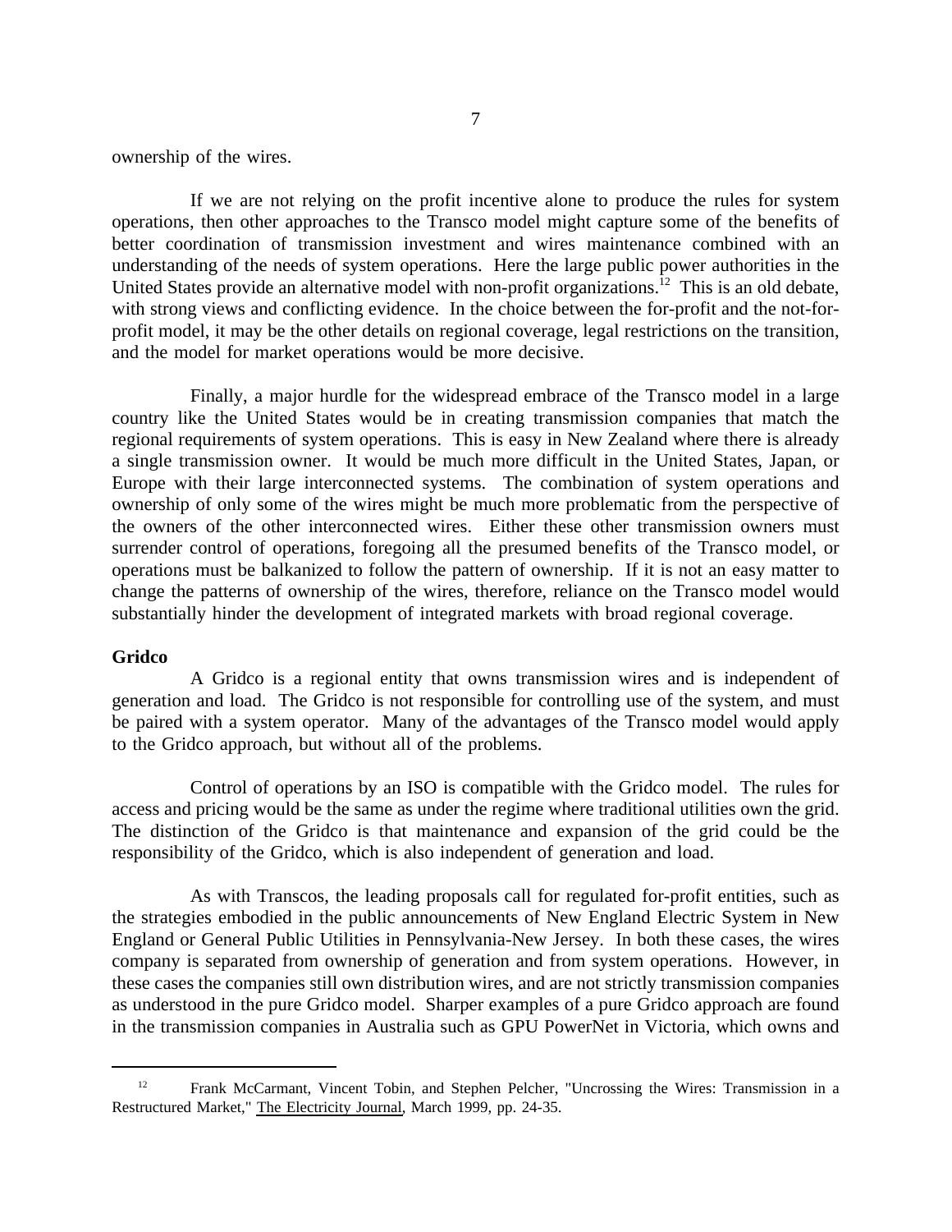ownership of the wires.

If we are not relying on the profit incentive alone to produce the rules for system operations, then other approaches to the Transco model might capture some of the benefits of better coordination of transmission investment and wires maintenance combined with an understanding of the needs of system operations. Here the large public power authorities in the United States provide an alternative model with non-profit organizations.[12] This is an old debate, with strong views and conflicting evidence. In the choice between the for-profit and the not-for-profit model, it may be the other details on regional coverage, legal restrictions on the transition, and the model for market operations would be more decisive.

Finally, a major hurdle for the widespread embrace of the Transco model in a large country like the United States would be in creating transmission companies that match the regional requirements of system operations. This is easy in New Zealand where there is already a single transmission owner. It would be much more difficult in the United States, Japan, or Europe with their large interconnected systems. The combination of system operations and ownership of only some of the wires might be much more problematic from the perspective of the owners of the other interconnected wires. Either these other transmission owners must surrender control of operations, foregoing all the presumed benefits of the Transco model, or operations must be balkanized to follow the pattern of ownership. If it is not an easy matter to change the patterns of ownership of the wires, therefore, reliance on the Transco model would substantially hinder the development of integrated markets with broad regional coverage.

**Gridco**

A Gridco is a regional entity that owns transmission wires and is independent of generation and load. The Gridco is not responsible for controlling use of the system, and must be paired with a system operator. Many of the advantages of the Transco model would apply to the Gridco approach, but without all of the problems.

Control of operations by an ISO is compatible with the Gridco model. The rules for access and pricing would be the same as under the regime where traditional utilities own the grid. The distinction of the Gridco is that maintenance and expansion of the grid could be the responsibility of the Gridco, which is also independent of generation and load.

As with Transcos, the leading proposals call for regulated for-profit entities, such as the strategies embodied in the public announcements of New England Electric System in New England or General Public Utilities in Pennsylvania-New Jersey. In both these cases, the wires company is separated from ownership of generation and from system operations. However, in these cases the companies still own distribution wires, and are not strictly transmission companies as understood in the pure Gridco model. Sharper examples of a pure Gridco approach are found in the transmission companies in Australia such as GPU PowerNet in Victoria, which owns and

---

[12] Frank McCarmant, Vincent Tobin, and Stephen Pelcher, "Uncrossing the Wires: Transmission in a Restructured Market," The Electricity Journal, March 1999, pp. 24-35.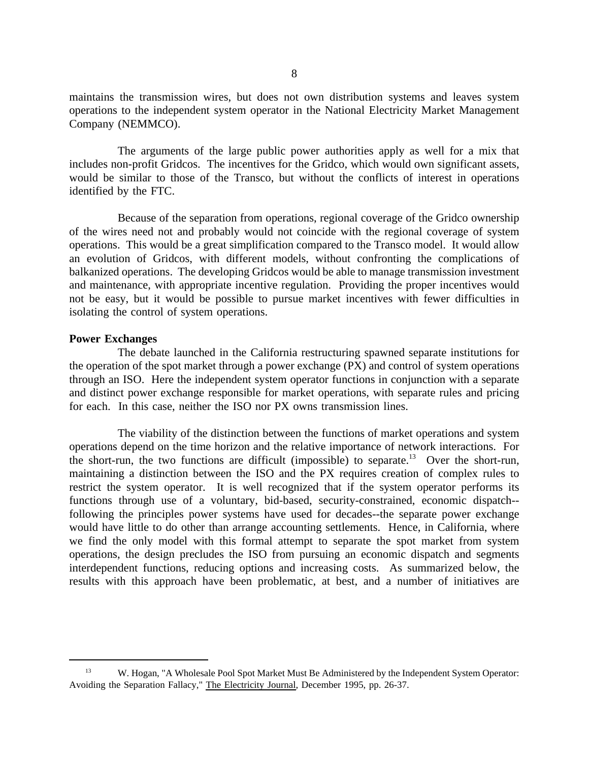maintains the transmission wires, but does not own distribution systems and leaves system operations to the independent system operator in the National Electricity Market Management Company (NEMMCO).

The arguments of the large public power authorities apply as well for a mix that includes non-profit Gridcos. The incentives for the Gridco, which would own significant assets, would be similar to those of the Transco, but without the conflicts of interest in operations identified by the FTC.

Because of the separation from operations, regional coverage of the Gridco ownership of the wires need not and probably would not coincide with the regional coverage of system operations. This would be a great simplification compared to the Transco model. It would allow an evolution of Gridcos, with different models, without confronting the complications of balkanized operations. The developing Gridcos would be able to manage transmission investment and maintenance, with appropriate incentive regulation. Providing the proper incentives would not be easy, but it would be possible to pursue market incentives with fewer difficulties in isolating the control of system operations.

**Power Exchanges**

The debate launched in the California restructuring spawned separate institutions for the operation of the spot market through a power exchange (PX) and control of system operations through an ISO. Here the independent system operator functions in conjunction with a separate and distinct power exchange responsible for market operations, with separate rules and pricing for each. In this case, neither the ISO nor PX owns transmission lines.

The viability of the distinction between the functions of market operations and system operations depend on the time horizon and the relative importance of network interactions. For the short-run, the two functions are difficult (impossible) to separate.[13] Over the short-run, maintaining a distinction between the ISO and the PX requires creation of complex rules to restrict the system operator. It is well recognized that if the system operator performs its functions through use of a voluntary, bid-based, security-constrained, economic dispatch--following the principles power systems have used for decades--the separate power exchange would have little to do other than arrange accounting settlements. Hence, in California, where we find the only model with this formal attempt to separate the spot market from system operations, the design precludes the ISO from pursuing an economic dispatch and segments interdependent functions, reducing options and increasing costs. As summarized below, the results with this approach have been problematic, at best, and a number of initiatives are

[13] W. Hogan, "A Wholesale Pool Spot Market Must Be Administered by the Independent System Operator: Avoiding the Separation Fallacy," The Electricity Journal, December 1995, pp. 26-37.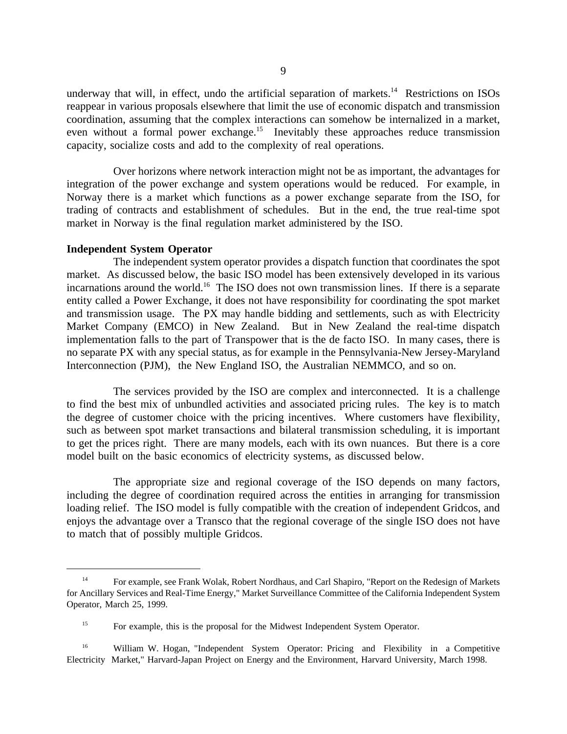underway that will, in effect, undo the artificial separation of markets.[14] Restrictions on ISOs reappear in various proposals elsewhere that limit the use of economic dispatch and transmission coordination, assuming that the complex interactions can somehow be internalized in a market, even without a formal power exchange.[15] Inevitably these approaches reduce transmission capacity, socialize costs and add to the complexity of real operations.

Over horizons where network interaction might not be as important, the advantages for integration of the power exchange and system operations would be reduced. For example, in Norway there is a market which functions as a power exchange separate from the ISO, for trading of contracts and establishment of schedules. But in the end, the true real-time spot market in Norway is the final regulation market administered by the ISO.

**Independent System Operator**

The independent system operator provides a dispatch function that coordinates the spot market. As discussed below, the basic ISO model has been extensively developed in its various incarnations around the world.[16] The ISO does not own transmission lines. If there is a separate entity called a Power Exchange, it does not have responsibility for coordinating the spot market and transmission usage. The PX may handle bidding and settlements, such as with Electricity Market Company (EMCO) in New Zealand. But in New Zealand the real-time dispatch implementation falls to the part of Transpower that is the de facto ISO. In many cases, there is no separate PX with any special status, as for example in the Pennsylvania-New Jersey-Maryland Interconnection (PJM), the New England ISO, the Australian NEMMCO, and so on.

The services provided by the ISO are complex and interconnected. It is a challenge to find the best mix of unbundled activities and associated pricing rules. The key is to match the degree of customer choice with the pricing incentives. Where customers have flexibility, such as between spot market transactions and bilateral transmission scheduling, it is important to get the prices right. There are many models, each with its own nuances. But there is a core model built on the basic economics of electricity systems, as discussed below.

The appropriate size and regional coverage of the ISO depends on many factors, including the degree of coordination required across the entities in arranging for transmission loading relief. The ISO model is fully compatible with the creation of independent Gridcos, and enjoys the advantage over a Transco that the regional coverage of the single ISO does not have to match that of possibly multiple Gridcos.

---

[14] For example, see Frank Wolak, Robert Nordhaus, and Carl Shapiro, "Report on the Redesign of Markets for Ancillary Services and Real-Time Energy," Market Surveillance Committee of the California Independent System Operator, March 25, 1999.

[15] For example, this is the proposal for the Midwest Independent System Operator.

[16] William W. Hogan, "Independent System Operator: Pricing and Flexibility in a Competitive Electricity Market," Harvard-Japan Project on Energy and the Environment, Harvard University, March 1998.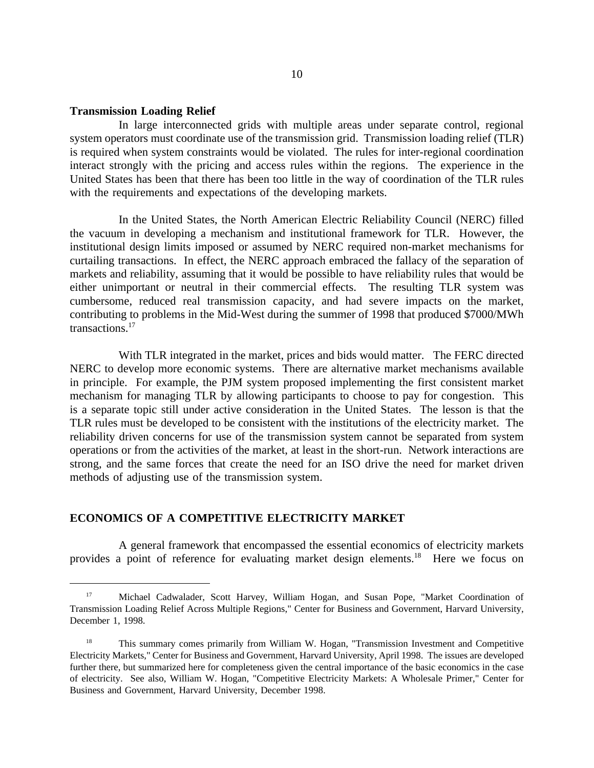**Transmission Loading Relief**

In large interconnected grids with multiple areas under separate control, regional system operators must coordinate use of the transmission grid. Transmission loading relief (TLR) is required when system constraints would be violated. The rules for inter-regional coordination interact strongly with the pricing and access rules within the regions. The experience in the United States has been that there has been too little in the way of coordination of the TLR rules with the requirements and expectations of the developing markets.

In the United States, the North American Electric Reliability Council (NERC) filled the vacuum in developing a mechanism and institutional framework for TLR. However, the institutional design limits imposed or assumed by NERC required non-market mechanisms for curtailing transactions. In effect, the NERC approach embraced the fallacy of the separation of markets and reliability, assuming that it would be possible to have reliability rules that would be either unimportant or neutral in their commercial effects. The resulting TLR system was cumbersome, reduced real transmission capacity, and had severe impacts on the market, contributing to problems in the Mid-West during the summer of 1998 that produced $7000/MWh transactions.[17]

With TLR integrated in the market, prices and bids would matter. The FERC directed NERC to develop more economic systems. There are alternative market mechanisms available in principle. For example, the PJM system proposed implementing the first consistent market mechanism for managing TLR by allowing participants to choose to pay for congestion. This is a separate topic still under active consideration in the United States. The lesson is that the TLR rules must be developed to be consistent with the institutions of the electricity market. The reliability driven concerns for use of the transmission system cannot be separated from system operations or from the activities of the market, at least in the short-run. Network interactions are strong, and the same forces that create the need for an ISO drive the need for market driven methods of adjusting use of the transmission system.

## ECONOMICS OF A COMPETITIVE ELECTRICITY MARKET

A general framework that encompassed the essential economics of electricity markets provides a point of reference for evaluating market design elements.[18] Here we focus on

---

[17] Michael Cadwalader, Scott Harvey, William Hogan, and Susan Pope, "Market Coordination of Transmission Loading Relief Across Multiple Regions," Center for Business and Government, Harvard University, December 1, 1998.

[18] This summary comes primarily from William W. Hogan, "Transmission Investment and Competitive Electricity Markets," Center for Business and Government, Harvard University, April 1998. The issues are developed further there, but summarized here for completeness given the central importance of the basic economics in the case of electricity. See also, William W. Hogan, "Competitive Electricity Markets: A Wholesale Primer," Center for Business and Government, Harvard University, December 1998.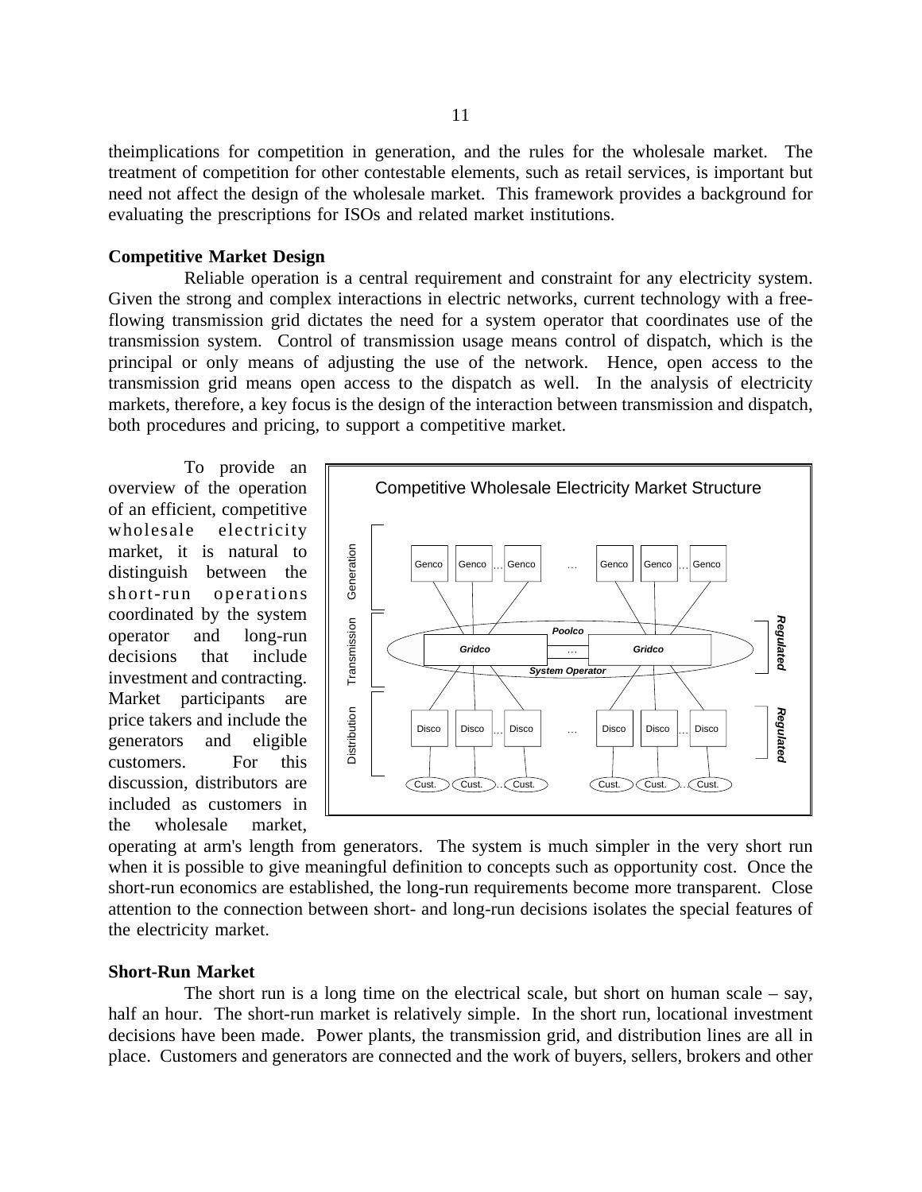theimplications for competition in generation, and the rules for the wholesale market. The treatment of competition for other contestable elements, such as retail services, is important but need not affect the design of the wholesale market. This framework provides a background for evaluating the prescriptions for ISOs and related market institutions.

**Competitive Market Design**

Reliable operation is a central requirement and constraint for any electricity system. Given the strong and complex interactions in electric networks, current technology with a free-flowing transmission grid dictates the need for a system operator that coordinates use of the transmission system. Control of transmission usage means control of dispatch, which is the principal or only means of adjusting the use of the network. Hence, open access to the transmission grid means open access to the dispatch as well. In the analysis of electricity markets, therefore, a key focus is the design of the interaction between transmission and dispatch, both procedures and pricing, to support a competitive market.

To provide an overview of the operation of an efficient, competitive wholesale electricity market, it is natural to distinguish between the short-run operations coordinated by the system operator and long-run decisions that include investment and contracting. Market participants are price takers and include the generators and eligible customers. For this discussion, distributors are included as customers in the wholesale market, operating at arm's length from generators. The system is much simpler in the very short run when it is possible to give meaningful definition to concepts such as opportunity cost. Once the short-run economics are established, the long-run requirements become more transparent. Close attention to the connection between short- and long-run decisions isolates the special features of the electricity market.

Competitive Wholesale Electricity Market Structure

Generation

Genco Genco … Genco … Genco Genco … Genco

Transmission

Poolco

Gridco … Gridco

System Operator

Regulated

Distribution

Disco Disco … Disco … Disco Disco … Disco

Regulated

Cust. Cust. … Cust. Cust. Cust. … Cust.

**Short-Run Market**

The short run is a long time on the electrical scale, but short on human scale – say, half an hour. The short-run market is relatively simple. In the short run, locational investment decisions have been made. Power plants, the transmission grid, and distribution lines are all in place. Customers and generators are connected and the work of buyers, sellers, brokers and other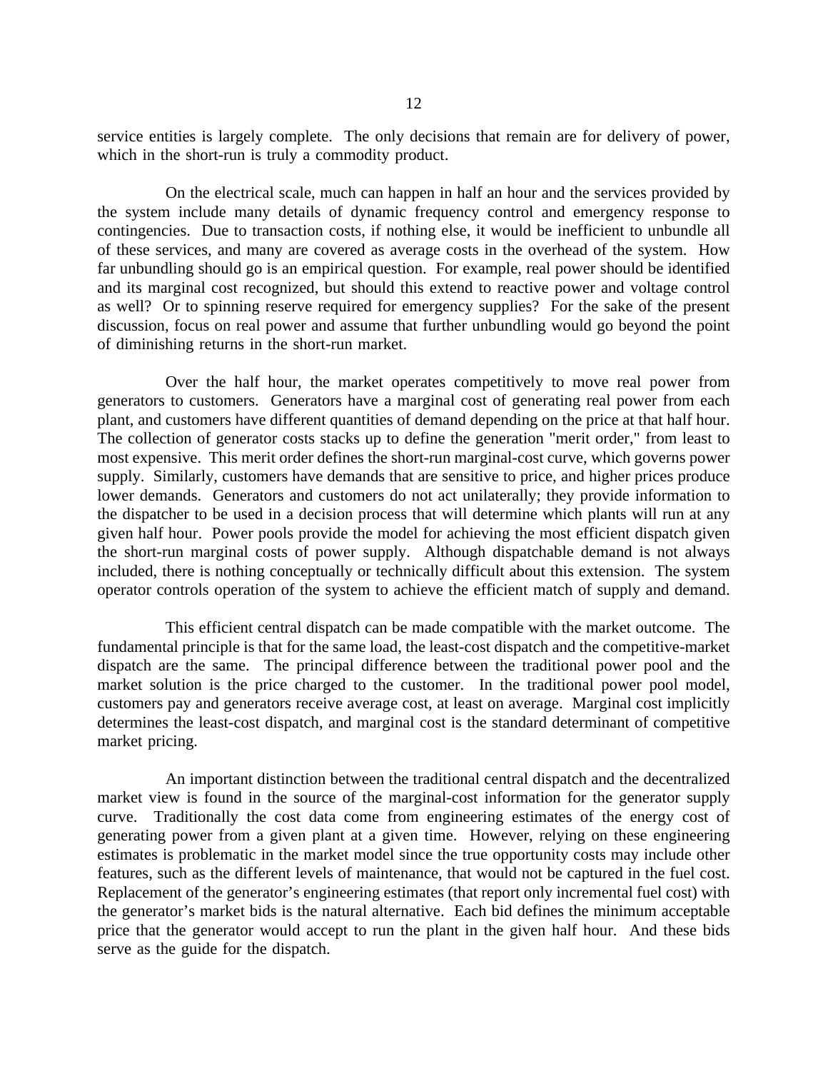service entities is largely complete. The only decisions that remain are for delivery of power, which in the short-run is truly a commodity product.

On the electrical scale, much can happen in half an hour and the services provided by the system include many details of dynamic frequency control and emergency response to contingencies. Due to transaction costs, if nothing else, it would be inefficient to unbundle all of these services, and many are covered as average costs in the overhead of the system. How far unbundling should go is an empirical question. For example, real power should be identified and its marginal cost recognized, but should this extend to reactive power and voltage control as well? Or to spinning reserve required for emergency supplies? For the sake of the present discussion, focus on real power and assume that further unbundling would go beyond the point of diminishing returns in the short-run market.

Over the half hour, the market operates competitively to move real power from generators to customers. Generators have a marginal cost of generating real power from each plant, and customers have different quantities of demand depending on the price at that half hour. The collection of generator costs stacks up to define the generation "merit order," from least to most expensive. This merit order defines the short-run marginal-cost curve, which governs power supply. Similarly, customers have demands that are sensitive to price, and higher prices produce lower demands. Generators and customers do not act unilaterally; they provide information to the dispatcher to be used in a decision process that will determine which plants will run at any given half hour. Power pools provide the model for achieving the most efficient dispatch given the short-run marginal costs of power supply. Although dispatchable demand is not always included, there is nothing conceptually or technically difficult about this extension. The system operator controls operation of the system to achieve the efficient match of supply and demand.

This efficient central dispatch can be made compatible with the market outcome. The fundamental principle is that for the same load, the least-cost dispatch and the competitive-market dispatch are the same. The principal difference between the traditional power pool and the market solution is the price charged to the customer. In the traditional power pool model, customers pay and generators receive average cost, at least on average. Marginal cost implicitly determines the least-cost dispatch, and marginal cost is the standard determinant of competitive market pricing.

An important distinction between the traditional central dispatch and the decentralized market view is found in the source of the marginal-cost information for the generator supply curve. Traditionally the cost data come from engineering estimates of the energy cost of generating power from a given plant at a given time. However, relying on these engineering estimates is problematic in the market model since the true opportunity costs may include other features, such as the different levels of maintenance, that would not be captured in the fuel cost. Replacement of the generator's engineering estimates (that report only incremental fuel cost) with the generator's market bids is the natural alternative. Each bid defines the minimum acceptable price that the generator would accept to run the plant in the given half hour. And these bids serve as the guide for the dispatch.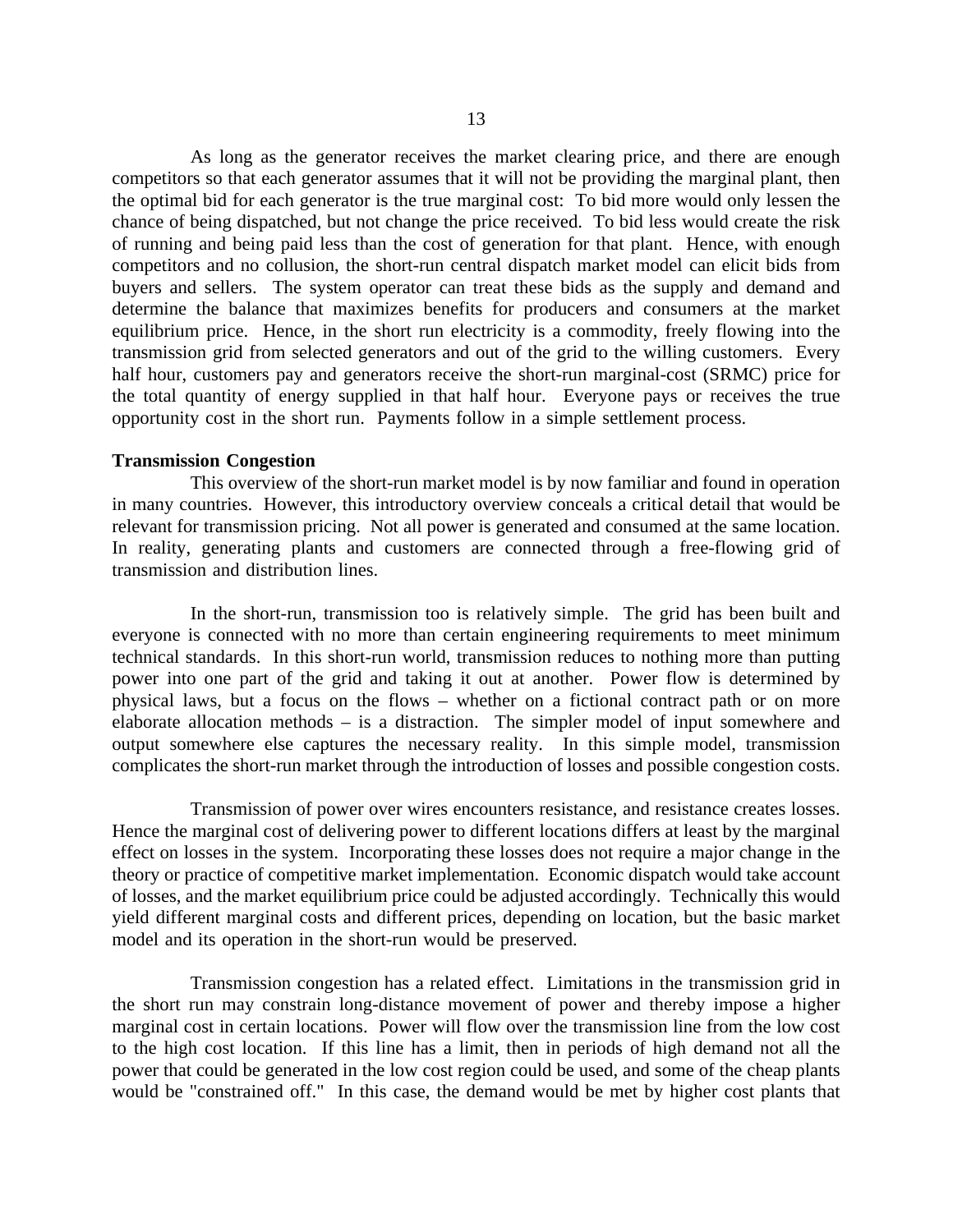As long as the generator receives the market clearing price, and there are enough competitors so that each generator assumes that it will not be providing the marginal plant, then the optimal bid for each generator is the true marginal cost: To bid more would only lessen the chance of being dispatched, but not change the price received. To bid less would create the risk of running and being paid less than the cost of generation for that plant. Hence, with enough competitors and no collusion, the short-run central dispatch market model can elicit bids from buyers and sellers. The system operator can treat these bids as the supply and demand and determine the balance that maximizes benefits for producers and consumers at the market equilibrium price. Hence, in the short run electricity is a commodity, freely flowing into the transmission grid from selected generators and out of the grid to the willing customers. Every half hour, customers pay and generators receive the short-run marginal-cost (SRMC) price for the total quantity of energy supplied in that half hour. Everyone pays or receives the true opportunity cost in the short run. Payments follow in a simple settlement process.

**Transmission Congestion**

This overview of the short-run market model is by now familiar and found in operation in many countries. However, this introductory overview conceals a critical detail that would be relevant for transmission pricing. Not all power is generated and consumed at the same location. In reality, generating plants and customers are connected through a free-flowing grid of transmission and distribution lines.

In the short-run, transmission too is relatively simple. The grid has been built and everyone is connected with no more than certain engineering requirements to meet minimum technical standards. In this short-run world, transmission reduces to nothing more than putting power into one part of the grid and taking it out at another. Power flow is determined by physical laws, but a focus on the flows – whether on a fictional contract path or on more elaborate allocation methods – is a distraction. The simpler model of input somewhere and output somewhere else captures the necessary reality. In this simple model, transmission complicates the short-run market through the introduction of losses and possible congestion costs.

Transmission of power over wires encounters resistance, and resistance creates losses. Hence the marginal cost of delivering power to different locations differs at least by the marginal effect on losses in the system. Incorporating these losses does not require a major change in the theory or practice of competitive market implementation. Economic dispatch would take account of losses, and the market equilibrium price could be adjusted accordingly. Technically this would yield different marginal costs and different prices, depending on location, but the basic market model and its operation in the short-run would be preserved.

Transmission congestion has a related effect. Limitations in the transmission grid in the short run may constrain long-distance movement of power and thereby impose a higher marginal cost in certain locations. Power will flow over the transmission line from the low cost to the high cost location. If this line has a limit, then in periods of high demand not all the power that could be generated in the low cost region could be used, and some of the cheap plants would be "constrained off." In this case, the demand would be met by higher cost plants that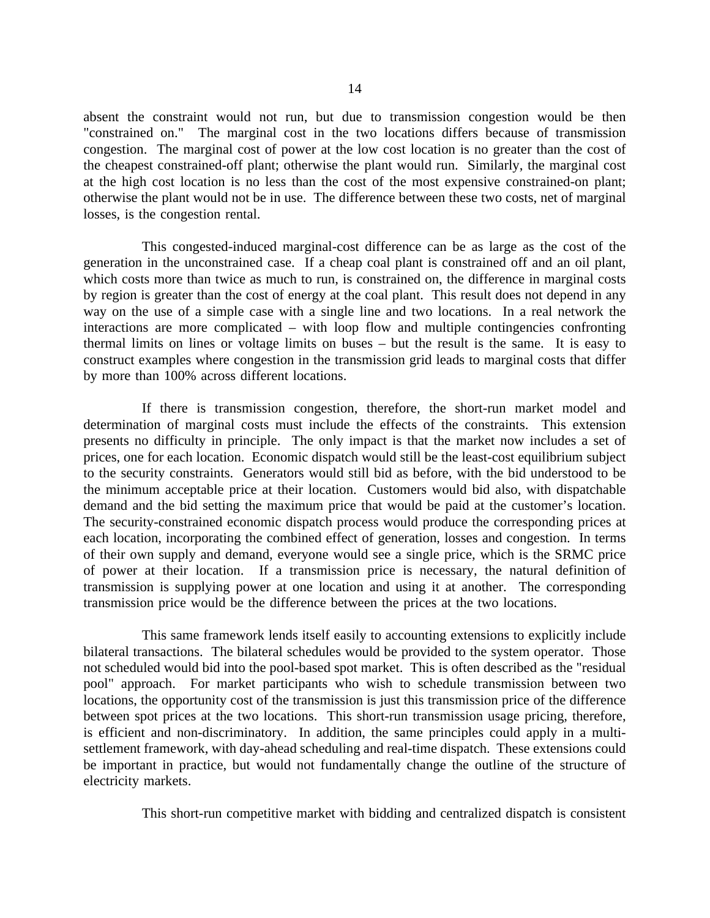absent the constraint would not run, but due to transmission congestion would be then "constrained on." The marginal cost in the two locations differs because of transmission congestion. The marginal cost of power at the low cost location is no greater than the cost of the cheapest constrained-off plant; otherwise the plant would run. Similarly, the marginal cost at the high cost location is no less than the cost of the most expensive constrained-on plant; otherwise the plant would not be in use. The difference between these two costs, net of marginal losses, is the congestion rental.

This congested-induced marginal-cost difference can be as large as the cost of the generation in the unconstrained case. If a cheap coal plant is constrained off and an oil plant, which costs more than twice as much to run, is constrained on, the difference in marginal costs by region is greater than the cost of energy at the coal plant. This result does not depend in any way on the use of a simple case with a single line and two locations. In a real network the interactions are more complicated – with loop flow and multiple contingencies confronting thermal limits on lines or voltage limits on buses – but the result is the same. It is easy to construct examples where congestion in the transmission grid leads to marginal costs that differ by more than 100% across different locations.

If there is transmission congestion, therefore, the short-run market model and determination of marginal costs must include the effects of the constraints. This extension presents no difficulty in principle. The only impact is that the market now includes a set of prices, one for each location. Economic dispatch would still be the least-cost equilibrium subject to the security constraints. Generators would still bid as before, with the bid understood to be the minimum acceptable price at their location. Customers would bid also, with dispatchable demand and the bid setting the maximum price that would be paid at the customer's location. The security-constrained economic dispatch process would produce the corresponding prices at each location, incorporating the combined effect of generation, losses and congestion. In terms of their own supply and demand, everyone would see a single price, which is the SRMC price of power at their location. If a transmission price is necessary, the natural definition of transmission is supplying power at one location and using it at another. The corresponding transmission price would be the difference between the prices at the two locations.

This same framework lends itself easily to accounting extensions to explicitly include bilateral transactions. The bilateral schedules would be provided to the system operator. Those not scheduled would bid into the pool-based spot market. This is often described as the "residual pool" approach. For market participants who wish to schedule transmission between two locations, the opportunity cost of the transmission is just this transmission price of the difference between spot prices at the two locations. This short-run transmission usage pricing, therefore, is efficient and non-discriminatory. In addition, the same principles could apply in a multi-settlement framework, with day-ahead scheduling and real-time dispatch. These extensions could be important in practice, but would not fundamentally change the outline of the structure of electricity markets.

This short-run competitive market with bidding and centralized dispatch is consistent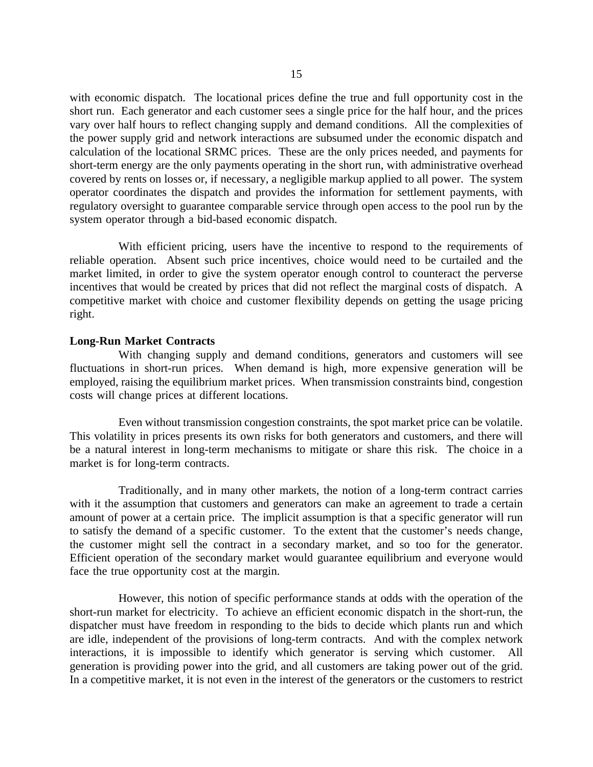with economic dispatch. The locational prices define the true and full opportunity cost in the short run. Each generator and each customer sees a single price for the half hour, and the prices vary over half hours to reflect changing supply and demand conditions. All the complexities of the power supply grid and network interactions are subsumed under the economic dispatch and calculation of the locational SRMC prices. These are the only prices needed, and payments for short-term energy are the only payments operating in the short run, with administrative overhead covered by rents on losses or, if necessary, a negligible markup applied to all power. The system operator coordinates the dispatch and provides the information for settlement payments, with regulatory oversight to guarantee comparable service through open access to the pool run by the system operator through a bid-based economic dispatch.

With efficient pricing, users have the incentive to respond to the requirements of reliable operation. Absent such price incentives, choice would need to be curtailed and the market limited, in order to give the system operator enough control to counteract the perverse incentives that would be created by prices that did not reflect the marginal costs of dispatch. A competitive market with choice and customer flexibility depends on getting the usage pricing right.

**Long-Run Market Contracts**

With changing supply and demand conditions, generators and customers will see fluctuations in short-run prices. When demand is high, more expensive generation will be employed, raising the equilibrium market prices. When transmission constraints bind, congestion costs will change prices at different locations.

Even without transmission congestion constraints, the spot market price can be volatile. This volatility in prices presents its own risks for both generators and customers, and there will be a natural interest in long-term mechanisms to mitigate or share this risk. The choice in a market is for long-term contracts.

Traditionally, and in many other markets, the notion of a long-term contract carries with it the assumption that customers and generators can make an agreement to trade a certain amount of power at a certain price. The implicit assumption is that a specific generator will run to satisfy the demand of a specific customer. To the extent that the customer's needs change, the customer might sell the contract in a secondary market, and so too for the generator. Efficient operation of the secondary market would guarantee equilibrium and everyone would face the true opportunity cost at the margin.

However, this notion of specific performance stands at odds with the operation of the short-run market for electricity. To achieve an efficient economic dispatch in the short-run, the dispatcher must have freedom in responding to the bids to decide which plants run and which are idle, independent of the provisions of long-term contracts. And with the complex network interactions, it is impossible to identify which generator is serving which customer. All generation is providing power into the grid, and all customers are taking power out of the grid. In a competitive market, it is not even in the interest of the generators or the customers to restrict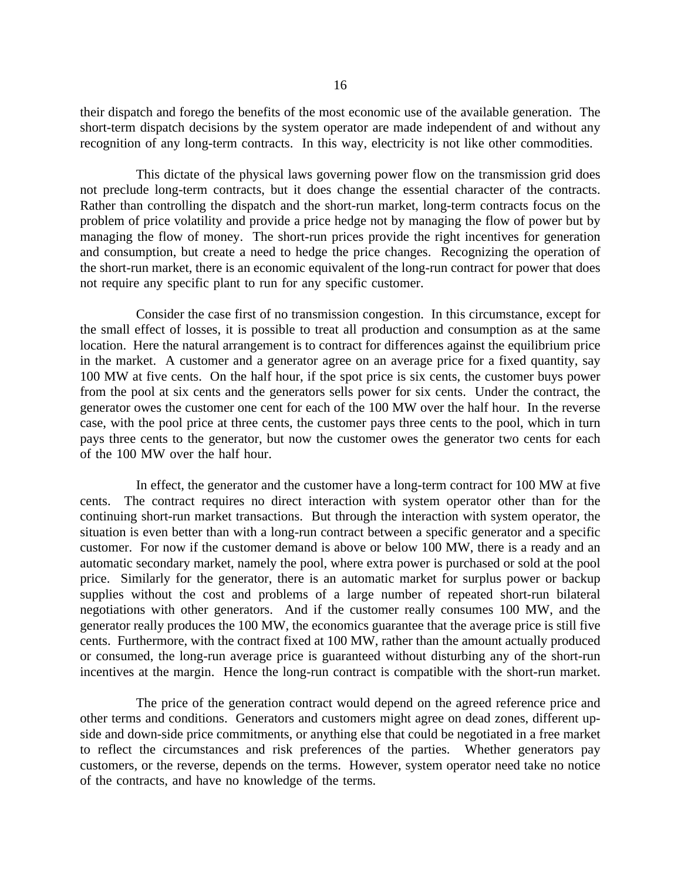their dispatch and forego the benefits of the most economic use of the available generation. The short-term dispatch decisions by the system operator are made independent of and without any recognition of any long-term contracts. In this way, electricity is not like other commodities.

This dictate of the physical laws governing power flow on the transmission grid does not preclude long-term contracts, but it does change the essential character of the contracts. Rather than controlling the dispatch and the short-run market, long-term contracts focus on the problem of price volatility and provide a price hedge not by managing the flow of power but by managing the flow of money. The short-run prices provide the right incentives for generation and consumption, but create a need to hedge the price changes. Recognizing the operation of the short-run market, there is an economic equivalent of the long-run contract for power that does not require any specific plant to run for any specific customer.

Consider the case first of no transmission congestion. In this circumstance, except for the small effect of losses, it is possible to treat all production and consumption as at the same location. Here the natural arrangement is to contract for differences against the equilibrium price in the market. A customer and a generator agree on an average price for a fixed quantity, say 100 MW at five cents. On the half hour, if the spot price is six cents, the customer buys power from the pool at six cents and the generators sells power for six cents. Under the contract, the generator owes the customer one cent for each of the 100 MW over the half hour. In the reverse case, with the pool price at three cents, the customer pays three cents to the pool, which in turn pays three cents to the generator, but now the customer owes the generator two cents for each of the 100 MW over the half hour.

In effect, the generator and the customer have a long-term contract for 100 MW at five cents. The contract requires no direct interaction with system operator other than for the continuing short-run market transactions. But through the interaction with system operator, the situation is even better than with a long-run contract between a specific generator and a specific customer. For now if the customer demand is above or below 100 MW, there is a ready and an automatic secondary market, namely the pool, where extra power is purchased or sold at the pool price. Similarly for the generator, there is an automatic market for surplus power or backup supplies without the cost and problems of a large number of repeated short-run bilateral negotiations with other generators. And if the customer really consumes 100 MW, and the generator really produces the 100 MW, the economics guarantee that the average price is still five cents. Furthermore, with the contract fixed at 100 MW, rather than the amount actually produced or consumed, the long-run average price is guaranteed without disturbing any of the short-run incentives at the margin. Hence the long-run contract is compatible with the short-run market.

The price of the generation contract would depend on the agreed reference price and other terms and conditions. Generators and customers might agree on dead zones, different up-side and down-side price commitments, or anything else that could be negotiated in a free market to reflect the circumstances and risk preferences of the parties. Whether generators pay customers, or the reverse, depends on the terms. However, system operator need take no notice of the contracts, and have no knowledge of the terms.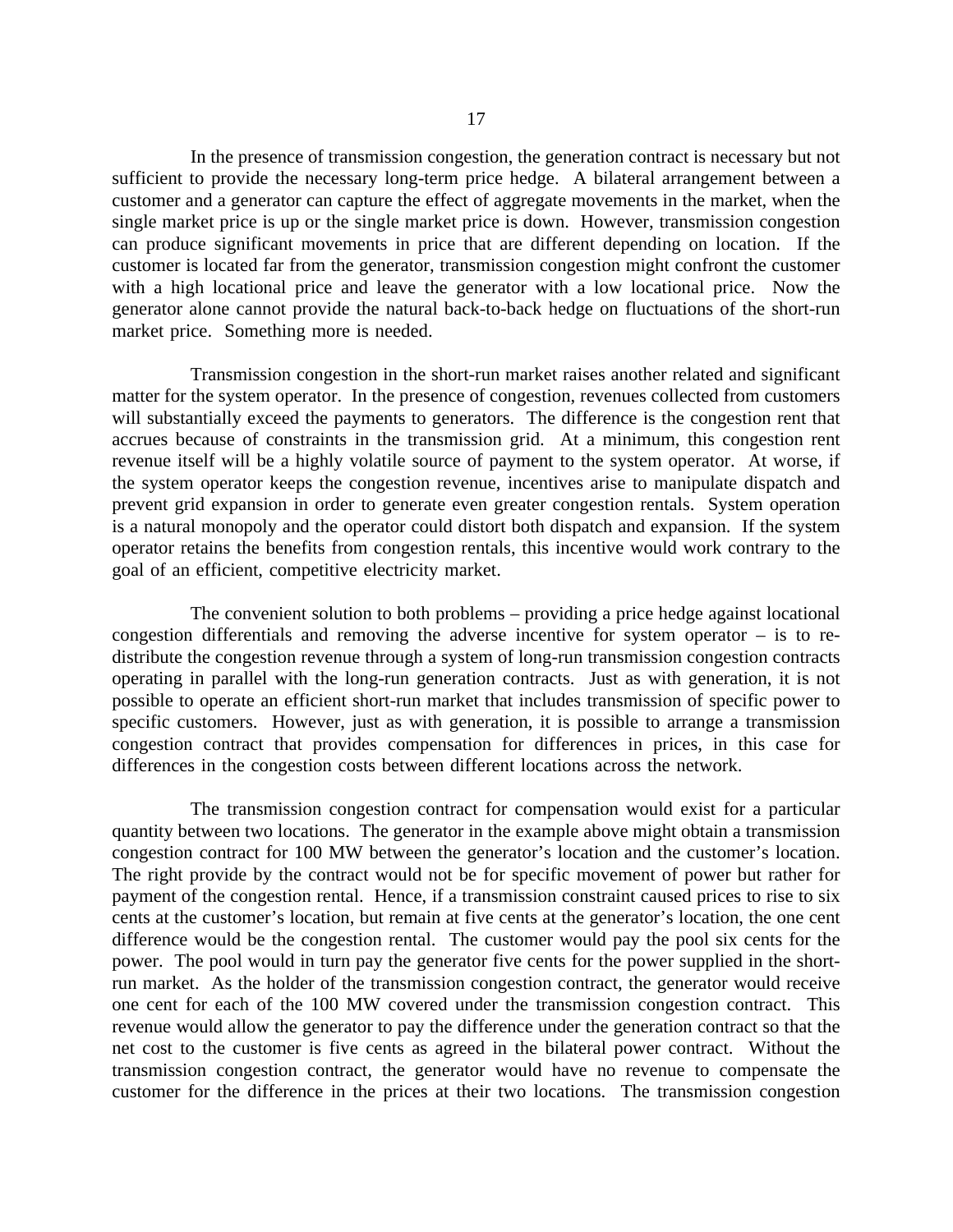In the presence of transmission congestion, the generation contract is necessary but not sufficient to provide the necessary long-term price hedge. A bilateral arrangement between a customer and a generator can capture the effect of aggregate movements in the market, when the single market price is up or the single market price is down. However, transmission congestion can produce significant movements in price that are different depending on location. If the customer is located far from the generator, transmission congestion might confront the customer with a high locational price and leave the generator with a low locational price. Now the generator alone cannot provide the natural back-to-back hedge on fluctuations of the short-run market price. Something more is needed.

Transmission congestion in the short-run market raises another related and significant matter for the system operator. In the presence of congestion, revenues collected from customers will substantially exceed the payments to generators. The difference is the congestion rent that accrues because of constraints in the transmission grid. At a minimum, this congestion rent revenue itself will be a highly volatile source of payment to the system operator. At worse, if the system operator keeps the congestion revenue, incentives arise to manipulate dispatch and prevent grid expansion in order to generate even greater congestion rentals. System operation is a natural monopoly and the operator could distort both dispatch and expansion. If the system operator retains the benefits from congestion rentals, this incentive would work contrary to the goal of an efficient, competitive electricity market.

The convenient solution to both problems – providing a price hedge against locational congestion differentials and removing the adverse incentive for system operator – is to re-distribute the congestion revenue through a system of long-run transmission congestion contracts operating in parallel with the long-run generation contracts. Just as with generation, it is not possible to operate an efficient short-run market that includes transmission of specific power to specific customers. However, just as with generation, it is possible to arrange a transmission congestion contract that provides compensation for differences in prices, in this case for differences in the congestion costs between different locations across the network.

The transmission congestion contract for compensation would exist for a particular quantity between two locations. The generator in the example above might obtain a transmission congestion contract for 100 MW between the generator's location and the customer's location. The right provide by the contract would not be for specific movement of power but rather for payment of the congestion rental. Hence, if a transmission constraint caused prices to rise to six cents at the customer's location, but remain at five cents at the generator's location, the one cent difference would be the congestion rental. The customer would pay the pool six cents for the power. The pool would in turn pay the generator five cents for the power supplied in the short-run market. As the holder of the transmission congestion contract, the generator would receive one cent for each of the 100 MW covered under the transmission congestion contract. This revenue would allow the generator to pay the difference under the generation contract so that the net cost to the customer is five cents as agreed in the bilateral power contract. Without the transmission congestion contract, the generator would have no revenue to compensate the customer for the difference in the prices at their two locations. The transmission congestion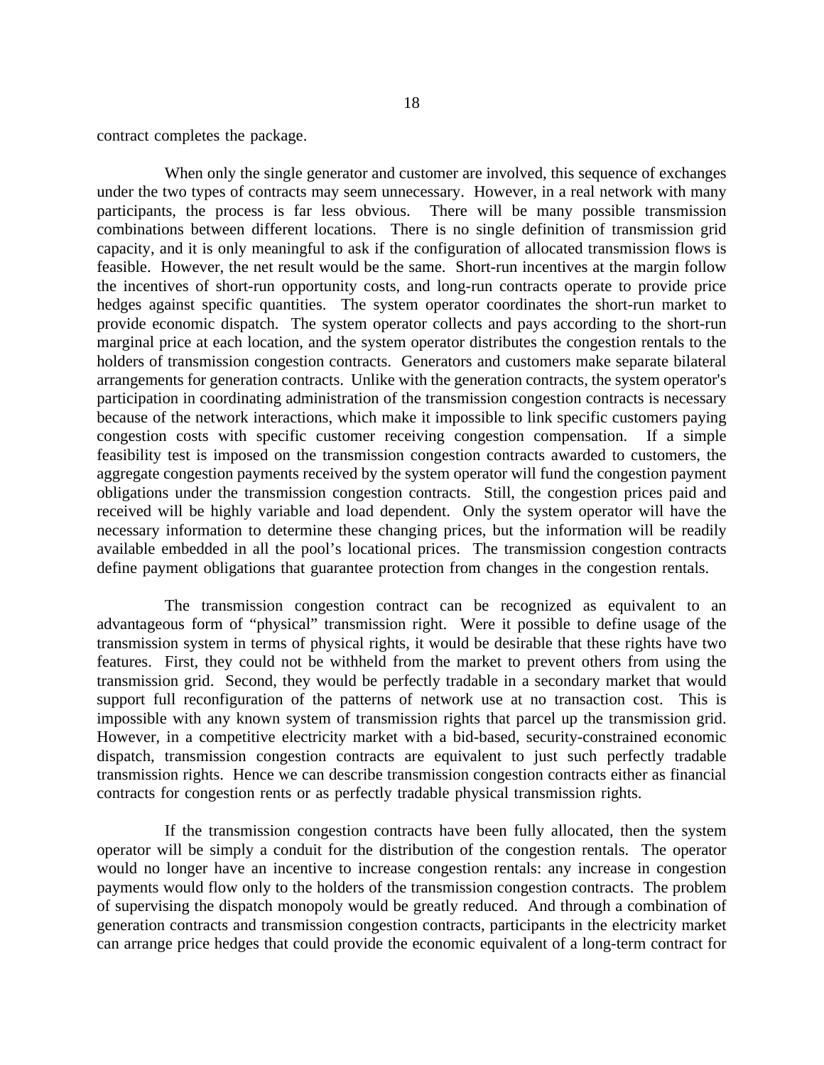contract completes the package.

When only the single generator and customer are involved, this sequence of exchanges under the two types of contracts may seem unnecessary. However, in a real network with many participants, the process is far less obvious. There will be many possible transmission combinations between different locations. There is no single definition of transmission grid capacity, and it is only meaningful to ask if the configuration of allocated transmission flows is feasible. However, the net result would be the same. Short-run incentives at the margin follow the incentives of short-run opportunity costs, and long-run contracts operate to provide price hedges against specific quantities. The system operator coordinates the short-run market to provide economic dispatch. The system operator collects and pays according to the short-run marginal price at each location, and the system operator distributes the congestion rentals to the holders of transmission congestion contracts. Generators and customers make separate bilateral arrangements for generation contracts. Unlike with the generation contracts, the system operator's participation in coordinating administration of the transmission congestion contracts is necessary because of the network interactions, which make it impossible to link specific customers paying congestion costs with specific customer receiving congestion compensation. If a simple feasibility test is imposed on the transmission congestion contracts awarded to customers, the aggregate congestion payments received by the system operator will fund the congestion payment obligations under the transmission congestion contracts. Still, the congestion prices paid and received will be highly variable and load dependent. Only the system operator will have the necessary information to determine these changing prices, but the information will be readily available embedded in all the pool's locational prices. The transmission congestion contracts define payment obligations that guarantee protection from changes in the congestion rentals.

The transmission congestion contract can be recognized as equivalent to an advantageous form of "physical" transmission right. Were it possible to define usage of the transmission system in terms of physical rights, it would be desirable that these rights have two features. First, they could not be withheld from the market to prevent others from using the transmission grid. Second, they would be perfectly tradable in a secondary market that would support full reconfiguration of the patterns of network use at no transaction cost. This is impossible with any known system of transmission rights that parcel up the transmission grid. However, in a competitive electricity market with a bid-based, security-constrained economic dispatch, transmission congestion contracts are equivalent to just such perfectly tradable transmission rights. Hence we can describe transmission congestion contracts either as financial contracts for congestion rents or as perfectly tradable physical transmission rights.

If the transmission congestion contracts have been fully allocated, then the system operator will be simply a conduit for the distribution of the congestion rentals. The operator would no longer have an incentive to increase congestion rentals: any increase in congestion payments would flow only to the holders of the transmission congestion contracts. The problem of supervising the dispatch monopoly would be greatly reduced. And through a combination of generation contracts and transmission congestion contracts, participants in the electricity market can arrange price hedges that could provide the economic equivalent of a long-term contract for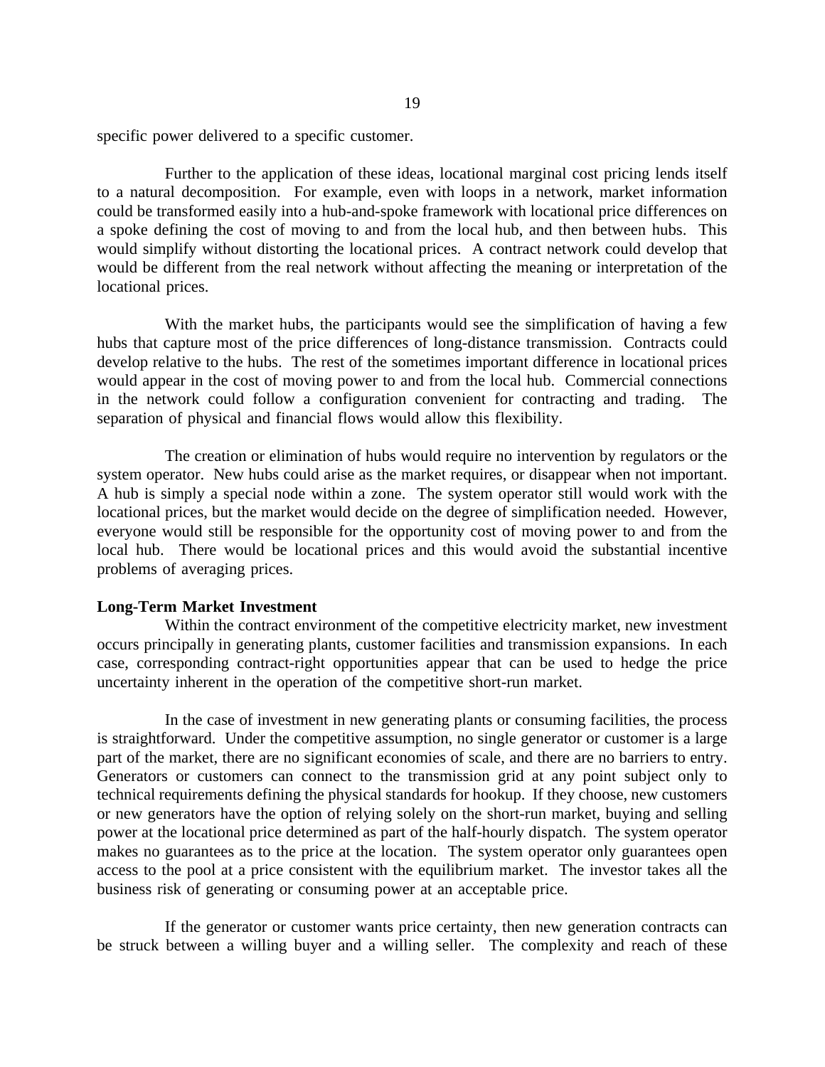specific power delivered to a specific customer.

Further to the application of these ideas, locational marginal cost pricing lends itself to a natural decomposition. For example, even with loops in a network, market information could be transformed easily into a hub-and-spoke framework with locational price differences on a spoke defining the cost of moving to and from the local hub, and then between hubs. This would simplify without distorting the locational prices. A contract network could develop that would be different from the real network without affecting the meaning or interpretation of the locational prices.

With the market hubs, the participants would see the simplification of having a few hubs that capture most of the price differences of long-distance transmission. Contracts could develop relative to the hubs. The rest of the sometimes important difference in locational prices would appear in the cost of moving power to and from the local hub. Commercial connections in the network could follow a configuration convenient for contracting and trading. The separation of physical and financial flows would allow this flexibility.

The creation or elimination of hubs would require no intervention by regulators or the system operator. New hubs could arise as the market requires, or disappear when not important. A hub is simply a special node within a zone. The system operator still would work with the locational prices, but the market would decide on the degree of simplification needed. However, everyone would still be responsible for the opportunity cost of moving power to and from the local hub. There would be locational prices and this would avoid the substantial incentive problems of averaging prices.

**Long-Term Market Investment**

Within the contract environment of the competitive electricity market, new investment occurs principally in generating plants, customer facilities and transmission expansions. In each case, corresponding contract-right opportunities appear that can be used to hedge the price uncertainty inherent in the operation of the competitive short-run market.

In the case of investment in new generating plants or consuming facilities, the process is straightforward. Under the competitive assumption, no single generator or customer is a large part of the market, there are no significant economies of scale, and there are no barriers to entry. Generators or customers can connect to the transmission grid at any point subject only to technical requirements defining the physical standards for hookup. If they choose, new customers or new generators have the option of relying solely on the short-run market, buying and selling power at the locational price determined as part of the half-hourly dispatch. The system operator makes no guarantees as to the price at the location. The system operator only guarantees open access to the pool at a price consistent with the equilibrium market. The investor takes all the business risk of generating or consuming power at an acceptable price.

If the generator or customer wants price certainty, then new generation contracts can be struck between a willing buyer and a willing seller. The complexity and reach of these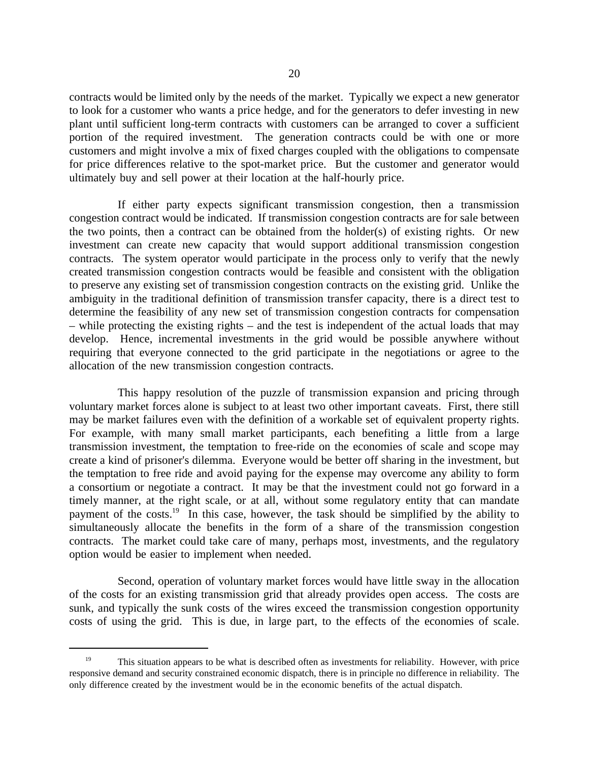contracts would be limited only by the needs of the market. Typically we expect a new generator to look for a customer who wants a price hedge, and for the generators to defer investing in new plant until sufficient long-term contracts with customers can be arranged to cover a sufficient portion of the required investment. The generation contracts could be with one or more customers and might involve a mix of fixed charges coupled with the obligations to compensate for price differences relative to the spot-market price. But the customer and generator would ultimately buy and sell power at their location at the half-hourly price.

If either party expects significant transmission congestion, then a transmission congestion contract would be indicated. If transmission congestion contracts are for sale between the two points, then a contract can be obtained from the holder(s) of existing rights. Or new investment can create new capacity that would support additional transmission congestion contracts. The system operator would participate in the process only to verify that the newly created transmission congestion contracts would be feasible and consistent with the obligation to preserve any existing set of transmission congestion contracts on the existing grid. Unlike the ambiguity in the traditional definition of transmission transfer capacity, there is a direct test to determine the feasibility of any new set of transmission congestion contracts for compensation – while protecting the existing rights – and the test is independent of the actual loads that may develop. Hence, incremental investments in the grid would be possible anywhere without requiring that everyone connected to the grid participate in the negotiations or agree to the allocation of the new transmission congestion contracts.

This happy resolution of the puzzle of transmission expansion and pricing through voluntary market forces alone is subject to at least two other important caveats. First, there still may be market failures even with the definition of a workable set of equivalent property rights. For example, with many small market participants, each benefiting a little from a large transmission investment, the temptation to free-ride on the economies of scale and scope may create a kind of prisoner's dilemma. Everyone would be better off sharing in the investment, but the temptation to free ride and avoid paying for the expense may overcome any ability to form a consortium or negotiate a contract. It may be that the investment could not go forward in a timely manner, at the right scale, or at all, without some regulatory entity that can mandate payment of the costs.[19] In this case, however, the task should be simplified by the ability to simultaneously allocate the benefits in the form of a share of the transmission congestion contracts. The market could take care of many, perhaps most, investments, and the regulatory option would be easier to implement when needed.

Second, operation of voluntary market forces would have little sway in the allocation of the costs for an existing transmission grid that already provides open access. The costs are sunk, and typically the sunk costs of the wires exceed the transmission congestion opportunity costs of using the grid. This is due, in large part, to the effects of the economies of scale.

---

[19] This situation appears to be what is described often as investments for reliability. However, with price responsive demand and security constrained economic dispatch, there is in principle no difference in reliability. The only difference created by the investment would be in the economic benefits of the actual dispatch.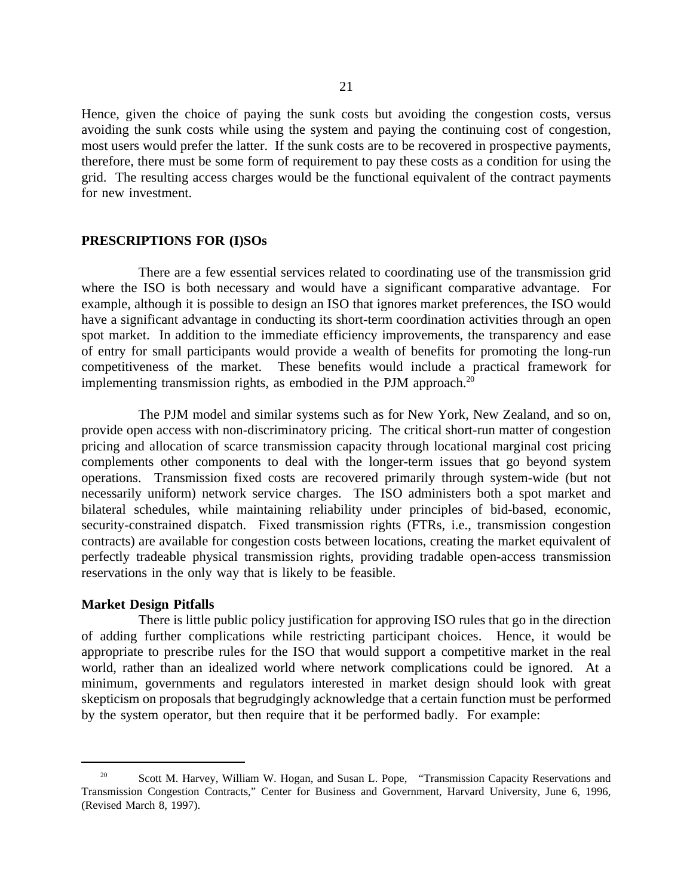Hence, given the choice of paying the sunk costs but avoiding the congestion costs, versus avoiding the sunk costs while using the system and paying the continuing cost of congestion, most users would prefer the latter. If the sunk costs are to be recovered in prospective payments, therefore, there must be some form of requirement to pay these costs as a condition for using the grid. The resulting access charges would be the functional equivalent of the contract payments for new investment.

## PRESCRIPTIONS FOR (I)SOs

There are a few essential services related to coordinating use of the transmission grid where the ISO is both necessary and would have a significant comparative advantage. For example, although it is possible to design an ISO that ignores market preferences, the ISO would have a significant advantage in conducting its short-term coordination activities through an open spot market. In addition to the immediate efficiency improvements, the transparency and ease of entry for small participants would provide a wealth of benefits for promoting the long-run competitiveness of the market. These benefits would include a practical framework for implementing transmission rights, as embodied in the PJM approach.[20]

The PJM model and similar systems such as for New York, New Zealand, and so on, provide open access with non-discriminatory pricing. The critical short-run matter of congestion pricing and allocation of scarce transmission capacity through locational marginal cost pricing complements other components to deal with the longer-term issues that go beyond system operations. Transmission fixed costs are recovered primarily through system-wide (but not necessarily uniform) network service charges. The ISO administers both a spot market and bilateral schedules, while maintaining reliability under principles of bid-based, economic, security-constrained dispatch. Fixed transmission rights (FTRs, i.e., transmission congestion contracts) are available for congestion costs between locations, creating the market equivalent of perfectly tradeable physical transmission rights, providing tradable open-access transmission reservations in the only way that is likely to be feasible.

### Market Design Pitfalls

There is little public policy justification for approving ISO rules that go in the direction of adding further complications while restricting participant choices. Hence, it would be appropriate to prescribe rules for the ISO that would support a competitive market in the real world, rather than an idealized world where network complications could be ignored. At a minimum, governments and regulators interested in market design should look with great skepticism on proposals that begrudgingly acknowledge that a certain function must be performed by the system operator, but then require that it be performed badly. For example:

---

[20] Scott M. Harvey, William W. Hogan, and Susan L. Pope, "Transmission Capacity Reservations and Transmission Congestion Contracts," Center for Business and Government, Harvard University, June 6, 1996, (Revised March 8, 1997).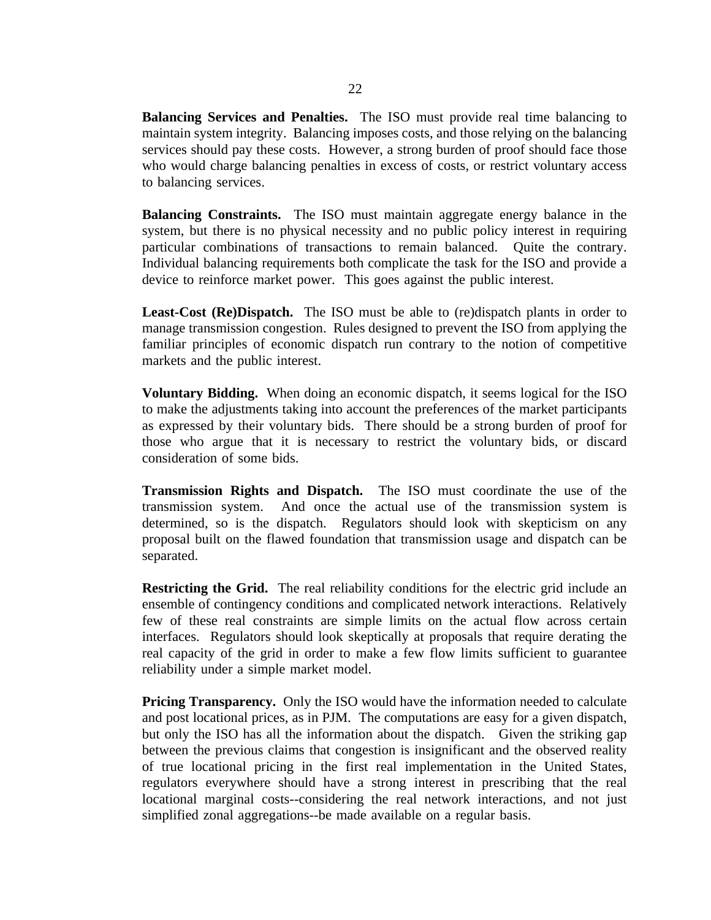**Balancing Services and Penalties.** The ISO must provide real time balancing to maintain system integrity. Balancing imposes costs, and those relying on the balancing services should pay these costs. However, a strong burden of proof should face those who would charge balancing penalties in excess of costs, or restrict voluntary access to balancing services.

**Balancing Constraints.** The ISO must maintain aggregate energy balance in the system, but there is no physical necessity and no public policy interest in requiring particular combinations of transactions to remain balanced. Quite the contrary. Individual balancing requirements both complicate the task for the ISO and provide a device to reinforce market power. This goes against the public interest.

**Least-Cost (Re)Dispatch.** The ISO must be able to (re)dispatch plants in order to manage transmission congestion. Rules designed to prevent the ISO from applying the familiar principles of economic dispatch run contrary to the notion of competitive markets and the public interest.

**Voluntary Bidding.** When doing an economic dispatch, it seems logical for the ISO to make the adjustments taking into account the preferences of the market participants as expressed by their voluntary bids. There should be a strong burden of proof for those who argue that it is necessary to restrict the voluntary bids, or discard consideration of some bids.

**Transmission Rights and Dispatch.** The ISO must coordinate the use of the transmission system. And once the actual use of the transmission system is determined, so is the dispatch. Regulators should look with skepticism on any proposal built on the flawed foundation that transmission usage and dispatch can be separated.

**Restricting the Grid.** The real reliability conditions for the electric grid include an ensemble of contingency conditions and complicated network interactions. Relatively few of these real constraints are simple limits on the actual flow across certain interfaces. Regulators should look skeptically at proposals that require derating the real capacity of the grid in order to make a few flow limits sufficient to guarantee reliability under a simple market model.

**Pricing Transparency.** Only the ISO would have the information needed to calculate and post locational prices, as in PJM. The computations are easy for a given dispatch, but only the ISO has all the information about the dispatch. Given the striking gap between the previous claims that congestion is insignificant and the observed reality of true locational pricing in the first real implementation in the United States, regulators everywhere should have a strong interest in prescribing that the real locational marginal costs--considering the real network interactions, and not just simplified zonal aggregations--be made available on a regular basis.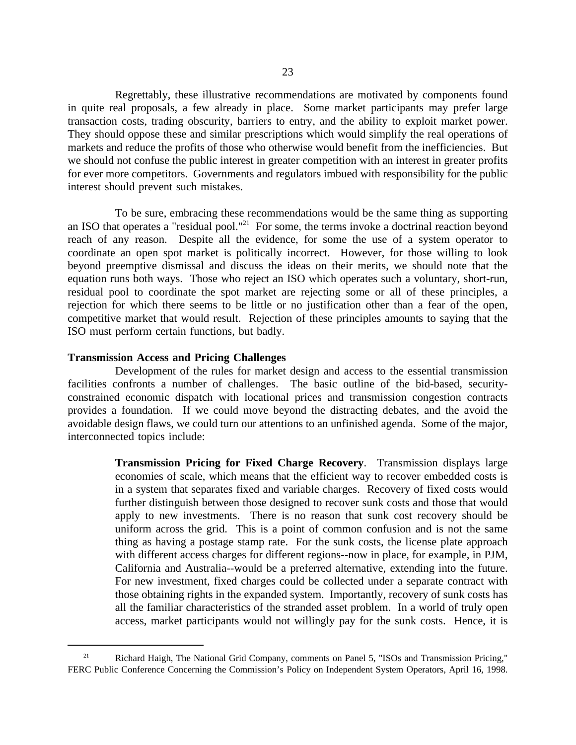Regrettably, these illustrative recommendations are motivated by components found in quite real proposals, a few already in place. Some market participants may prefer large transaction costs, trading obscurity, barriers to entry, and the ability to exploit market power. They should oppose these and similar prescriptions which would simplify the real operations of markets and reduce the profits of those who otherwise would benefit from the inefficiencies. But we should not confuse the public interest in greater competition with an interest in greater profits for ever more competitors. Governments and regulators imbued with responsibility for the public interest should prevent such mistakes.

To be sure, embracing these recommendations would be the same thing as supporting an ISO that operates a "residual pool."[21] For some, the terms invoke a doctrinal reaction beyond reach of any reason. Despite all the evidence, for some the use of a system operator to coordinate an open spot market is politically incorrect. However, for those willing to look beyond preemptive dismissal and discuss the ideas on their merits, we should note that the equation runs both ways. Those who reject an ISO which operates such a voluntary, short-run, residual pool to coordinate the spot market are rejecting some or all of these principles, a rejection for which there seems to be little or no justification other than a fear of the open, competitive market that would result. Rejection of these principles amounts to saying that the ISO must perform certain functions, but badly.

**Transmission Access and Pricing Challenges**

Development of the rules for market design and access to the essential transmission facilities confronts a number of challenges. The basic outline of the bid-based, security-constrained economic dispatch with locational prices and transmission congestion contracts provides a foundation. If we could move beyond the distracting debates, and the avoid the avoidable design flaws, we could turn our attentions to an unfinished agenda. Some of the major, interconnected topics include:

> **Transmission Pricing for Fixed Charge Recovery**. Transmission displays large economies of scale, which means that the efficient way to recover embedded costs is in a system that separates fixed and variable charges. Recovery of fixed costs would further distinguish between those designed to recover sunk costs and those that would apply to new investments. There is no reason that sunk cost recovery should be uniform across the grid. This is a point of common confusion and is not the same thing as having a postage stamp rate. For the sunk costs, the license plate approach with different access charges for different regions--now in place, for example, in PJM, California and Australia--would be a preferred alternative, extending into the future. For new investment, fixed charges could be collected under a separate contract with those obtaining rights in the expanded system. Importantly, recovery of sunk costs has all the familiar characteristics of the stranded asset problem. In a world of truly open access, market participants would not willingly pay for the sunk costs. Hence, it is

[21] Richard Haigh, The National Grid Company, comments on Panel 5, "ISOs and Transmission Pricing," FERC Public Conference Concerning the Commission's Policy on Independent System Operators, April 16, 1998.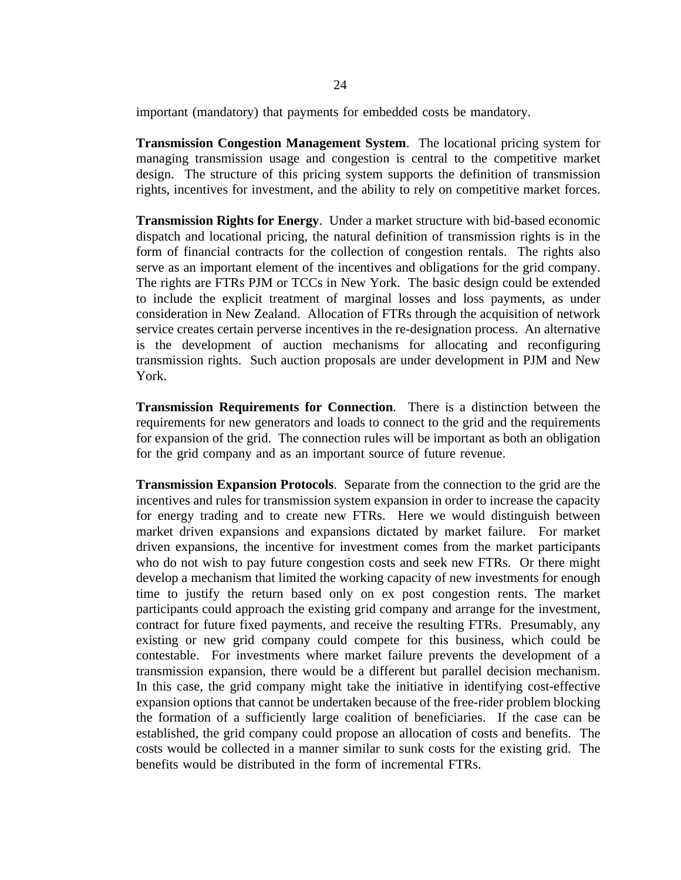important (mandatory) that payments for embedded costs be mandatory.

**Transmission Congestion Management System**. The locational pricing system for managing transmission usage and congestion is central to the competitive market design. The structure of this pricing system supports the definition of transmission rights, incentives for investment, and the ability to rely on competitive market forces.

**Transmission Rights for Energy**. Under a market structure with bid-based economic dispatch and locational pricing, the natural definition of transmission rights is in the form of financial contracts for the collection of congestion rentals. The rights also serve as an important element of the incentives and obligations for the grid company. The rights are FTRs PJM or TCCs in New York. The basic design could be extended to include the explicit treatment of marginal losses and loss payments, as under consideration in New Zealand. Allocation of FTRs through the acquisition of network service creates certain perverse incentives in the re-designation process. An alternative is the development of auction mechanisms for allocating and reconfiguring transmission rights. Such auction proposals are under development in PJM and New York.

**Transmission Requirements for Connection**. There is a distinction between the requirements for new generators and loads to connect to the grid and the requirements for expansion of the grid. The connection rules will be important as both an obligation for the grid company and as an important source of future revenue.

**Transmission Expansion Protocols**. Separate from the connection to the grid are the incentives and rules for transmission system expansion in order to increase the capacity for energy trading and to create new FTRs. Here we would distinguish between market driven expansions and expansions dictated by market failure. For market driven expansions, the incentive for investment comes from the market participants who do not wish to pay future congestion costs and seek new FTRs. Or there might develop a mechanism that limited the working capacity of new investments for enough time to justify the return based only on ex post congestion rents. The market participants could approach the existing grid company and arrange for the investment, contract for future fixed payments, and receive the resulting FTRs. Presumably, any existing or new grid company could compete for this business, which could be contestable. For investments where market failure prevents the development of a transmission expansion, there would be a different but parallel decision mechanism. In this case, the grid company might take the initiative in identifying cost-effective expansion options that cannot be undertaken because of the free-rider problem blocking the formation of a sufficiently large coalition of beneficiaries. If the case can be established, the grid company could propose an allocation of costs and benefits. The costs would be collected in a manner similar to sunk costs for the existing grid. The benefits would be distributed in the form of incremental FTRs.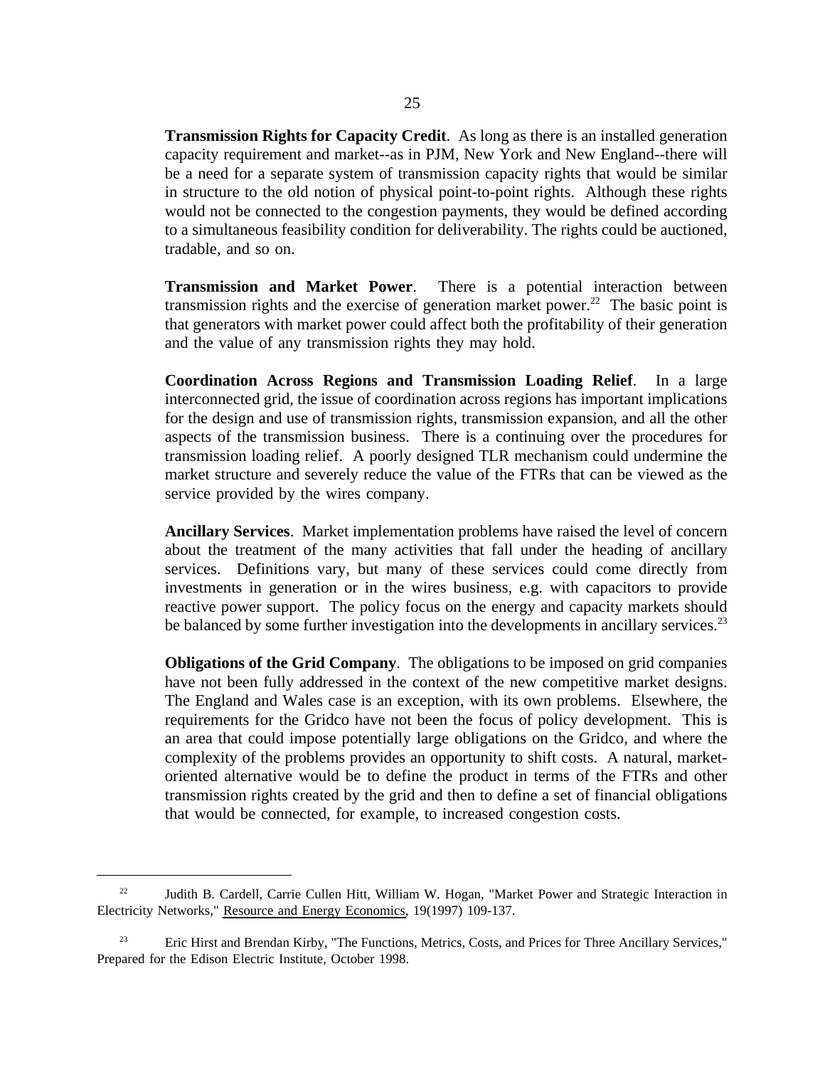**Transmission Rights for Capacity Credit**. As long as there is an installed generation capacity requirement and market--as in PJM, New York and New England--there will be a need for a separate system of transmission capacity rights that would be similar in structure to the old notion of physical point-to-point rights. Although these rights would not be connected to the congestion payments, they would be defined according to a simultaneous feasibility condition for deliverability. The rights could be auctioned, tradable, and so on.

**Transmission and Market Power**. There is a potential interaction between transmission rights and the exercise of generation market power.[22] The basic point is that generators with market power could affect both the profitability of their generation and the value of any transmission rights they may hold.

**Coordination Across Regions and Transmission Loading Relief**. In a large interconnected grid, the issue of coordination across regions has important implications for the design and use of transmission rights, transmission expansion, and all the other aspects of the transmission business. There is a continuing over the procedures for transmission loading relief. A poorly designed TLR mechanism could undermine the market structure and severely reduce the value of the FTRs that can be viewed as the service provided by the wires company.

**Ancillary Services**. Market implementation problems have raised the level of concern about the treatment of the many activities that fall under the heading of ancillary services. Definitions vary, but many of these services could come directly from investments in generation or in the wires business, e.g. with capacitors to provide reactive power support. The policy focus on the energy and capacity markets should be balanced by some further investigation into the developments in ancillary services.[23]

**Obligations of the Grid Company**. The obligations to be imposed on grid companies have not been fully addressed in the context of the new competitive market designs. The England and Wales case is an exception, with its own problems. Elsewhere, the requirements for the Gridco have not been the focus of policy development. This is an area that could impose potentially large obligations on the Gridco, and where the complexity of the problems provides an opportunity to shift costs. A natural, market-oriented alternative would be to define the product in terms of the FTRs and other transmission rights created by the grid and then to define a set of financial obligations that would be connected, for example, to increased congestion costs.

---

[22] Judith B. Cardell, Carrie Cullen Hitt, William W. Hogan, "Market Power and Strategic Interaction in Electricity Networks," Resource and Energy Economics, 19(1997) 109-137.

[23] Eric Hirst and Brendan Kirby, "The Functions, Metrics, Costs, and Prices for Three Ancillary Services," Prepared for the Edison Electric Institute, October 1998.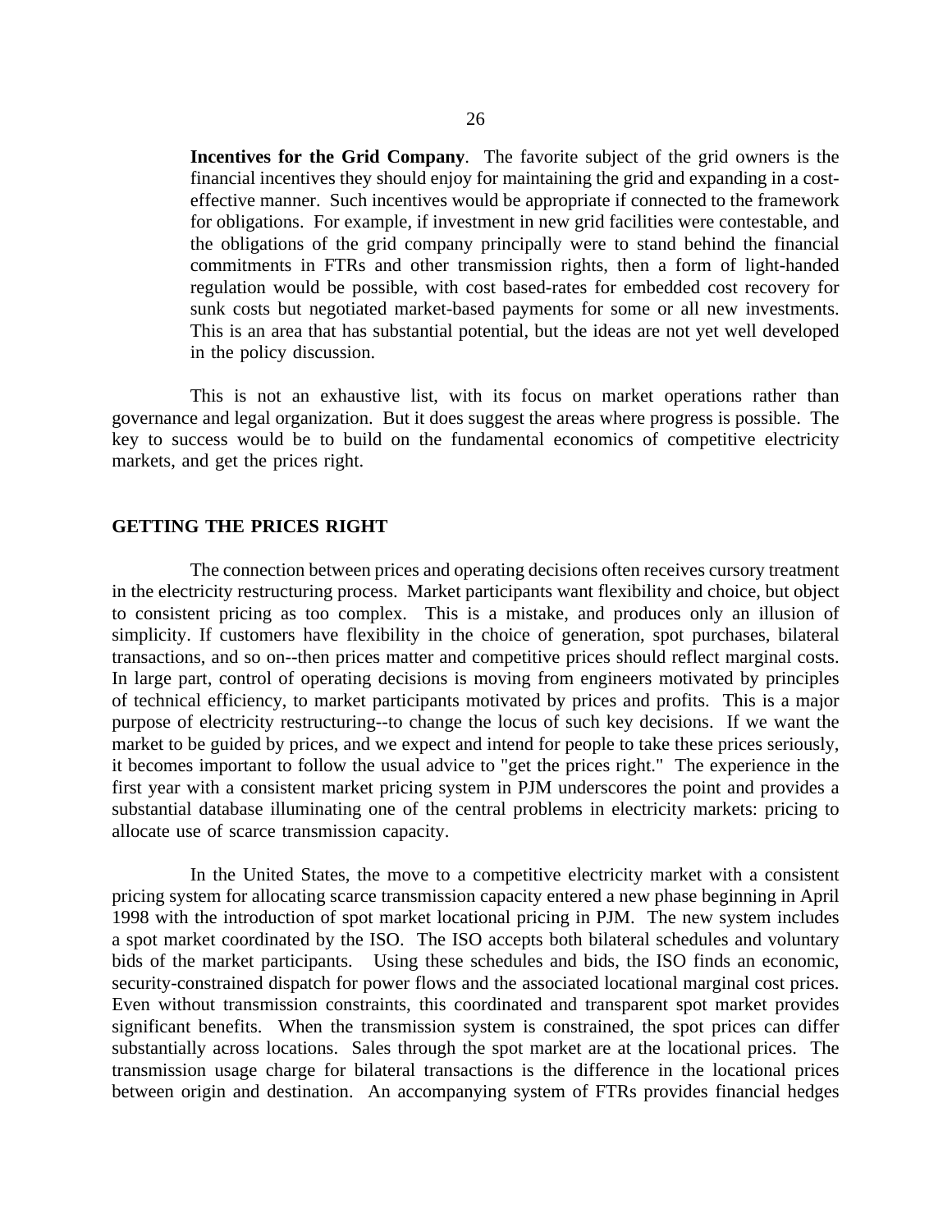**Incentives for the Grid Company**. The favorite subject of the grid owners is the financial incentives they should enjoy for maintaining the grid and expanding in a cost-effective manner. Such incentives would be appropriate if connected to the framework for obligations. For example, if investment in new grid facilities were contestable, and the obligations of the grid company principally were to stand behind the financial commitments in FTRs and other transmission rights, then a form of light-handed regulation would be possible, with cost based-rates for embedded cost recovery for sunk costs but negotiated market-based payments for some or all new investments. This is an area that has substantial potential, but the ideas are not yet well developed in the policy discussion.

This is not an exhaustive list, with its focus on market operations rather than governance and legal organization. But it does suggest the areas where progress is possible. The key to success would be to build on the fundamental economics of competitive electricity markets, and get the prices right.

## GETTING THE PRICES RIGHT

The connection between prices and operating decisions often receives cursory treatment in the electricity restructuring process. Market participants want flexibility and choice, but object to consistent pricing as too complex. This is a mistake, and produces only an illusion of simplicity. If customers have flexibility in the choice of generation, spot purchases, bilateral transactions, and so on--then prices matter and competitive prices should reflect marginal costs. In large part, control of operating decisions is moving from engineers motivated by principles of technical efficiency, to market participants motivated by prices and profits. This is a major purpose of electricity restructuring--to change the locus of such key decisions. If we want the market to be guided by prices, and we expect and intend for people to take these prices seriously, it becomes important to follow the usual advice to "get the prices right." The experience in the first year with a consistent market pricing system in PJM underscores the point and provides a substantial database illuminating one of the central problems in electricity markets: pricing to allocate use of scarce transmission capacity.

In the United States, the move to a competitive electricity market with a consistent pricing system for allocating scarce transmission capacity entered a new phase beginning in April 1998 with the introduction of spot market locational pricing in PJM. The new system includes a spot market coordinated by the ISO. The ISO accepts both bilateral schedules and voluntary bids of the market participants. Using these schedules and bids, the ISO finds an economic, security-constrained dispatch for power flows and the associated locational marginal cost prices. Even without transmission constraints, this coordinated and transparent spot market provides significant benefits. When the transmission system is constrained, the spot prices can differ substantially across locations. Sales through the spot market are at the locational prices. The transmission usage charge for bilateral transactions is the difference in the locational prices between origin and destination. An accompanying system of FTRs provides financial hedges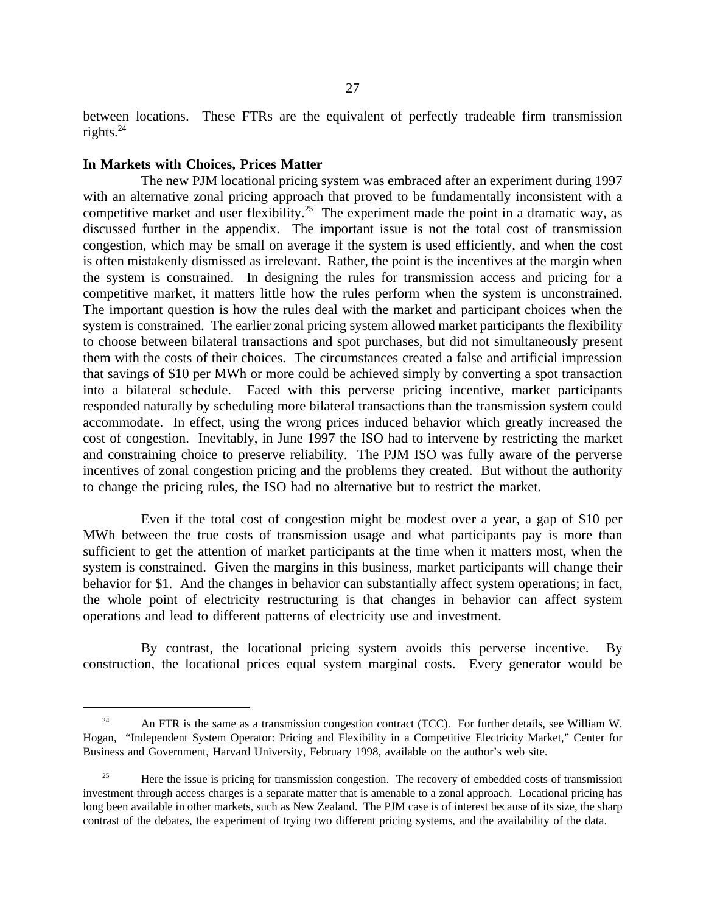between locations. These FTRs are the equivalent of perfectly tradeable firm transmission rights.[24]

**In Markets with Choices, Prices Matter**

The new PJM locational pricing system was embraced after an experiment during 1997 with an alternative zonal pricing approach that proved to be fundamentally inconsistent with a competitive market and user flexibility.[25] The experiment made the point in a dramatic way, as discussed further in the appendix. The important issue is not the total cost of transmission congestion, which may be small on average if the system is used efficiently, and when the cost is often mistakenly dismissed as irrelevant. Rather, the point is the incentives at the margin when the system is constrained. In designing the rules for transmission access and pricing for a competitive market, it matters little how the rules perform when the system is unconstrained. The important question is how the rules deal with the market and participant choices when the system is constrained. The earlier zonal pricing system allowed market participants the flexibility to choose between bilateral transactions and spot purchases, but did not simultaneously present them with the costs of their choices. The circumstances created a false and artificial impression that savings of $10 per MWh or more could be achieved simply by converting a spot transaction into a bilateral schedule. Faced with this perverse pricing incentive, market participants responded naturally by scheduling more bilateral transactions than the transmission system could accommodate. In effect, using the wrong prices induced behavior which greatly increased the cost of congestion. Inevitably, in June 1997 the ISO had to intervene by restricting the market and constraining choice to preserve reliability. The PJM ISO was fully aware of the perverse incentives of zonal congestion pricing and the problems they created. But without the authority to change the pricing rules, the ISO had no alternative but to restrict the market.

Even if the total cost of congestion might be modest over a year, a gap of $10 per MWh between the true costs of transmission usage and what participants pay is more than sufficient to get the attention of market participants at the time when it matters most, when the system is constrained. Given the margins in this business, market participants will change their behavior for $1. And the changes in behavior can substantially affect system operations; in fact, the whole point of electricity restructuring is that changes in behavior can affect system operations and lead to different patterns of electricity use and investment.

By contrast, the locational pricing system avoids this perverse incentive. By construction, the locational prices equal system marginal costs. Every generator would be

---

[24] An FTR is the same as a transmission congestion contract (TCC). For further details, see William W. Hogan, "Independent System Operator: Pricing and Flexibility in a Competitive Electricity Market," Center for Business and Government, Harvard University, February 1998, available on the author's web site.

[25] Here the issue is pricing for transmission congestion. The recovery of embedded costs of transmission investment through access charges is a separate matter that is amenable to a zonal approach. Locational pricing has long been available in other markets, such as New Zealand. The PJM case is of interest because of its size, the sharp contrast of the debates, the experiment of trying two different pricing systems, and the availability of the data.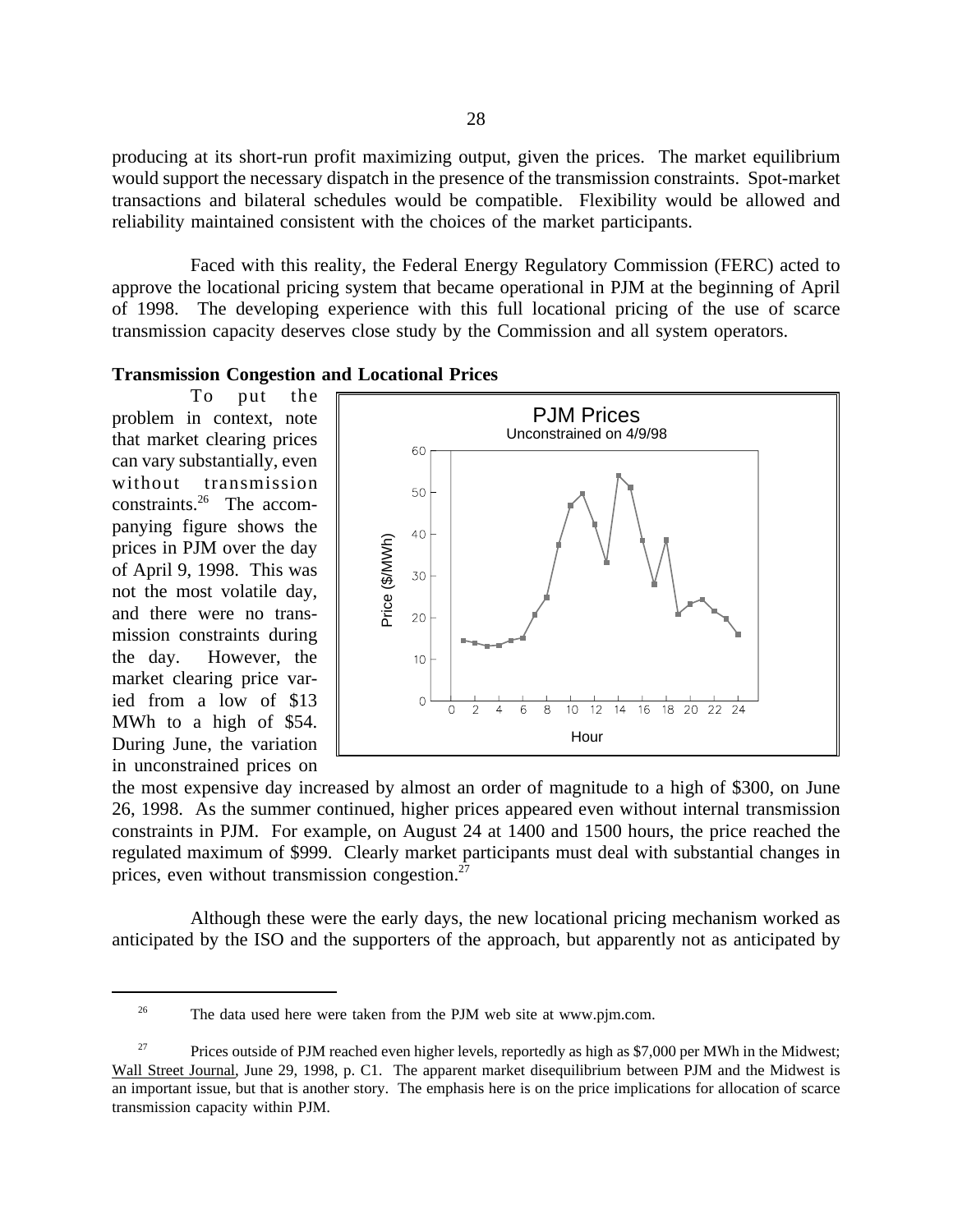producing at its short-run profit maximizing output, given the prices. The market equilibrium would support the necessary dispatch in the presence of the transmission constraints. Spot-market transactions and bilateral schedules would be compatible. Flexibility would be allowed and reliability maintained consistent with the choices of the market participants.

Faced with this reality, the Federal Energy Regulatory Commission (FERC) acted to approve the locational pricing system that became operational in PJM at the beginning of April of 1998. The developing experience with this full locational pricing of the use of scarce transmission capacity deserves close study by the Commission and all system operators.

**Transmission Congestion and Locational Prices**

To put the problem in context, note that market clearing prices can vary substantially, even without transmission constraints.[26] The accompanying figure shows the prices in PJM over the day of April 9, 1998. This was not the most volatile day, and there were no transmission constraints during the day. However, the market clearing price varied from a low of $13 MWh to a high of $54. During June, the variation in unconstrained prices on the most expensive day increased by almost an order of magnitude to a high of $300, on June 26, 1998. As the summer continued, higher prices appeared even without internal transmission constraints in PJM. For example, on August 24 at 1400 and 1500 hours, the price reached the regulated maximum of $999. Clearly market participants must deal with substantial changes in prices, even without transmission congestion.[27]

PJM Prices
Unconstrained on 4/9/98

Although these were the early days, the new locational pricing mechanism worked as anticipated by the ISO and the supporters of the approach, but apparently not as anticipated by

---

[26] The data used here were taken from the PJM web site at www.pjm.com.

[27] Prices outside of PJM reached even higher levels, reportedly as high as $7,000 per MWh in the Midwest; Wall Street Journal, June 29, 1998, p. C1. The apparent market disequilibrium between PJM and the Midwest is an important issue, but that is another story. The emphasis here is on the price implications for allocation of scarce transmission capacity within PJM.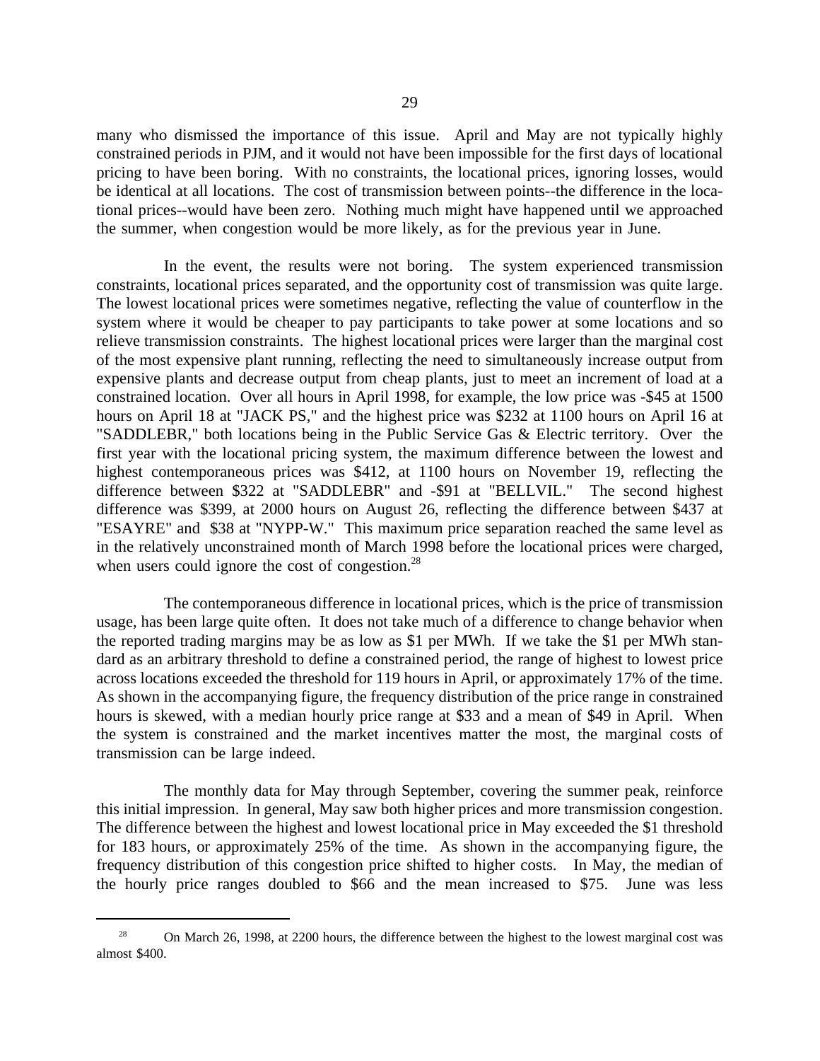many who dismissed the importance of this issue. April and May are not typically highly constrained periods in PJM, and it would not have been impossible for the first days of locational pricing to have been boring. With no constraints, the locational prices, ignoring losses, would be identical at all locations. The cost of transmission between points--the difference in the locational prices--would have been zero. Nothing much might have happened until we approached the summer, when congestion would be more likely, as for the previous year in June.

In the event, the results were not boring. The system experienced transmission constraints, locational prices separated, and the opportunity cost of transmission was quite large. The lowest locational prices were sometimes negative, reflecting the value of counterflow in the system where it would be cheaper to pay participants to take power at some locations and so relieve transmission constraints. The highest locational prices were larger than the marginal cost of the most expensive plant running, reflecting the need to simultaneously increase output from expensive plants and decrease output from cheap plants, just to meet an increment of load at a constrained location. Over all hours in April 1998, for example, the low price was -$45 at 1500 hours on April 18 at "JACK PS," and the highest price was $232 at 1100 hours on April 16 at "SADDLEBR," both locations being in the Public Service Gas & Electric territory. Over the first year with the locational pricing system, the maximum difference between the lowest and highest contemporaneous prices was $412, at 1100 hours on November 19, reflecting the difference between $322 at "SADDLEBR" and -$91 at "BELLVIL." The second highest difference was $399, at 2000 hours on August 26, reflecting the difference between $437 at "ESAYRE" and $38 at "NYPP-W." This maximum price separation reached the same level as in the relatively unconstrained month of March 1998 before the locational prices were charged, when users could ignore the cost of congestion.[28]

The contemporaneous difference in locational prices, which is the price of transmission usage, has been large quite often. It does not take much of a difference to change behavior when the reported trading margins may be as low as $1 per MWh. If we take the $1 per MWh standard as an arbitrary threshold to define a constrained period, the range of highest to lowest price across locations exceeded the threshold for 119 hours in April, or approximately 17% of the time. As shown in the accompanying figure, the frequency distribution of the price range in constrained hours is skewed, with a median hourly price range at $33 and a mean of $49 in April. When the system is constrained and the market incentives matter the most, the marginal costs of transmission can be large indeed.

The monthly data for May through September, covering the summer peak, reinforce this initial impression. In general, May saw both higher prices and more transmission congestion. The difference between the highest and lowest locational price in May exceeded the $1 threshold for 183 hours, or approximately 25% of the time. As shown in the accompanying figure, the frequency distribution of this congestion price shifted to higher costs. In May, the median of the hourly price ranges doubled to $66 and the mean increased to $75. June was less

---

[28] On March 26, 1998, at 2200 hours, the difference between the highest to the lowest marginal cost was almost $400.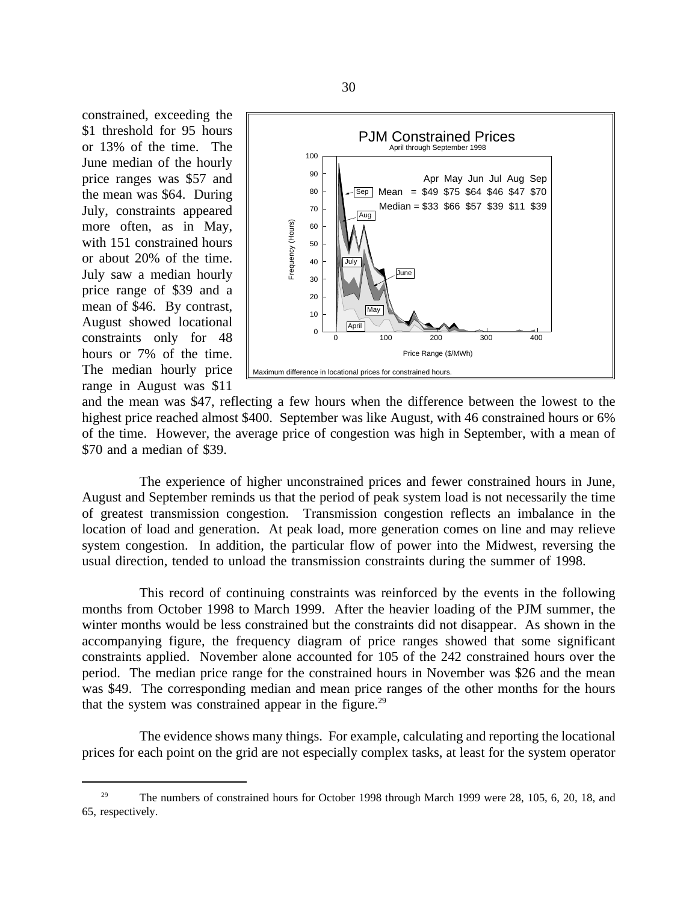constrained, exceeding the $1 threshold for 95 hours or 13% of the time. The June median of the hourly price ranges was $57 and the mean was $64. During July, constraints appeared more often, as in May, with 151 constrained hours or about 20% of the time. July saw a median hourly price range of $39 and a mean of $46. By contrast, August showed locational constraints only for 48 hours or 7% of the time. The median hourly price range in August was $11 and the mean was $47, reflecting a few hours when the difference between the lowest to the highest price reached almost $400. September was like August, with 46 constrained hours or 6% of the time. However, the average price of congestion was high in September, with a mean of $70 and a median of $39.

**PJM Constrained Prices**
April through September 1998

| | Apr | May | Jun | Jul | Aug | Sep |
|---|---|---|---|---|---|---|
| Mean = | $49 | $75 | $64 | $46 | $47 | $70 |
| Median = | $33 | $66 | $57 | $39 | $11 | $39 |

Frequency (Hours) vs. Price Range ($/MWh)

Maximum difference in locational prices for constrained hours.

The experience of higher unconstrained prices and fewer constrained hours in June, August and September reminds us that the period of peak system load is not necessarily the time of greatest transmission congestion. Transmission congestion reflects an imbalance in the location of load and generation. At peak load, more generation comes on line and may relieve system congestion. In addition, the particular flow of power into the Midwest, reversing the usual direction, tended to unload the transmission constraints during the summer of 1998.

This record of continuing constraints was reinforced by the events in the following months from October 1998 to March 1999. After the heavier loading of the PJM summer, the winter months would be less constrained but the constraints did not disappear. As shown in the accompanying figure, the frequency diagram of price ranges showed that some significant constraints applied. November alone accounted for 105 of the 242 constrained hours over the period. The median price range for the constrained hours in November was $26 and the mean was $49. The corresponding median and mean price ranges of the other months for the hours that the system was constrained appear in the figure.[29]

The evidence shows many things. For example, calculating and reporting the locational prices for each point on the grid are not especially complex tasks, at least for the system operator

[29] The numbers of constrained hours for October 1998 through March 1999 were 28, 105, 6, 20, 18, and 65, respectively.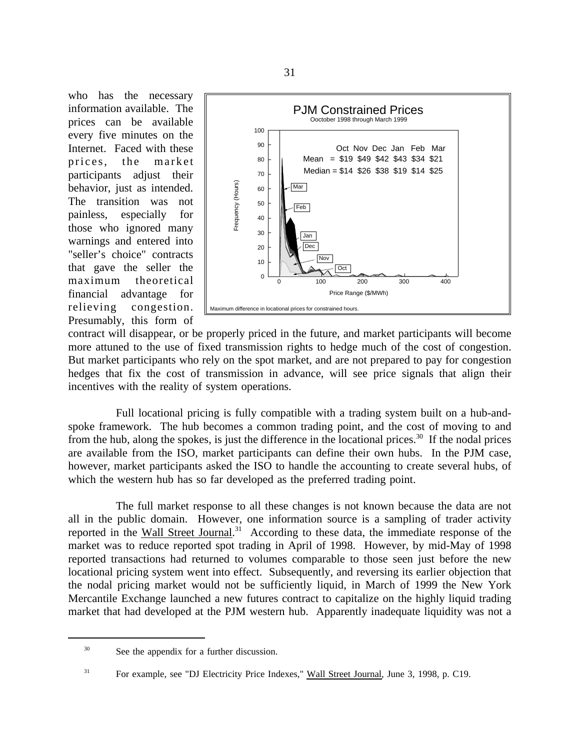who has the necessary information available. The prices can be available every five minutes on the Internet. Faced with these prices, the market participants adjust their behavior, just as intended. The transition was not painless, especially for those who ignored many warnings and entered into "seller's choice" contracts that gave the seller the maximum theoretical financial advantage for relieving congestion. Presumably, this form of contract will disappear, or be properly priced in the future, and market participants will become more attuned to the use of fixed transmission rights to hedge much of the cost of congestion. But market participants who rely on the spot market, and are not prepared to pay for congestion hedges that fix the cost of transmission in advance, will see price signals that align their incentives with the reality of system operations.

Full locational pricing is fully compatible with a trading system built on a hub-and-spoke framework. The hub becomes a common trading point, and the cost of moving to and from the hub, along the spokes, is just the difference in the locational prices.[30] If the nodal prices are available from the ISO, market participants can define their own hubs. In the PJM case, however, market participants asked the ISO to handle the accounting to create several hubs, of which the western hub has so far developed as the preferred trading point.

The full market response to all these changes is not known because the data are not all in the public domain. However, one information source is a sampling of trader activity reported in the Wall Street Journal.[31] According to these data, the immediate response of the market was to reduce reported spot trading in April of 1998. However, by mid-May of 1998 reported transactions had returned to volumes comparable to those seen just before the new locational pricing system went into effect. Subsequently, and reversing its earlier objection that the nodal pricing market would not be sufficiently liquid, in March of 1999 the New York Mercantile Exchange launched a new futures contract to capitalize on the highly liquid trading market that had developed at the PJM western hub. Apparently inadequate liquidity was not a

---

[30] See the appendix for a further discussion.

[31] For example, see "DJ Electricity Price Indexes," Wall Street Journal, June 3, 1998, p. C19.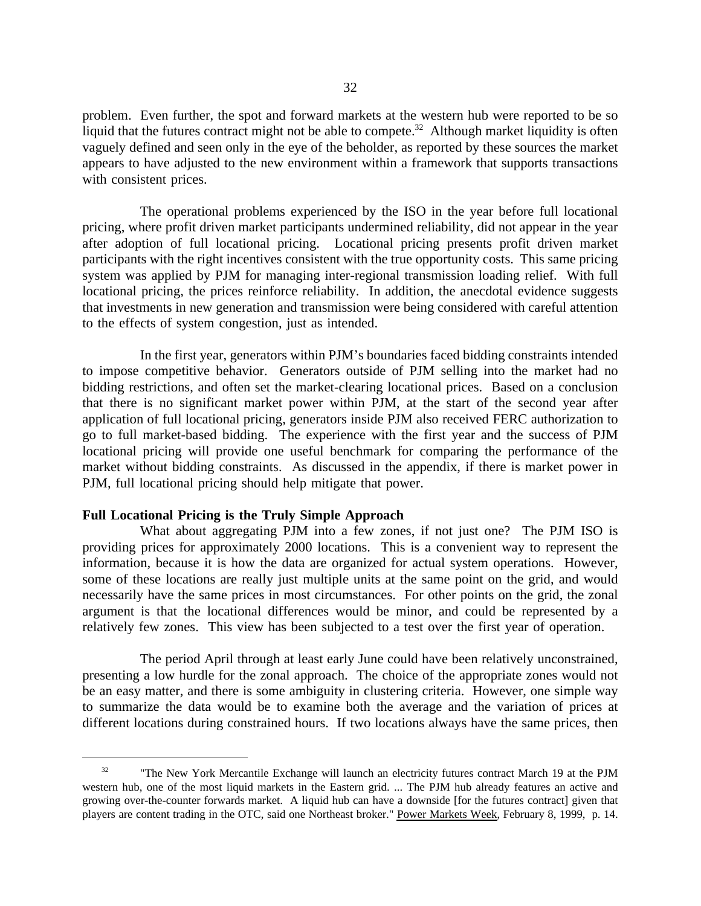problem. Even further, the spot and forward markets at the western hub were reported to be so liquid that the futures contract might not be able to compete.[32] Although market liquidity is often vaguely defined and seen only in the eye of the beholder, as reported by these sources the market appears to have adjusted to the new environment within a framework that supports transactions with consistent prices.

The operational problems experienced by the ISO in the year before full locational pricing, where profit driven market participants undermined reliability, did not appear in the year after adoption of full locational pricing. Locational pricing presents profit driven market participants with the right incentives consistent with the true opportunity costs. This same pricing system was applied by PJM for managing inter-regional transmission loading relief. With full locational pricing, the prices reinforce reliability. In addition, the anecdotal evidence suggests that investments in new generation and transmission were being considered with careful attention to the effects of system congestion, just as intended.

In the first year, generators within PJM's boundaries faced bidding constraints intended to impose competitive behavior. Generators outside of PJM selling into the market had no bidding restrictions, and often set the market-clearing locational prices. Based on a conclusion that there is no significant market power within PJM, at the start of the second year after application of full locational pricing, generators inside PJM also received FERC authorization to go to full market-based bidding. The experience with the first year and the success of PJM locational pricing will provide one useful benchmark for comparing the performance of the market without bidding constraints. As discussed in the appendix, if there is market power in PJM, full locational pricing should help mitigate that power.

**Full Locational Pricing is the Truly Simple Approach**

What about aggregating PJM into a few zones, if not just one? The PJM ISO is providing prices for approximately 2000 locations. This is a convenient way to represent the information, because it is how the data are organized for actual system operations. However, some of these locations are really just multiple units at the same point on the grid, and would necessarily have the same prices in most circumstances. For other points on the grid, the zonal argument is that the locational differences would be minor, and could be represented by a relatively few zones. This view has been subjected to a test over the first year of operation.

The period April through at least early June could have been relatively unconstrained, presenting a low hurdle for the zonal approach. The choice of the appropriate zones would not be an easy matter, and there is some ambiguity in clustering criteria. However, one simple way to summarize the data would be to examine both the average and the variation of prices at different locations during constrained hours. If two locations always have the same prices, then

---

[32] "The New York Mercantile Exchange will launch an electricity futures contract March 19 at the PJM western hub, one of the most liquid markets in the Eastern grid. ... The PJM hub already features an active and growing over-the-counter forwards market. A liquid hub can have a downside [for the futures contract] given that players are content trading in the OTC, said one Northeast broker." Power Markets Week, February 8, 1999, p. 14.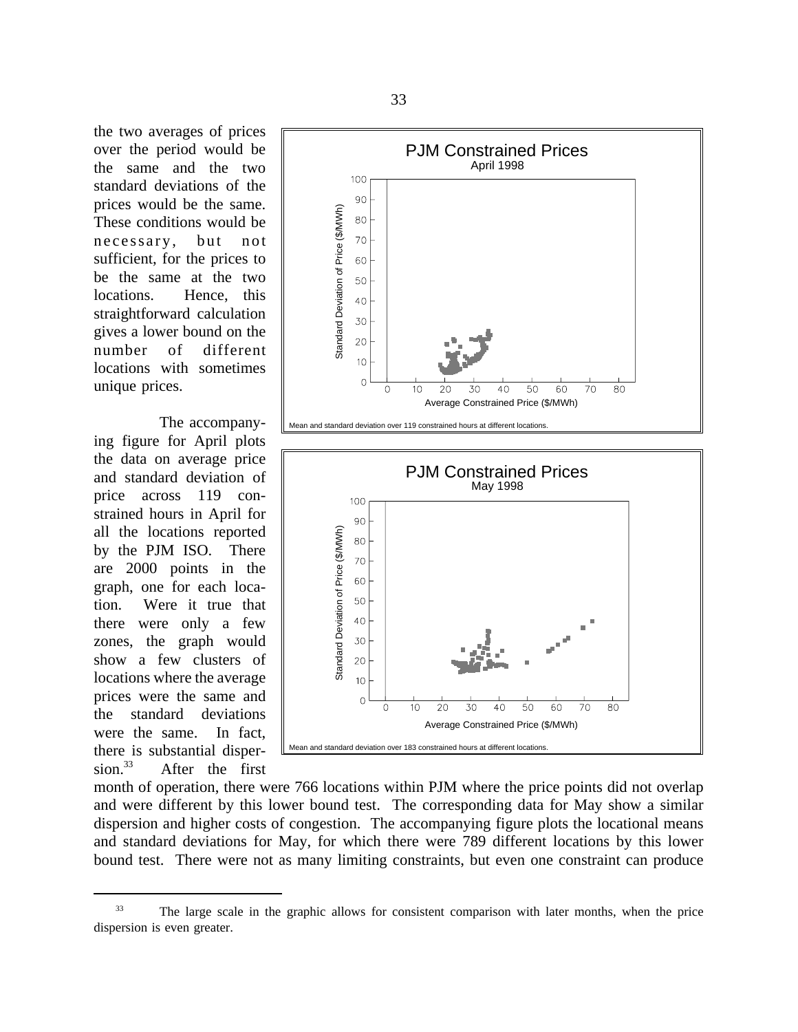the two averages of prices over the period would be the same and the two standard deviations of the prices would be the same. These conditions would be necessary, but not sufficient, for the prices to be the same at the two locations. Hence, this straightforward calculation gives a lower bound on the number of different locations with sometimes unique prices.

The accompanying figure for April plots the data on average price and standard deviation of price across 119 constrained hours in April for all the locations reported by the PJM ISO. There are 2000 points in the graph, one for each location. Were it true that there were only a few zones, the graph would show a few clusters of locations where the average prices were the same and the standard deviations were the same. In fact, there is substantial dispersion.[33] After the first month of operation, there were 766 locations within PJM where the price points did not overlap and were different by this lower bound test. The corresponding data for May show a similar dispersion and higher costs of congestion. The accompanying figure plots the locational means and standard deviations for May, for which there were 789 different locations by this lower bound test. There were not as many limiting constraints, but even one constraint can produce

**PJM Constrained Prices**
April 1998

Mean and standard deviation over 119 constrained hours at different locations.

**PJM Constrained Prices**
May 1998

Mean and standard deviation over 183 constrained hours at different locations.

---

[33] The large scale in the graphic allows for consistent comparison with later months, when the price dispersion is even greater.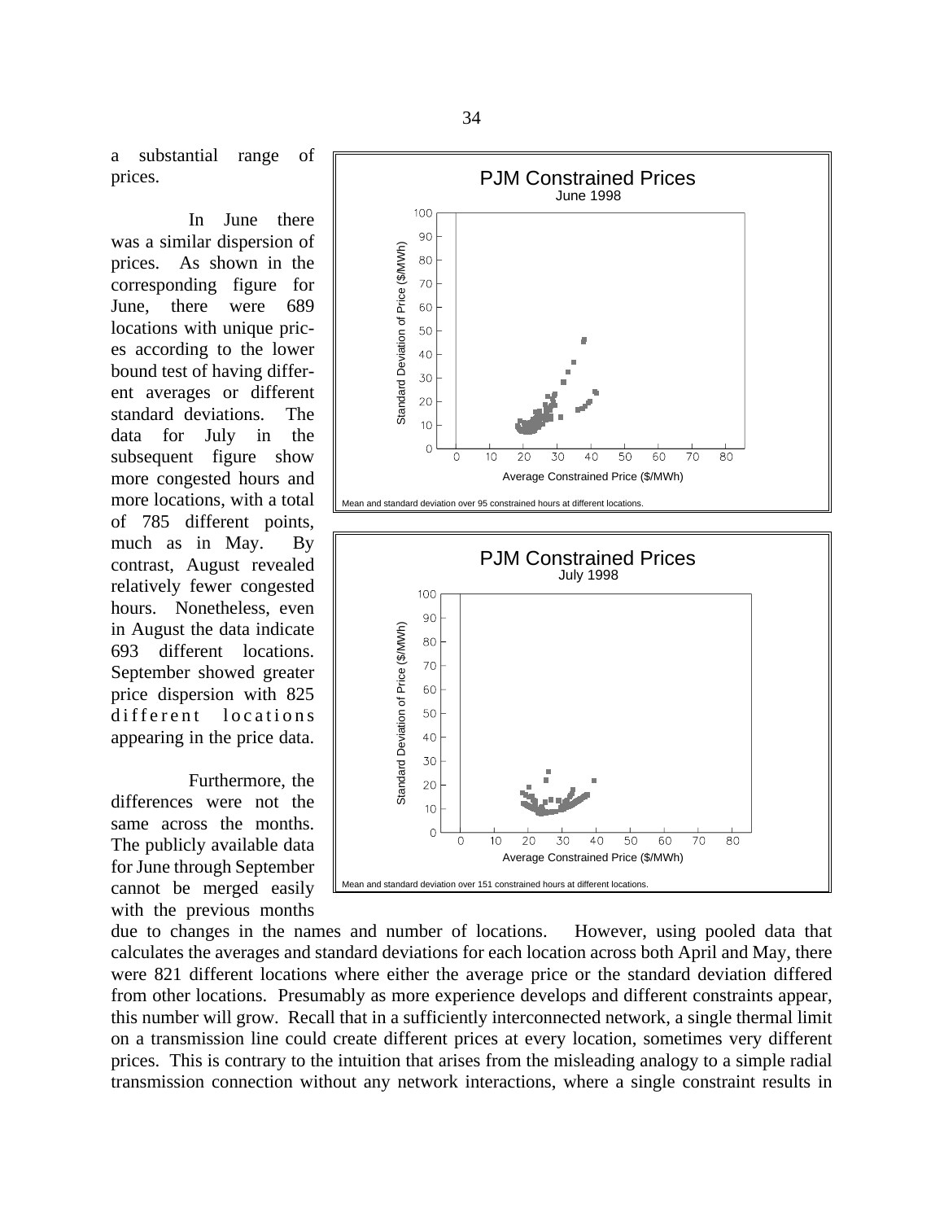a substantial range of prices.

In June there was a similar dispersion of prices. As shown in the corresponding figure for June, there were 689 locations with unique prices according to the lower bound test of having different averages or different standard deviations. The data for July in the subsequent figure show more congested hours and more locations, with a total of 785 different points, much as in May. By contrast, August revealed relatively fewer congested hours. Nonetheless, even in August the data indicate 693 different locations. September showed greater price dispersion with 825 different locations appearing in the price data.

**PJM Constrained Prices**
June 1998

Mean and standard deviation over 95 constrained hours at different locations.

**PJM Constrained Prices**
July 1998

Mean and standard deviation over 151 constrained hours at different locations.

Furthermore, the differences were not the same across the months. The publicly available data for June through September cannot be merged easily with the previous months due to changes in the names and number of locations. However, using pooled data that calculates the averages and standard deviations for each location across both April and May, there were 821 different locations where either the average price or the standard deviation differed from other locations. Presumably as more experience develops and different constraints appear, this number will grow. Recall that in a sufficiently interconnected network, a single thermal limit on a transmission line could create different prices at every location, sometimes very different prices. This is contrary to the intuition that arises from the misleading analogy to a simple radial transmission connection without any network interactions, where a single constraint results in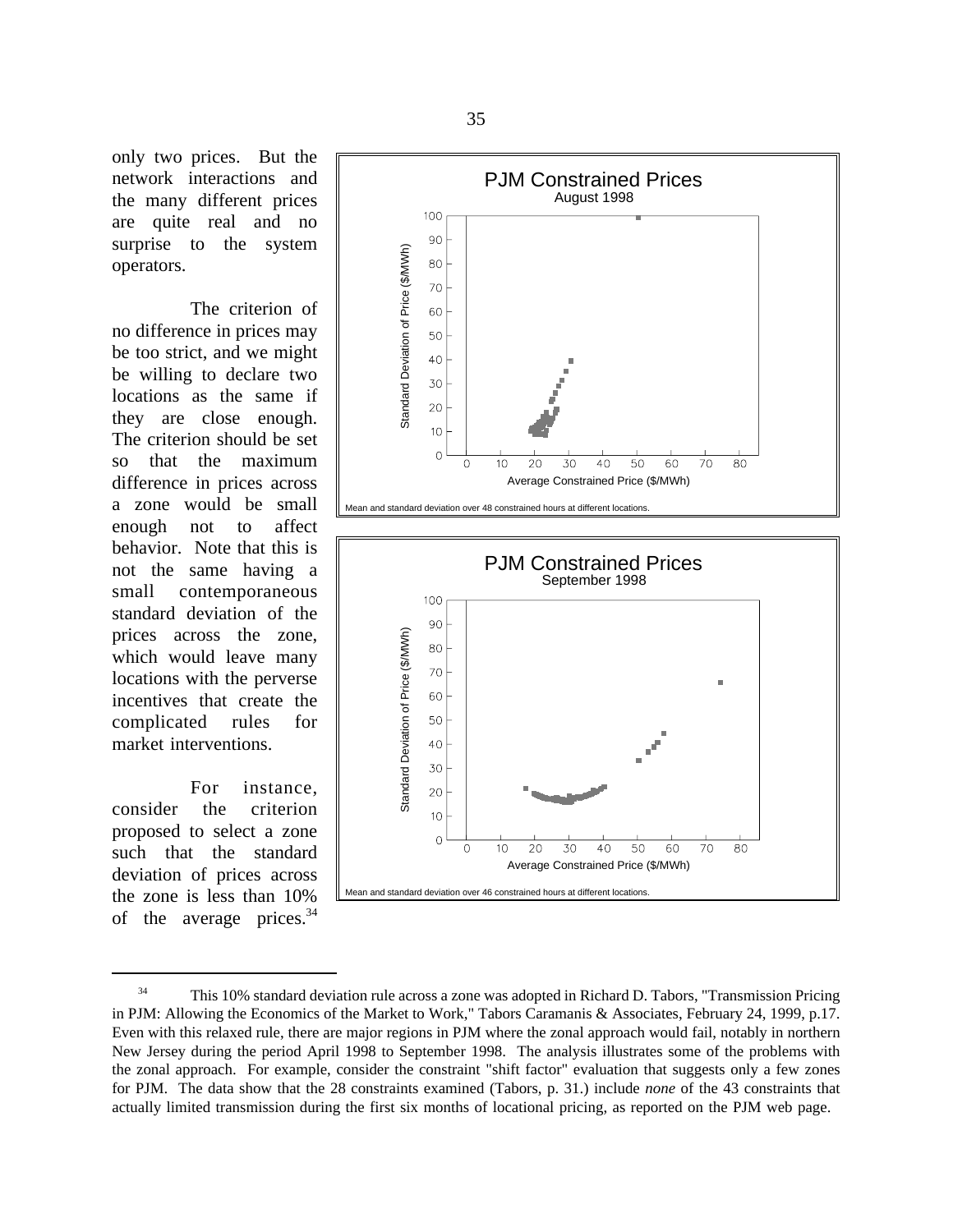only two prices. But the network interactions and the many different prices are quite real and no surprise to the system operators.

The criterion of no difference in prices may be too strict, and we might be willing to declare two locations as the same if they are close enough. The criterion should be set so that the maximum difference in prices across a zone would be small enough not to affect behavior. Note that this is not the same having a small contemporaneous standard deviation of the prices across the zone, which would leave many locations with the perverse incentives that create the complicated rules for market interventions.

For instance, consider the criterion proposed to select a zone such that the standard deviation of prices across the zone is less than 10% of the average prices.[34]

**PJM Constrained Prices**
August 1998

Mean and standard deviation over 48 constrained hours at different locations.

**PJM Constrained Prices**
September 1998

Mean and standard deviation over 46 constrained hours at different locations.

---

[34] This 10% standard deviation rule across a zone was adopted in Richard D. Tabors, "Transmission Pricing in PJM: Allowing the Economics of the Market to Work," Tabors Caramanis & Associates, February 24, 1999, p.17. Even with this relaxed rule, there are major regions in PJM where the zonal approach would fail, notably in northern New Jersey during the period April 1998 to September 1998. The analysis illustrates some of the problems with the zonal approach. For example, consider the constraint "shift factor" evaluation that suggests only a few zones for PJM. The data show that the 28 constraints examined (Tabors, p. 31.) include *none* of the 43 constraints that actually limited transmission during the first six months of locational pricing, as reported on the PJM web page.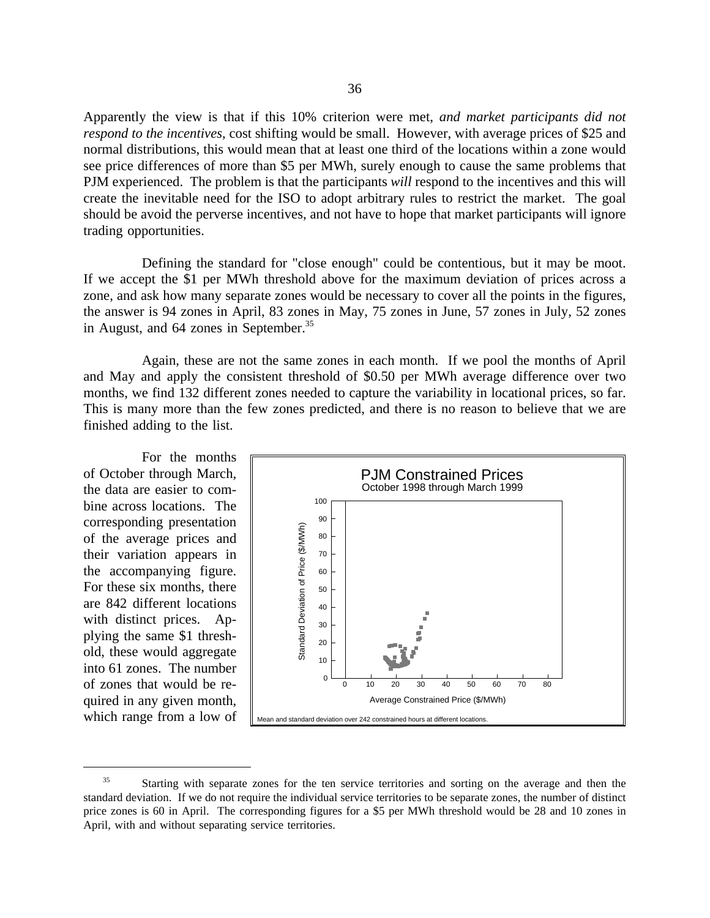Apparently the view is that if this 10% criterion were met, *and market participants did not respond to the incentives*, cost shifting would be small. However, with average prices of $25 and normal distributions, this would mean that at least one third of the locations within a zone would see price differences of more than $5 per MWh, surely enough to cause the same problems that PJM experienced. The problem is that the participants *will* respond to the incentives and this will create the inevitable need for the ISO to adopt arbitrary rules to restrict the market. The goal should be avoid the perverse incentives, and not have to hope that market participants will ignore trading opportunities.

Defining the standard for "close enough" could be contentious, but it may be moot. If we accept the $1 per MWh threshold above for the maximum deviation of prices across a zone, and ask how many separate zones would be necessary to cover all the points in the figures, the answer is 94 zones in April, 83 zones in May, 75 zones in June, 57 zones in July, 52 zones in August, and 64 zones in September.[35]

Again, these are not the same zones in each month. If we pool the months of April and May and apply the consistent threshold of $0.50 per MWh average difference over two months, we find 132 different zones needed to capture the variability in locational prices, so far. This is many more than the few zones predicted, and there is no reason to believe that we are finished adding to the list.

For the months of October through March, the data are easier to combine across locations. The corresponding presentation of the average prices and their variation appears in the accompanying figure. For these six months, there are 842 different locations with distinct prices. Applying the same $1 threshold, these would aggregate into 61 zones. The number of zones that would be required in any given month, which range from a low of

**PJM Constrained Prices**
October 1998 through March 1999

Mean and standard deviation over 242 constrained hours at different locations.

---

[35] Starting with separate zones for the ten service territories and sorting on the average and then the standard deviation. If we do not require the individual service territories to be separate zones, the number of distinct price zones is 60 in April. The corresponding figures for a $5 per MWh threshold would be 28 and 10 zones in April, with and without separating service territories.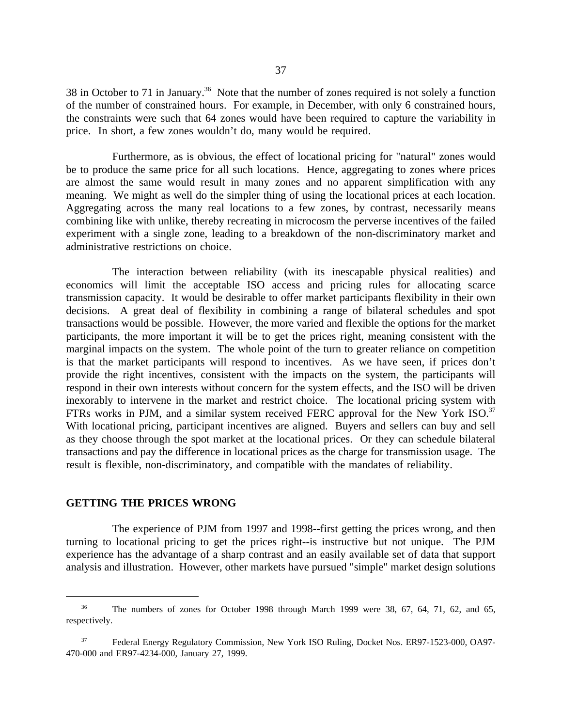38 in October to 71 in January.[36] Note that the number of zones required is not solely a function of the number of constrained hours. For example, in December, with only 6 constrained hours, the constraints were such that 64 zones would have been required to capture the variability in price. In short, a few zones wouldn't do, many would be required.

Furthermore, as is obvious, the effect of locational pricing for "natural" zones would be to produce the same price for all such locations. Hence, aggregating to zones where prices are almost the same would result in many zones and no apparent simplification with any meaning. We might as well do the simpler thing of using the locational prices at each location. Aggregating across the many real locations to a few zones, by contrast, necessarily means combining like with unlike, thereby recreating in microcosm the perverse incentives of the failed experiment with a single zone, leading to a breakdown of the non-discriminatory market and administrative restrictions on choice.

The interaction between reliability (with its inescapable physical realities) and economics will limit the acceptable ISO access and pricing rules for allocating scarce transmission capacity. It would be desirable to offer market participants flexibility in their own decisions. A great deal of flexibility in combining a range of bilateral schedules and spot transactions would be possible. However, the more varied and flexible the options for the market participants, the more important it will be to get the prices right, meaning consistent with the marginal impacts on the system. The whole point of the turn to greater reliance on competition is that the market participants will respond to incentives. As we have seen, if prices don't provide the right incentives, consistent with the impacts on the system, the participants will respond in their own interests without concern for the system effects, and the ISO will be driven inexorably to intervene in the market and restrict choice. The locational pricing system with FTRs works in PJM, and a similar system received FERC approval for the New York ISO.[37] With locational pricing, participant incentives are aligned. Buyers and sellers can buy and sell as they choose through the spot market at the locational prices. Or they can schedule bilateral transactions and pay the difference in locational prices as the charge for transmission usage. The result is flexible, non-discriminatory, and compatible with the mandates of reliability.

## GETTING THE PRICES WRONG

The experience of PJM from 1997 and 1998--first getting the prices wrong, and then turning to locational pricing to get the prices right--is instructive but not unique. The PJM experience has the advantage of a sharp contrast and an easily available set of data that support analysis and illustration. However, other markets have pursued "simple" market design solutions

---

[36] The numbers of zones for October 1998 through March 1999 were 38, 67, 64, 71, 62, and 65, respectively.

[37] Federal Energy Regulatory Commission, New York ISO Ruling, Docket Nos. ER97-1523-000, OA97-470-000 and ER97-4234-000, January 27, 1999.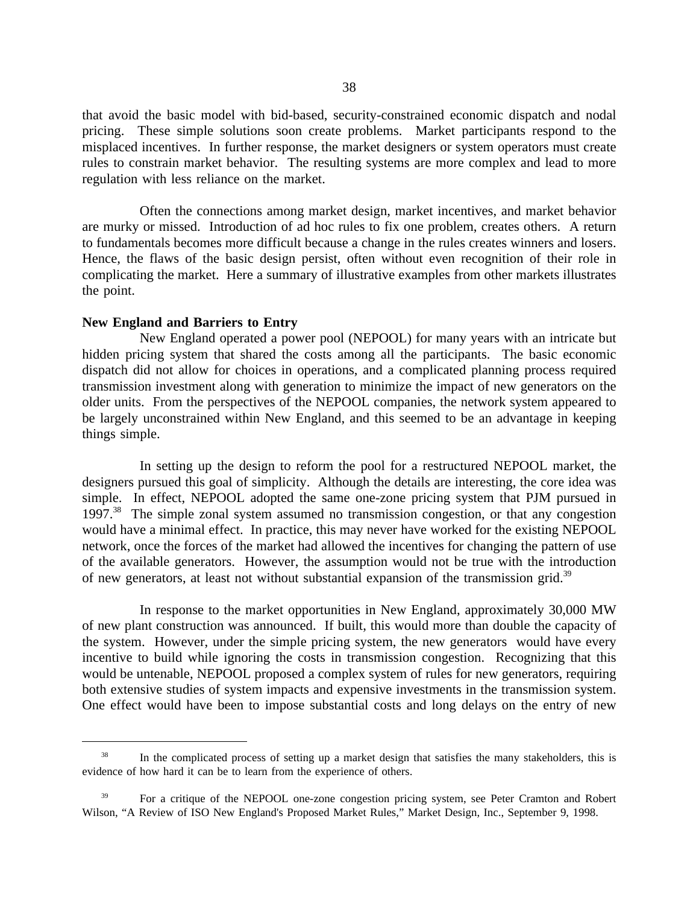that avoid the basic model with bid-based, security-constrained economic dispatch and nodal pricing. These simple solutions soon create problems. Market participants respond to the misplaced incentives. In further response, the market designers or system operators must create rules to constrain market behavior. The resulting systems are more complex and lead to more regulation with less reliance on the market.

Often the connections among market design, market incentives, and market behavior are murky or missed. Introduction of ad hoc rules to fix one problem, creates others. A return to fundamentals becomes more difficult because a change in the rules creates winners and losers. Hence, the flaws of the basic design persist, often without even recognition of their role in complicating the market. Here a summary of illustrative examples from other markets illustrates the point.

**New England and Barriers to Entry**

New England operated a power pool (NEPOOL) for many years with an intricate but hidden pricing system that shared the costs among all the participants. The basic economic dispatch did not allow for choices in operations, and a complicated planning process required transmission investment along with generation to minimize the impact of new generators on the older units. From the perspectives of the NEPOOL companies, the network system appeared to be largely unconstrained within New England, and this seemed to be an advantage in keeping things simple.

In setting up the design to reform the pool for a restructured NEPOOL market, the designers pursued this goal of simplicity. Although the details are interesting, the core idea was simple. In effect, NEPOOL adopted the same one-zone pricing system that PJM pursued in 1997.[38] The simple zonal system assumed no transmission congestion, or that any congestion would have a minimal effect. In practice, this may never have worked for the existing NEPOOL network, once the forces of the market had allowed the incentives for changing the pattern of use of the available generators. However, the assumption would not be true with the introduction of new generators, at least not without substantial expansion of the transmission grid.[39]

In response to the market opportunities in New England, approximately 30,000 MW of new plant construction was announced. If built, this would more than double the capacity of the system. However, under the simple pricing system, the new generators would have every incentive to build while ignoring the costs in transmission congestion. Recognizing that this would be untenable, NEPOOL proposed a complex system of rules for new generators, requiring both extensive studies of system impacts and expensive investments in the transmission system. One effect would have been to impose substantial costs and long delays on the entry of new

---

[38] In the complicated process of setting up a market design that satisfies the many stakeholders, this is evidence of how hard it can be to learn from the experience of others.

[39] For a critique of the NEPOOL one-zone congestion pricing system, see Peter Cramton and Robert Wilson, "A Review of ISO New England's Proposed Market Rules," Market Design, Inc., September 9, 1998.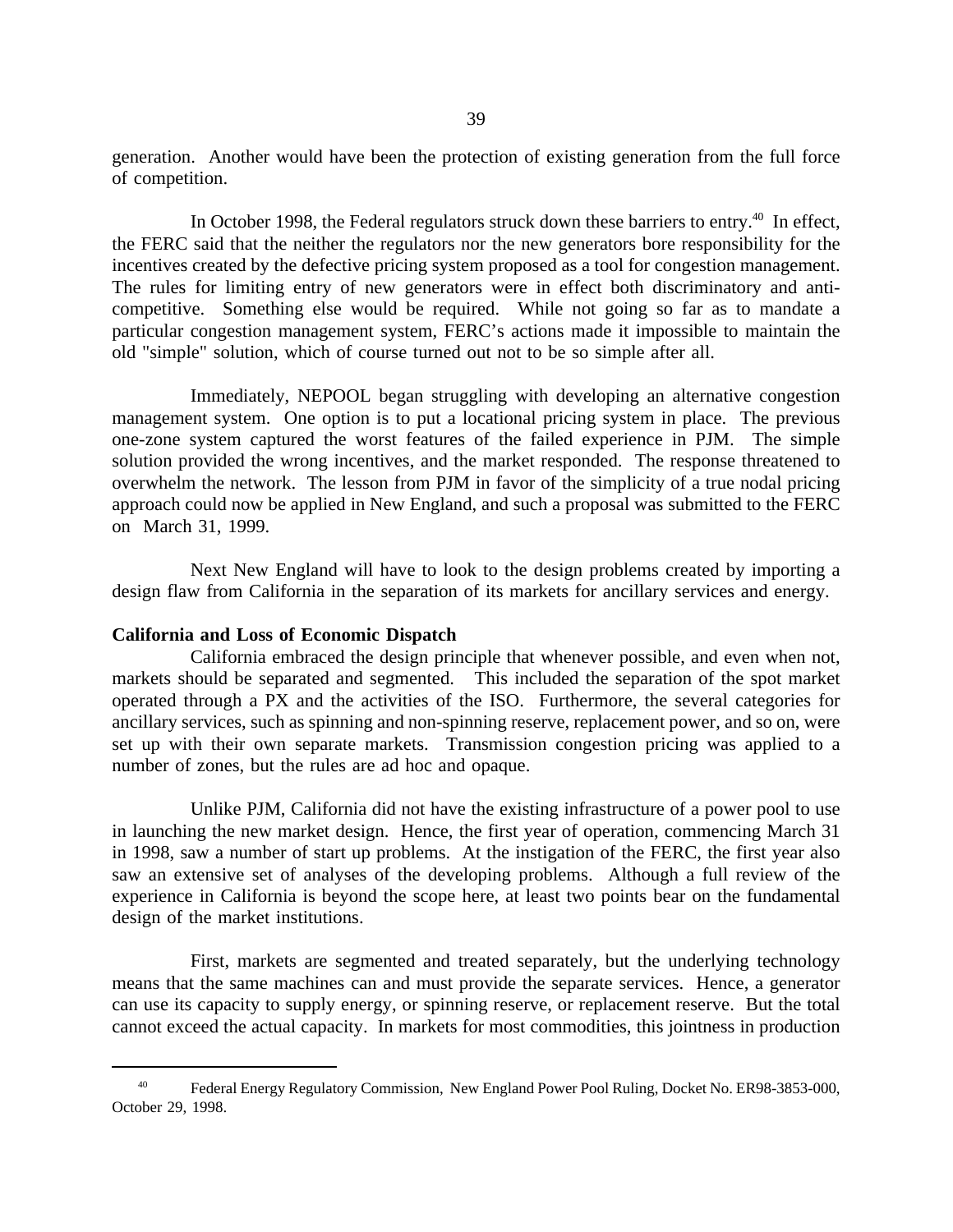generation. Another would have been the protection of existing generation from the full force of competition.

In October 1998, the Federal regulators struck down these barriers to entry.[40] In effect, the FERC said that the neither the regulators nor the new generators bore responsibility for the incentives created by the defective pricing system proposed as a tool for congestion management. The rules for limiting entry of new generators were in effect both discriminatory and anti-competitive. Something else would be required. While not going so far as to mandate a particular congestion management system, FERC's actions made it impossible to maintain the old "simple" solution, which of course turned out not to be so simple after all.

Immediately, NEPOOL began struggling with developing an alternative congestion management system. One option is to put a locational pricing system in place. The previous one-zone system captured the worst features of the failed experience in PJM. The simple solution provided the wrong incentives, and the market responded. The response threatened to overwhelm the network. The lesson from PJM in favor of the simplicity of a true nodal pricing approach could now be applied in New England, and such a proposal was submitted to the FERC on March 31, 1999.

Next New England will have to look to the design problems created by importing a design flaw from California in the separation of its markets for ancillary services and energy.

**California and Loss of Economic Dispatch**

California embraced the design principle that whenever possible, and even when not, markets should be separated and segmented. This included the separation of the spot market operated through a PX and the activities of the ISO. Furthermore, the several categories for ancillary services, such as spinning and non-spinning reserve, replacement power, and so on, were set up with their own separate markets. Transmission congestion pricing was applied to a number of zones, but the rules are ad hoc and opaque.

Unlike PJM, California did not have the existing infrastructure of a power pool to use in launching the new market design. Hence, the first year of operation, commencing March 31 in 1998, saw a number of start up problems. At the instigation of the FERC, the first year also saw an extensive set of analyses of the developing problems. Although a full review of the experience in California is beyond the scope here, at least two points bear on the fundamental design of the market institutions.

First, markets are segmented and treated separately, but the underlying technology means that the same machines can and must provide the separate services. Hence, a generator can use its capacity to supply energy, or spinning reserve, or replacement reserve. But the total cannot exceed the actual capacity. In markets for most commodities, this jointness in production

[40] Federal Energy Regulatory Commission, New England Power Pool Ruling, Docket No. ER98-3853-000, October 29, 1998.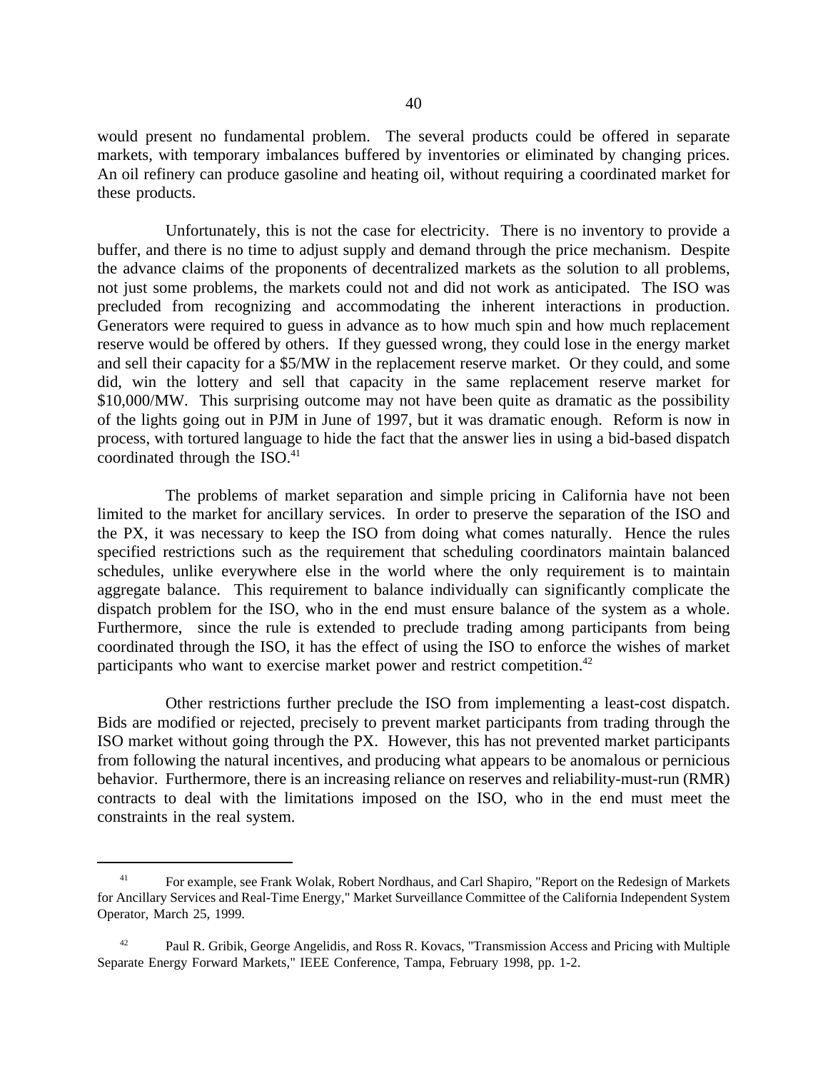would present no fundamental problem. The several products could be offered in separate markets, with temporary imbalances buffered by inventories or eliminated by changing prices. An oil refinery can produce gasoline and heating oil, without requiring a coordinated market for these products.

Unfortunately, this is not the case for electricity. There is no inventory to provide a buffer, and there is no time to adjust supply and demand through the price mechanism. Despite the advance claims of the proponents of decentralized markets as the solution to all problems, not just some problems, the markets could not and did not work as anticipated. The ISO was precluded from recognizing and accommodating the inherent interactions in production. Generators were required to guess in advance as to how much spin and how much replacement reserve would be offered by others. If they guessed wrong, they could lose in the energy market and sell their capacity for a $5/MW in the replacement reserve market. Or they could, and some did, win the lottery and sell that capacity in the same replacement reserve market for $10,000/MW. This surprising outcome may not have been quite as dramatic as the possibility of the lights going out in PJM in June of 1997, but it was dramatic enough. Reform is now in process, with tortured language to hide the fact that the answer lies in using a bid-based dispatch coordinated through the ISO.[41]

The problems of market separation and simple pricing in California have not been limited to the market for ancillary services. In order to preserve the separation of the ISO and the PX, it was necessary to keep the ISO from doing what comes naturally. Hence the rules specified restrictions such as the requirement that scheduling coordinators maintain balanced schedules, unlike everywhere else in the world where the only requirement is to maintain aggregate balance. This requirement to balance individually can significantly complicate the dispatch problem for the ISO, who in the end must ensure balance of the system as a whole. Furthermore, since the rule is extended to preclude trading among participants from being coordinated through the ISO, it has the effect of using the ISO to enforce the wishes of market participants who want to exercise market power and restrict competition.[42]

Other restrictions further preclude the ISO from implementing a least-cost dispatch. Bids are modified or rejected, precisely to prevent market participants from trading through the ISO market without going through the PX. However, this has not prevented market participants from following the natural incentives, and producing what appears to be anomalous or pernicious behavior. Furthermore, there is an increasing reliance on reserves and reliability-must-run (RMR) contracts to deal with the limitations imposed on the ISO, who in the end must meet the constraints in the real system.

---

[41] For example, see Frank Wolak, Robert Nordhaus, and Carl Shapiro, "Report on the Redesign of Markets for Ancillary Services and Real-Time Energy," Market Surveillance Committee of the California Independent System Operator, March 25, 1999.

[42] Paul R. Gribik, George Angelidis, and Ross R. Kovacs, "Transmission Access and Pricing with Multiple Separate Energy Forward Markets," IEEE Conference, Tampa, February 1998, pp. 1-2.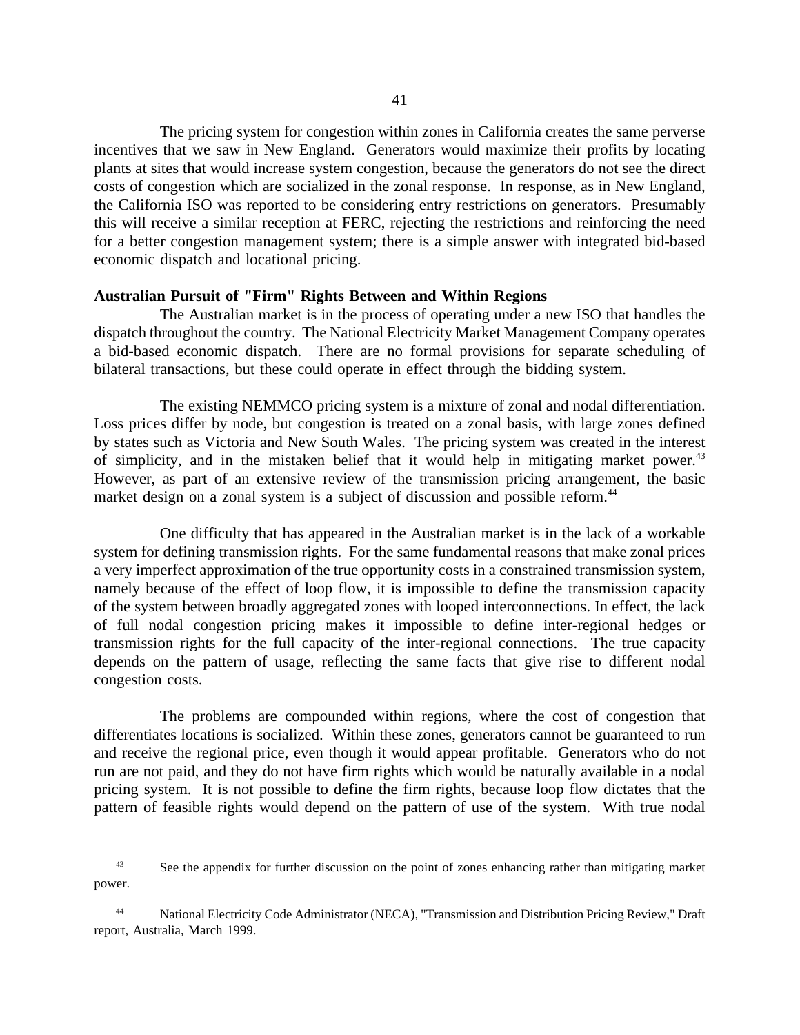The pricing system for congestion within zones in California creates the same perverse incentives that we saw in New England. Generators would maximize their profits by locating plants at sites that would increase system congestion, because the generators do not see the direct costs of congestion which are socialized in the zonal response. In response, as in New England, the California ISO was reported to be considering entry restrictions on generators. Presumably this will receive a similar reception at FERC, rejecting the restrictions and reinforcing the need for a better congestion management system; there is a simple answer with integrated bid-based economic dispatch and locational pricing.

**Australian Pursuit of "Firm" Rights Between and Within Regions**

The Australian market is in the process of operating under a new ISO that handles the dispatch throughout the country. The National Electricity Market Management Company operates a bid-based economic dispatch. There are no formal provisions for separate scheduling of bilateral transactions, but these could operate in effect through the bidding system.

The existing NEMMCO pricing system is a mixture of zonal and nodal differentiation. Loss prices differ by node, but congestion is treated on a zonal basis, with large zones defined by states such as Victoria and New South Wales. The pricing system was created in the interest of simplicity, and in the mistaken belief that it would help in mitigating market power.[43] However, as part of an extensive review of the transmission pricing arrangement, the basic market design on a zonal system is a subject of discussion and possible reform.[44]

One difficulty that has appeared in the Australian market is in the lack of a workable system for defining transmission rights. For the same fundamental reasons that make zonal prices a very imperfect approximation of the true opportunity costs in a constrained transmission system, namely because of the effect of loop flow, it is impossible to define the transmission capacity of the system between broadly aggregated zones with looped interconnections. In effect, the lack of full nodal congestion pricing makes it impossible to define inter-regional hedges or transmission rights for the full capacity of the inter-regional connections. The true capacity depends on the pattern of usage, reflecting the same facts that give rise to different nodal congestion costs.

The problems are compounded within regions, where the cost of congestion that differentiates locations is socialized. Within these zones, generators cannot be guaranteed to run and receive the regional price, even though it would appear profitable. Generators who do not run are not paid, and they do not have firm rights which would be naturally available in a nodal pricing system. It is not possible to define the firm rights, because loop flow dictates that the pattern of feasible rights would depend on the pattern of use of the system. With true nodal

---

[43] See the appendix for further discussion on the point of zones enhancing rather than mitigating market power.

[44] National Electricity Code Administrator (NECA), "Transmission and Distribution Pricing Review," Draft report, Australia, March 1999.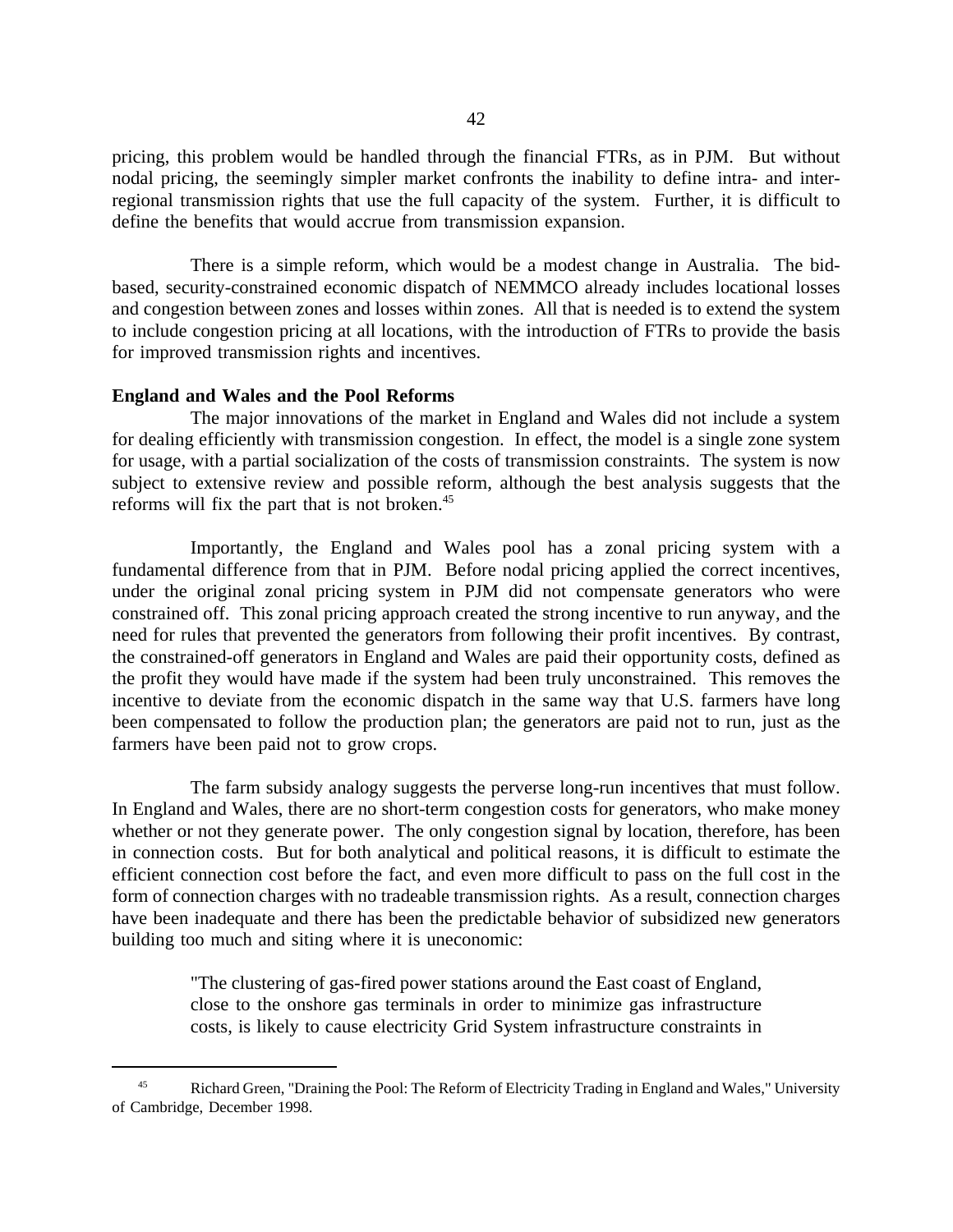pricing, this problem would be handled through the financial FTRs, as in PJM. But without nodal pricing, the seemingly simpler market confronts the inability to define intra- and inter-regional transmission rights that use the full capacity of the system. Further, it is difficult to define the benefits that would accrue from transmission expansion.

There is a simple reform, which would be a modest change in Australia. The bid-based, security-constrained economic dispatch of NEMMCO already includes locational losses and congestion between zones and losses within zones. All that is needed is to extend the system to include congestion pricing at all locations, with the introduction of FTRs to provide the basis for improved transmission rights and incentives.

**England and Wales and the Pool Reforms**

The major innovations of the market in England and Wales did not include a system for dealing efficiently with transmission congestion. In effect, the model is a single zone system for usage, with a partial socialization of the costs of transmission constraints. The system is now subject to extensive review and possible reform, although the best analysis suggests that the reforms will fix the part that is not broken.[45]

Importantly, the England and Wales pool has a zonal pricing system with a fundamental difference from that in PJM. Before nodal pricing applied the correct incentives, under the original zonal pricing system in PJM did not compensate generators who were constrained off. This zonal pricing approach created the strong incentive to run anyway, and the need for rules that prevented the generators from following their profit incentives. By contrast, the constrained-off generators in England and Wales are paid their opportunity costs, defined as the profit they would have made if the system had been truly unconstrained. This removes the incentive to deviate from the economic dispatch in the same way that U.S. farmers have long been compensated to follow the production plan; the generators are paid not to run, just as the farmers have been paid not to grow crops.

The farm subsidy analogy suggests the perverse long-run incentives that must follow. In England and Wales, there are no short-term congestion costs for generators, who make money whether or not they generate power. The only congestion signal by location, therefore, has been in connection costs. But for both analytical and political reasons, it is difficult to estimate the efficient connection cost before the fact, and even more difficult to pass on the full cost in the form of connection charges with no tradeable transmission rights. As a result, connection charges have been inadequate and there has been the predictable behavior of subsidized new generators building too much and siting where it is uneconomic:

> "The clustering of gas-fired power stations around the East coast of England, close to the onshore gas terminals in order to minimize gas infrastructure costs, is likely to cause electricity Grid System infrastructure constraints in

---

[45] Richard Green, "Draining the Pool: The Reform of Electricity Trading in England and Wales," University of Cambridge, December 1998.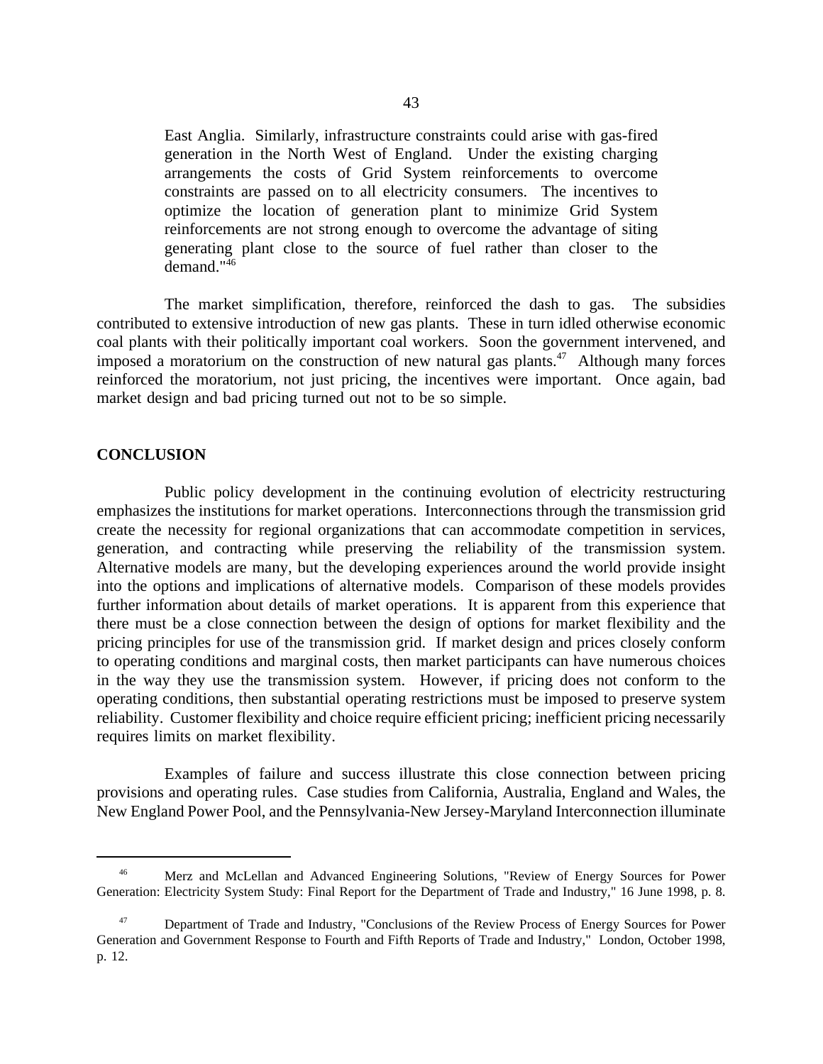> East Anglia. Similarly, infrastructure constraints could arise with gas-fired generation in the North West of England. Under the existing charging arrangements the costs of Grid System reinforcements to overcome constraints are passed on to all electricity consumers. The incentives to optimize the location of generation plant to minimize Grid System reinforcements are not strong enough to overcome the advantage of siting generating plant close to the source of fuel rather than closer to the demand."[46]

The market simplification, therefore, reinforced the dash to gas. The subsidies contributed to extensive introduction of new gas plants. These in turn idled otherwise economic coal plants with their politically important coal workers. Soon the government intervened, and imposed a moratorium on the construction of new natural gas plants.[47] Although many forces reinforced the moratorium, not just pricing, the incentives were important. Once again, bad market design and bad pricing turned out not to be so simple.

## CONCLUSION

Public policy development in the continuing evolution of electricity restructuring emphasizes the institutions for market operations. Interconnections through the transmission grid create the necessity for regional organizations that can accommodate competition in services, generation, and contracting while preserving the reliability of the transmission system. Alternative models are many, but the developing experiences around the world provide insight into the options and implications of alternative models. Comparison of these models provides further information about details of market operations. It is apparent from this experience that there must be a close connection between the design of options for market flexibility and the pricing principles for use of the transmission grid. If market design and prices closely conform to operating conditions and marginal costs, then market participants can have numerous choices in the way they use the transmission system. However, if pricing does not conform to the operating conditions, then substantial operating restrictions must be imposed to preserve system reliability. Customer flexibility and choice require efficient pricing; inefficient pricing necessarily requires limits on market flexibility.

Examples of failure and success illustrate this close connection between pricing provisions and operating rules. Case studies from California, Australia, England and Wales, the New England Power Pool, and the Pennsylvania-New Jersey-Maryland Interconnection illuminate

---

[46] Merz and McLellan and Advanced Engineering Solutions, "Review of Energy Sources for Power Generation: Electricity System Study: Final Report for the Department of Trade and Industry," 16 June 1998, p. 8.

[47] Department of Trade and Industry, "Conclusions of the Review Process of Energy Sources for Power Generation and Government Response to Fourth and Fifth Reports of Trade and Industry," London, October 1998, p. 12.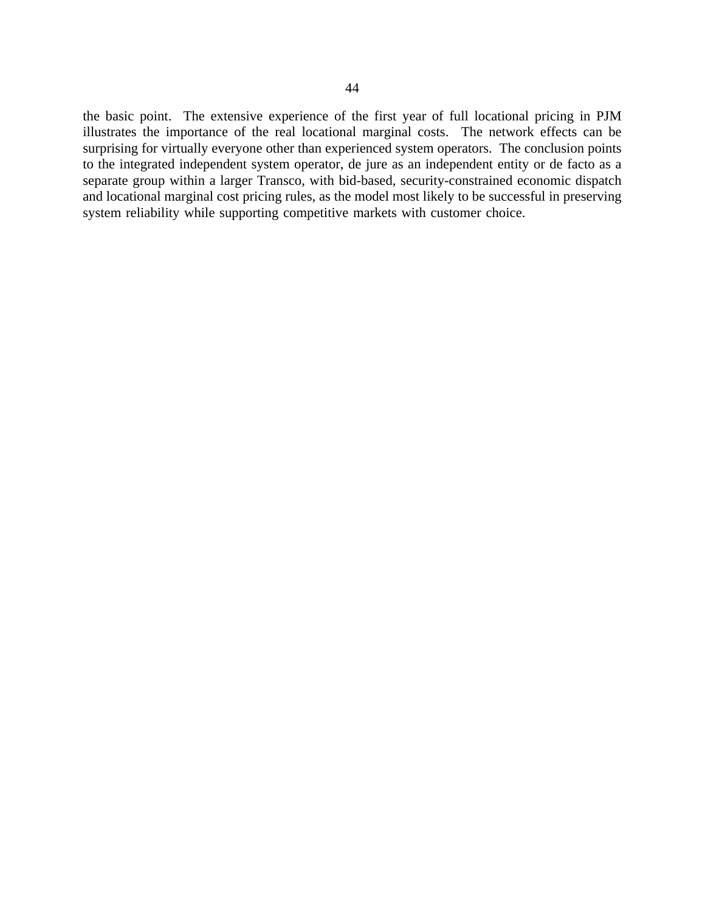the basic point. The extensive experience of the first year of full locational pricing in PJM illustrates the importance of the real locational marginal costs. The network effects can be surprising for virtually everyone other than experienced system operators. The conclusion points to the integrated independent system operator, de jure as an independent entity or de facto as a separate group within a larger Transco, with bid-based, security-constrained economic dispatch and locational marginal cost pricing rules, as the model most likely to be successful in preserving system reliability while supporting competitive markets with customer choice.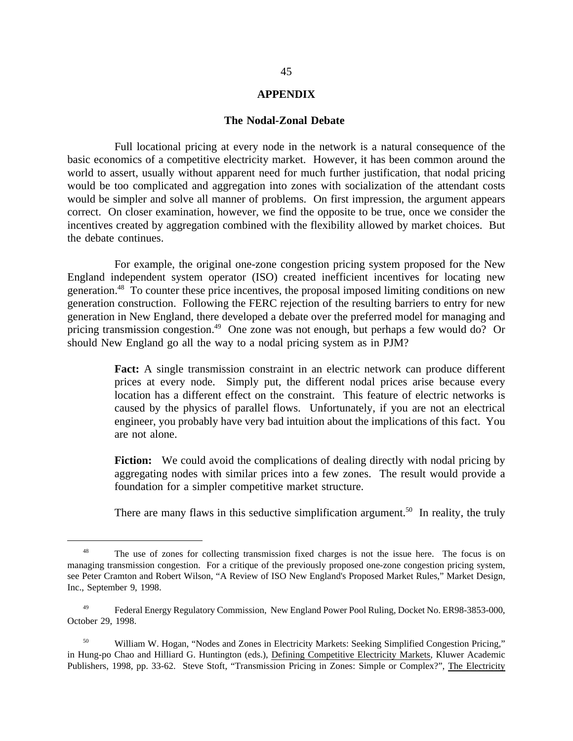## APPENDIX

### The Nodal-Zonal Debate

Full locational pricing at every node in the network is a natural consequence of the basic economics of a competitive electricity market. However, it has been common around the world to assert, usually without apparent need for much further justification, that nodal pricing would be too complicated and aggregation into zones with socialization of the attendant costs would be simpler and solve all manner of problems. On first impression, the argument appears correct. On closer examination, however, we find the opposite to be true, once we consider the incentives created by aggregation combined with the flexibility allowed by market choices. But the debate continues.

For example, the original one-zone congestion pricing system proposed for the New England independent system operator (ISO) created inefficient incentives for locating new generation.[48] To counter these price incentives, the proposal imposed limiting conditions on new generation construction. Following the FERC rejection of the resulting barriers to entry for new generation in New England, there developed a debate over the preferred model for managing and pricing transmission congestion.[49] One zone was not enough, but perhaps a few would do? Or should New England go all the way to a nodal pricing system as in PJM?

> **Fact:** A single transmission constraint in an electric network can produce different prices at every node. Simply put, the different nodal prices arise because every location has a different effect on the constraint. This feature of electric networks is caused by the physics of parallel flows. Unfortunately, if you are not an electrical engineer, you probably have very bad intuition about the implications of this fact. You are not alone.
>
> **Fiction:** We could avoid the complications of dealing directly with nodal pricing by aggregating nodes with similar prices into a few zones. The result would provide a foundation for a simpler competitive market structure.
>
> There are many flaws in this seductive simplification argument.[50] In reality, the truly

---

[48] The use of zones for collecting transmission fixed charges is not the issue here. The focus is on managing transmission congestion. For a critique of the previously proposed one-zone congestion pricing system, see Peter Cramton and Robert Wilson, "A Review of ISO New England's Proposed Market Rules," Market Design, Inc., September 9, 1998.

[49] Federal Energy Regulatory Commission, New England Power Pool Ruling, Docket No. ER98-3853-000, October 29, 1998.

[50] William W. Hogan, "Nodes and Zones in Electricity Markets: Seeking Simplified Congestion Pricing," in Hung-po Chao and Hilliard G. Huntington (eds.), Defining Competitive Electricity Markets, Kluwer Academic Publishers, 1998, pp. 33-62. Steve Stoft, "Transmission Pricing in Zones: Simple or Complex?", The Electricity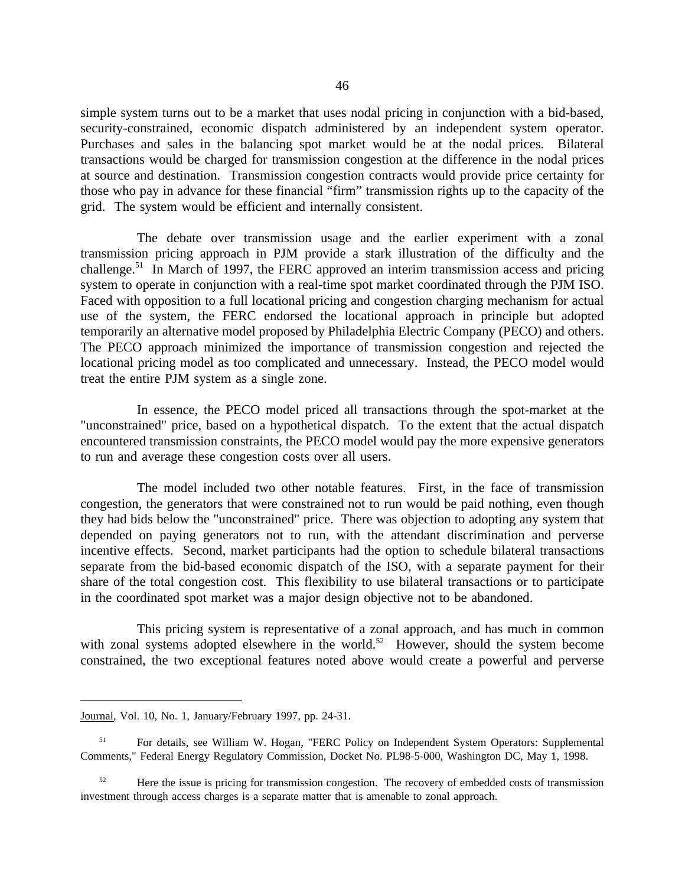simple system turns out to be a market that uses nodal pricing in conjunction with a bid-based, security-constrained, economic dispatch administered by an independent system operator. Purchases and sales in the balancing spot market would be at the nodal prices. Bilateral transactions would be charged for transmission congestion at the difference in the nodal prices at source and destination. Transmission congestion contracts would provide price certainty for those who pay in advance for these financial "firm" transmission rights up to the capacity of the grid. The system would be efficient and internally consistent.

The debate over transmission usage and the earlier experiment with a zonal transmission pricing approach in PJM provide a stark illustration of the difficulty and the challenge.[51] In March of 1997, the FERC approved an interim transmission access and pricing system to operate in conjunction with a real-time spot market coordinated through the PJM ISO. Faced with opposition to a full locational pricing and congestion charging mechanism for actual use of the system, the FERC endorsed the locational approach in principle but adopted temporarily an alternative model proposed by Philadelphia Electric Company (PECO) and others. The PECO approach minimized the importance of transmission congestion and rejected the locational pricing model as too complicated and unnecessary. Instead, the PECO model would treat the entire PJM system as a single zone.

In essence, the PECO model priced all transactions through the spot-market at the "unconstrained" price, based on a hypothetical dispatch. To the extent that the actual dispatch encountered transmission constraints, the PECO model would pay the more expensive generators to run and average these congestion costs over all users.

The model included two other notable features. First, in the face of transmission congestion, the generators that were constrained not to run would be paid nothing, even though they had bids below the "unconstrained" price. There was objection to adopting any system that depended on paying generators not to run, with the attendant discrimination and perverse incentive effects. Second, market participants had the option to schedule bilateral transactions separate from the bid-based economic dispatch of the ISO, with a separate payment for their share of the total congestion cost. This flexibility to use bilateral transactions or to participate in the coordinated spot market was a major design objective not to be abandoned.

This pricing system is representative of a zonal approach, and has much in common with zonal systems adopted elsewhere in the world.[52] However, should the system become constrained, the two exceptional features noted above would create a powerful and perverse

---

Journal, Vol. 10, No. 1, January/February 1997, pp. 24-31.

[51] For details, see William W. Hogan, "FERC Policy on Independent System Operators: Supplemental Comments," Federal Energy Regulatory Commission, Docket No. PL98-5-000, Washington DC, May 1, 1998.

[52] Here the issue is pricing for transmission congestion. The recovery of embedded costs of transmission investment through access charges is a separate matter that is amenable to zonal approach.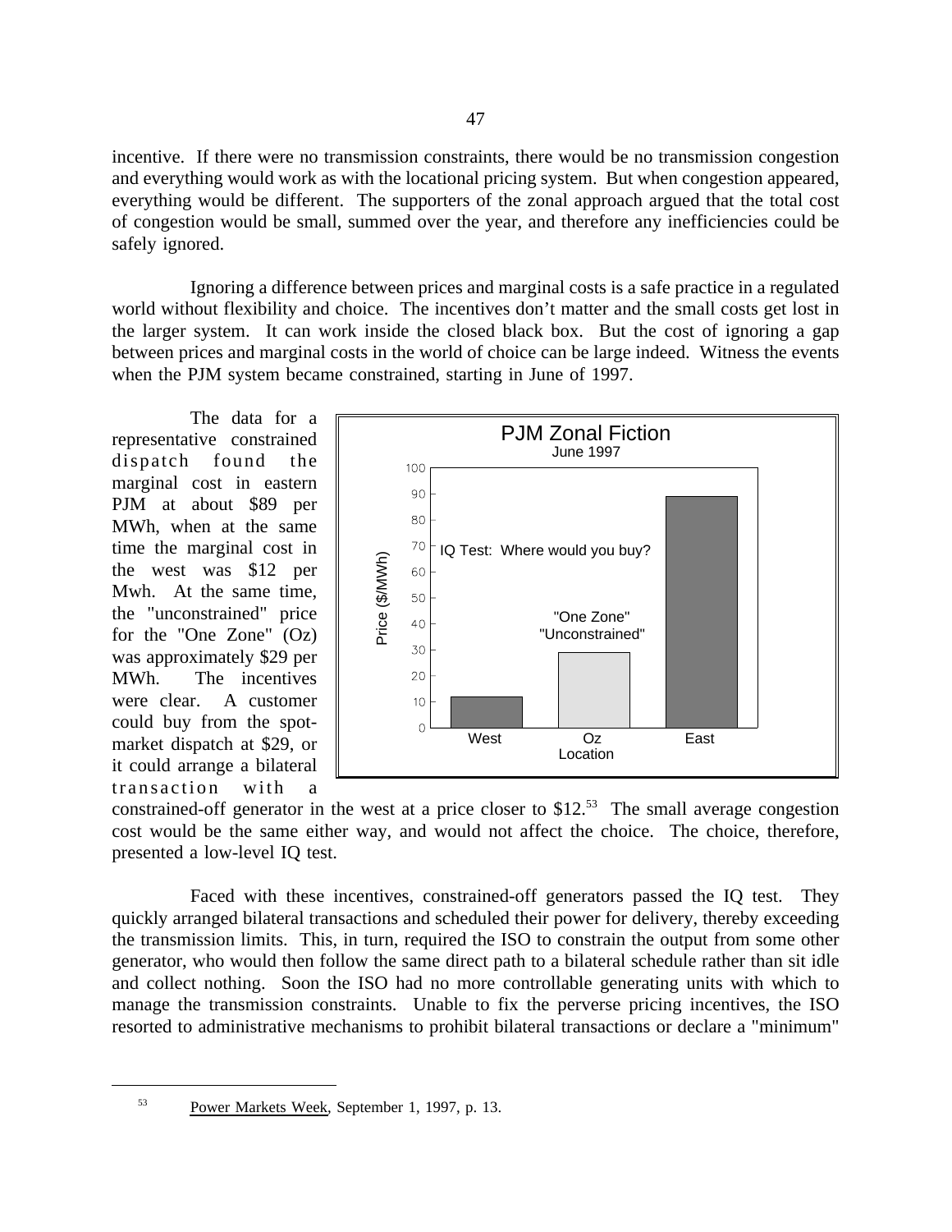incentive. If there were no transmission constraints, there would be no transmission congestion and everything would work as with the locational pricing system. But when congestion appeared, everything would be different. The supporters of the zonal approach argued that the total cost of congestion would be small, summed over the year, and therefore any inefficiencies could be safely ignored.

Ignoring a difference between prices and marginal costs is a safe practice in a regulated world without flexibility and choice. The incentives don't matter and the small costs get lost in the larger system. It can work inside the closed black box. But the cost of ignoring a gap between prices and marginal costs in the world of choice can be large indeed. Witness the events when the PJM system became constrained, starting in June of 1997.

The data for a representative constrained dispatch found the marginal cost in eastern PJM at about $89 per MWh, when at the same time the marginal cost in the west was $12 per Mwh. At the same time, the "unconstrained" price for the "One Zone" (Oz) was approximately $29 per MWh. The incentives were clear. A customer could buy from the spot-market dispatch at $29, or it could arrange a bilateral transaction with a constrained-off generator in the west at a price closer to $12.[53] The small average congestion cost would be the same either way, and would not affect the choice. The choice, therefore, presented a low-level IQ test.

**PJM Zonal Fiction**
June 1997

IQ Test: Where would you buy?

| Location | Price ($/MWh) |
|---|---|
| West | 12 |
| Oz ("One Zone" "Unconstrained") | 29 |
| East | 89 |

Faced with these incentives, constrained-off generators passed the IQ test. They quickly arranged bilateral transactions and scheduled their power for delivery, thereby exceeding the transmission limits. This, in turn, required the ISO to constrain the output from some other generator, who would then follow the same direct path to a bilateral schedule rather than sit idle and collect nothing. Soon the ISO had no more controllable generating units with which to manage the transmission constraints. Unable to fix the perverse pricing incentives, the ISO resorted to administrative mechanisms to prohibit bilateral transactions or declare a "minimum"

---

[53] Power Markets Week, September 1, 1997, p. 13.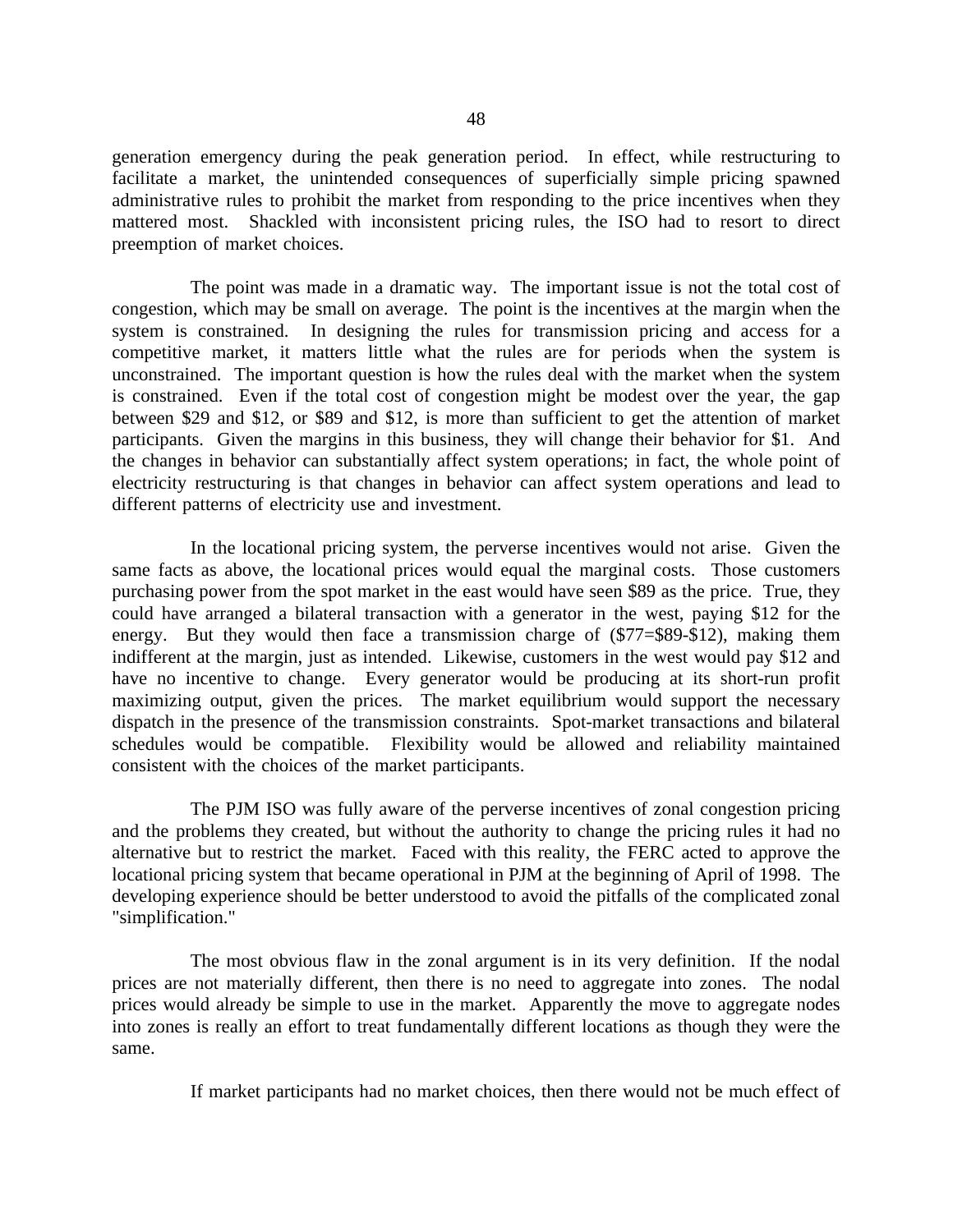generation emergency during the peak generation period. In effect, while restructuring to facilitate a market, the unintended consequences of superficially simple pricing spawned administrative rules to prohibit the market from responding to the price incentives when they mattered most. Shackled with inconsistent pricing rules, the ISO had to resort to direct preemption of market choices.

The point was made in a dramatic way. The important issue is not the total cost of congestion, which may be small on average. The point is the incentives at the margin when the system is constrained. In designing the rules for transmission pricing and access for a competitive market, it matters little what the rules are for periods when the system is unconstrained. The important question is how the rules deal with the market when the system is constrained. Even if the total cost of congestion might be modest over the year, the gap between $29 and $12, or $89 and $12, is more than sufficient to get the attention of market participants. Given the margins in this business, they will change their behavior for $1. And the changes in behavior can substantially affect system operations; in fact, the whole point of electricity restructuring is that changes in behavior can affect system operations and lead to different patterns of electricity use and investment.

In the locational pricing system, the perverse incentives would not arise. Given the same facts as above, the locational prices would equal the marginal costs. Those customers purchasing power from the spot market in the east would have seen $89 as the price. True, they could have arranged a bilateral transaction with a generator in the west, paying $12 for the energy. But they would then face a transmission charge of ($77=$89-$12), making them indifferent at the margin, just as intended. Likewise, customers in the west would pay $12 and have no incentive to change. Every generator would be producing at its short-run profit maximizing output, given the prices. The market equilibrium would support the necessary dispatch in the presence of the transmission constraints. Spot-market transactions and bilateral schedules would be compatible. Flexibility would be allowed and reliability maintained consistent with the choices of the market participants.

The PJM ISO was fully aware of the perverse incentives of zonal congestion pricing and the problems they created, but without the authority to change the pricing rules it had no alternative but to restrict the market. Faced with this reality, the FERC acted to approve the locational pricing system that became operational in PJM at the beginning of April of 1998. The developing experience should be better understood to avoid the pitfalls of the complicated zonal "simplification."

The most obvious flaw in the zonal argument is in its very definition. If the nodal prices are not materially different, then there is no need to aggregate into zones. The nodal prices would already be simple to use in the market. Apparently the move to aggregate nodes into zones is really an effort to treat fundamentally different locations as though they were the same.

If market participants had no market choices, then there would not be much effect of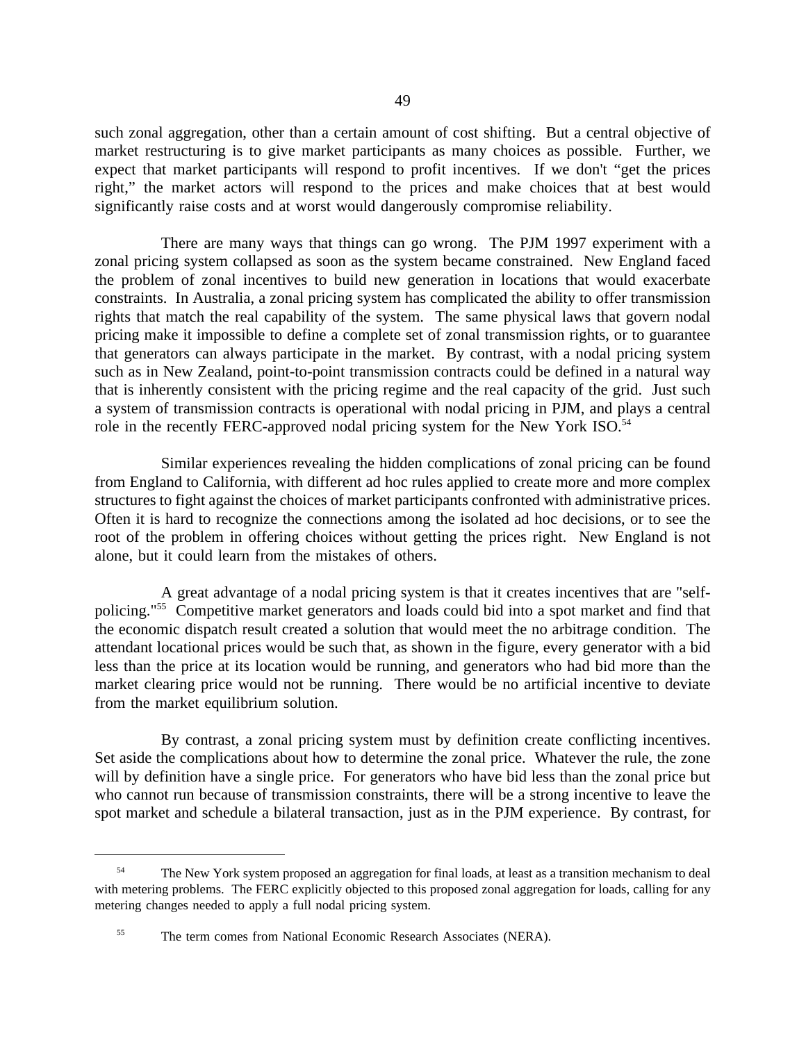such zonal aggregation, other than a certain amount of cost shifting. But a central objective of market restructuring is to give market participants as many choices as possible. Further, we expect that market participants will respond to profit incentives. If we don't "get the prices right," the market actors will respond to the prices and make choices that at best would significantly raise costs and at worst would dangerously compromise reliability.

There are many ways that things can go wrong. The PJM 1997 experiment with a zonal pricing system collapsed as soon as the system became constrained. New England faced the problem of zonal incentives to build new generation in locations that would exacerbate constraints. In Australia, a zonal pricing system has complicated the ability to offer transmission rights that match the real capability of the system. The same physical laws that govern nodal pricing make it impossible to define a complete set of zonal transmission rights, or to guarantee that generators can always participate in the market. By contrast, with a nodal pricing system such as in New Zealand, point-to-point transmission contracts could be defined in a natural way that is inherently consistent with the pricing regime and the real capacity of the grid. Just such a system of transmission contracts is operational with nodal pricing in PJM, and plays a central role in the recently FERC-approved nodal pricing system for the New York ISO.[54]

Similar experiences revealing the hidden complications of zonal pricing can be found from England to California, with different ad hoc rules applied to create more and more complex structures to fight against the choices of market participants confronted with administrative prices. Often it is hard to recognize the connections among the isolated ad hoc decisions, or to see the root of the problem in offering choices without getting the prices right. New England is not alone, but it could learn from the mistakes of others.

A great advantage of a nodal pricing system is that it creates incentives that are "self-policing."[55] Competitive market generators and loads could bid into a spot market and find that the economic dispatch result created a solution that would meet the no arbitrage condition. The attendant locational prices would be such that, as shown in the figure, every generator with a bid less than the price at its location would be running, and generators who had bid more than the market clearing price would not be running. There would be no artificial incentive to deviate from the market equilibrium solution.

By contrast, a zonal pricing system must by definition create conflicting incentives. Set aside the complications about how to determine the zonal price. Whatever the rule, the zone will by definition have a single price. For generators who have bid less than the zonal price but who cannot run because of transmission constraints, there will be a strong incentive to leave the spot market and schedule a bilateral transaction, just as in the PJM experience. By contrast, for

---

[54] The New York system proposed an aggregation for final loads, at least as a transition mechanism to deal with metering problems. The FERC explicitly objected to this proposed zonal aggregation for loads, calling for any metering changes needed to apply a full nodal pricing system.

[55] The term comes from National Economic Research Associates (NERA).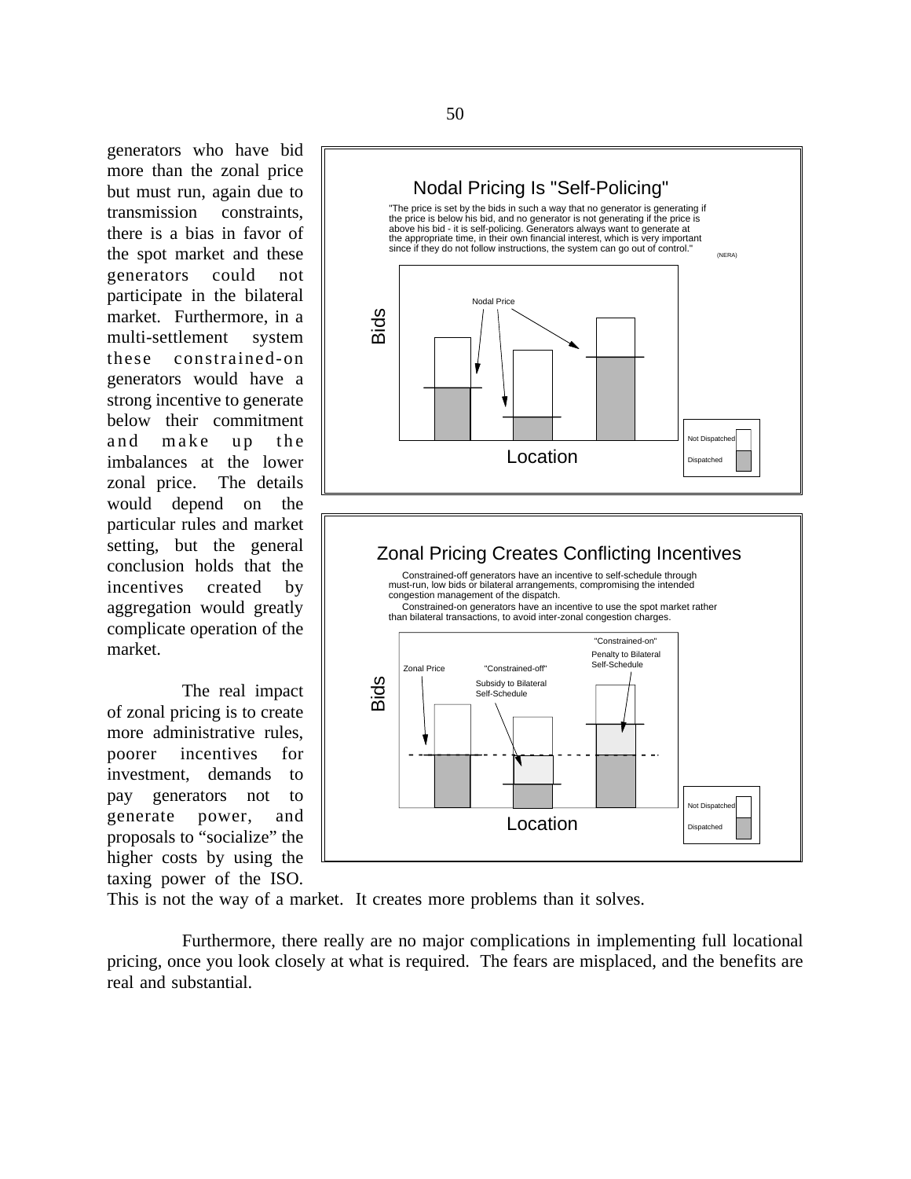generators who have bid more than the zonal price but must run, again due to transmission constraints, there is a bias in favor of the spot market and these generators could not participate in the bilateral market. Furthermore, in a multi-settlement system these constrained-on generators would have a strong incentive to generate below their commitment and make up the imbalances at the lower zonal price. The details would depend on the particular rules and market setting, but the general conclusion holds that the incentives created by aggregation would greatly complicate operation of the market.

**Nodal Pricing Is "Self-Policing"**

"The price is set by the bids in such a way that no generator is generating if the price is below his bid, and no generator is not generating if the price is above his bid - it is self-policing. Generators always want to generate at the appropriate time, in their own financial interest, which is very important since if they do not follow instructions, the system can go out of control." (NERA)

Nodal Price | Bids | Location | Not Dispatched | Dispatched

**Zonal Pricing Creates Conflicting Incentives**

Constrained-off generators have an incentive to self-schedule through must-run, low bids or bilateral arrangements, compromising the intended congestion management of the dispatch.

Constrained-on generators have an incentive to use the spot market rather than bilateral transactions, to avoid inter-zonal congestion charges.

Zonal Price | "Constrained-off" Subsidy to Bilateral Self-Schedule | "Constrained-on" Penalty to Bilateral Self-Schedule | Bids | Location | Not Dispatched | Dispatched

The real impact of zonal pricing is to create more administrative rules, poorer incentives for investment, demands to pay generators not to generate power, and proposals to "socialize" the higher costs by using the taxing power of the ISO. This is not the way of a market. It creates more problems than it solves.

Furthermore, there really are no major complications in implementing full locational pricing, once you look closely at what is required. The fears are misplaced, and the benefits are real and substantial.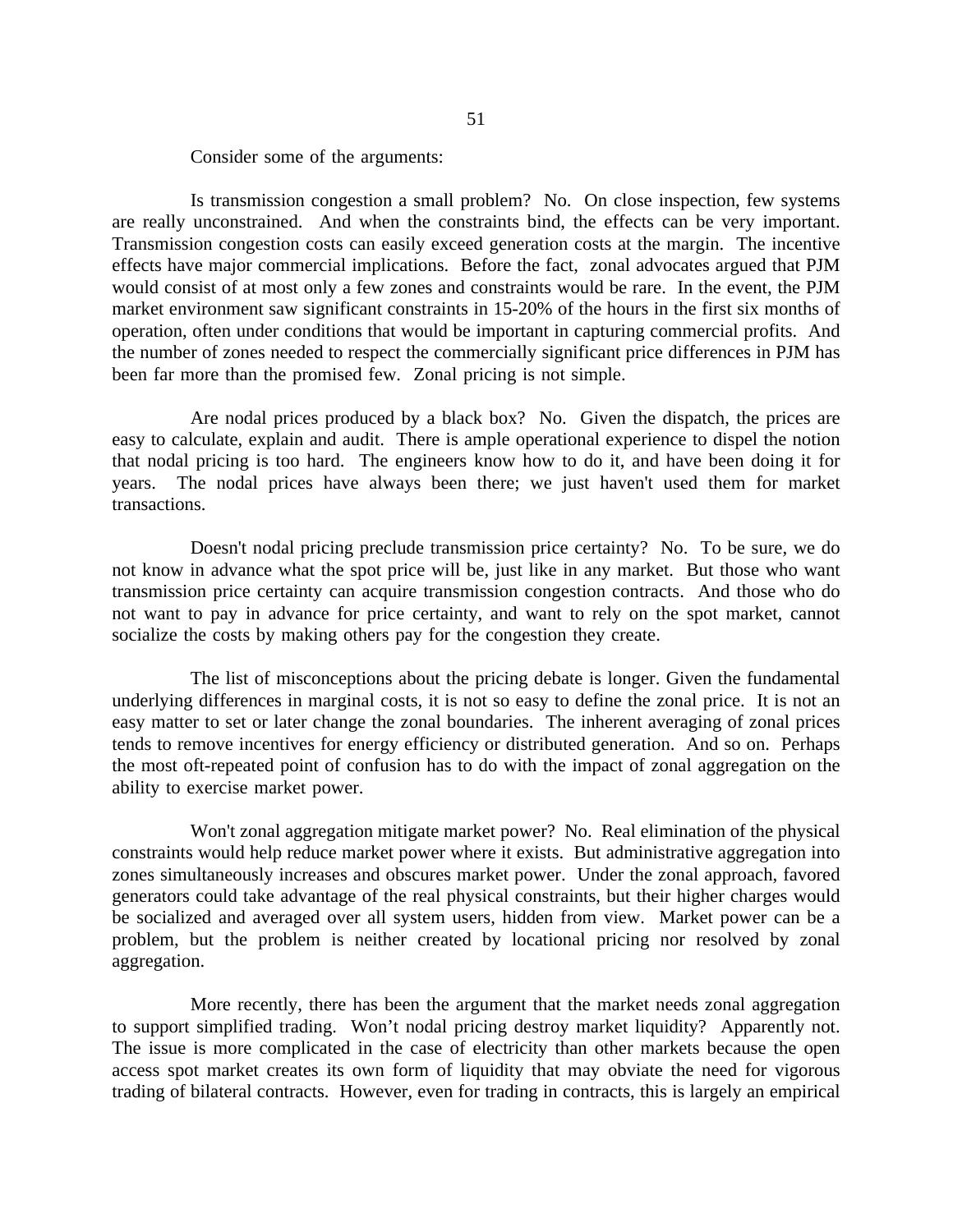Consider some of the arguments:

Is transmission congestion a small problem? No. On close inspection, few systems are really unconstrained. And when the constraints bind, the effects can be very important. Transmission congestion costs can easily exceed generation costs at the margin. The incentive effects have major commercial implications. Before the fact, zonal advocates argued that PJM would consist of at most only a few zones and constraints would be rare. In the event, the PJM market environment saw significant constraints in 15-20% of the hours in the first six months of operation, often under conditions that would be important in capturing commercial profits. And the number of zones needed to respect the commercially significant price differences in PJM has been far more than the promised few. Zonal pricing is not simple.

Are nodal prices produced by a black box? No. Given the dispatch, the prices are easy to calculate, explain and audit. There is ample operational experience to dispel the notion that nodal pricing is too hard. The engineers know how to do it, and have been doing it for years. The nodal prices have always been there; we just haven't used them for market transactions.

Doesn't nodal pricing preclude transmission price certainty? No. To be sure, we do not know in advance what the spot price will be, just like in any market. But those who want transmission price certainty can acquire transmission congestion contracts. And those who do not want to pay in advance for price certainty, and want to rely on the spot market, cannot socialize the costs by making others pay for the congestion they create.

The list of misconceptions about the pricing debate is longer. Given the fundamental underlying differences in marginal costs, it is not so easy to define the zonal price. It is not an easy matter to set or later change the zonal boundaries. The inherent averaging of zonal prices tends to remove incentives for energy efficiency or distributed generation. And so on. Perhaps the most oft-repeated point of confusion has to do with the impact of zonal aggregation on the ability to exercise market power.

Won't zonal aggregation mitigate market power? No. Real elimination of the physical constraints would help reduce market power where it exists. But administrative aggregation into zones simultaneously increases and obscures market power. Under the zonal approach, favored generators could take advantage of the real physical constraints, but their higher charges would be socialized and averaged over all system users, hidden from view. Market power can be a problem, but the problem is neither created by locational pricing nor resolved by zonal aggregation.

More recently, there has been the argument that the market needs zonal aggregation to support simplified trading. Won't nodal pricing destroy market liquidity? Apparently not. The issue is more complicated in the case of electricity than other markets because the open access spot market creates its own form of liquidity that may obviate the need for vigorous trading of bilateral contracts. However, even for trading in contracts, this is largely an empirical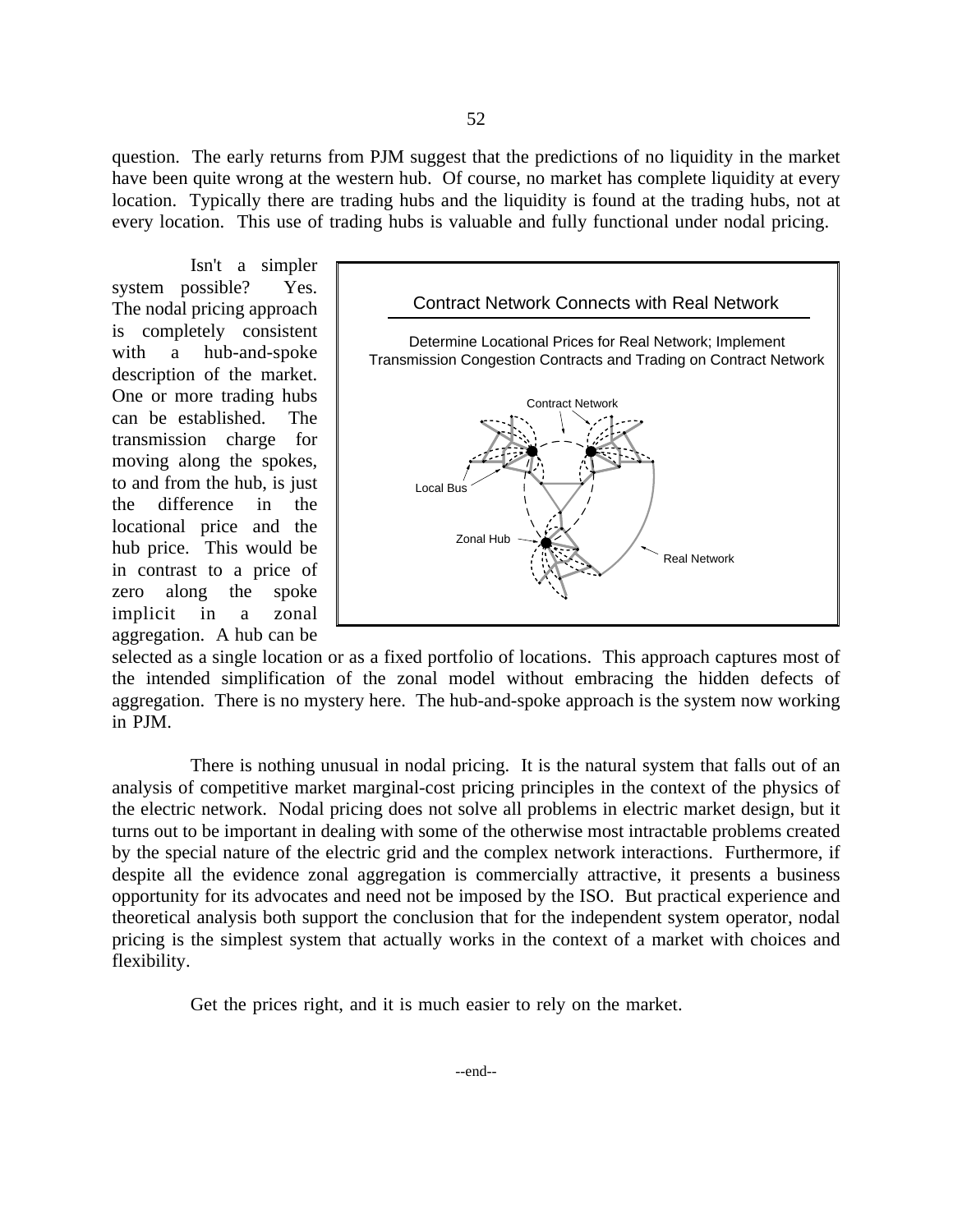question. The early returns from PJM suggest that the predictions of no liquidity in the market have been quite wrong at the western hub. Of course, no market has complete liquidity at every location. Typically there are trading hubs and the liquidity is found at the trading hubs, not at every location. This use of trading hubs is valuable and fully functional under nodal pricing.

Isn't a simpler system possible? Yes. The nodal pricing approach is completely consistent with a hub-and-spoke description of the market. One or more trading hubs can be established. The transmission charge for moving along the spokes, to and from the hub, is just the difference in the locational price and the hub price. This would be in contrast to a price of zero along the spoke implicit in a zonal aggregation. A hub can be selected as a single location or as a fixed portfolio of locations. This approach captures most of the intended simplification of the zonal model without embracing the hidden defects of aggregation. There is no mystery here. The hub-and-spoke approach is the system now working in PJM.

Contract Network Connects with Real Network

Determine Locational Prices for Real Network; Implement Transmission Congestion Contracts and Trading on Contract Network

Contract Network

Local Bus

Zonal Hub

Real Network

There is nothing unusual in nodal pricing. It is the natural system that falls out of an analysis of competitive market marginal-cost pricing principles in the context of the physics of the electric network. Nodal pricing does not solve all problems in electric market design, but it turns out to be important in dealing with some of the otherwise most intractable problems created by the special nature of the electric grid and the complex network interactions. Furthermore, if despite all the evidence zonal aggregation is commercially attractive, it presents a business opportunity for its advocates and need not be imposed by the ISO. But practical experience and theoretical analysis both support the conclusion that for the independent system operator, nodal pricing is the simplest system that actually works in the context of a market with choices and flexibility.

Get the prices right, and it is much easier to rely on the market.

--end--